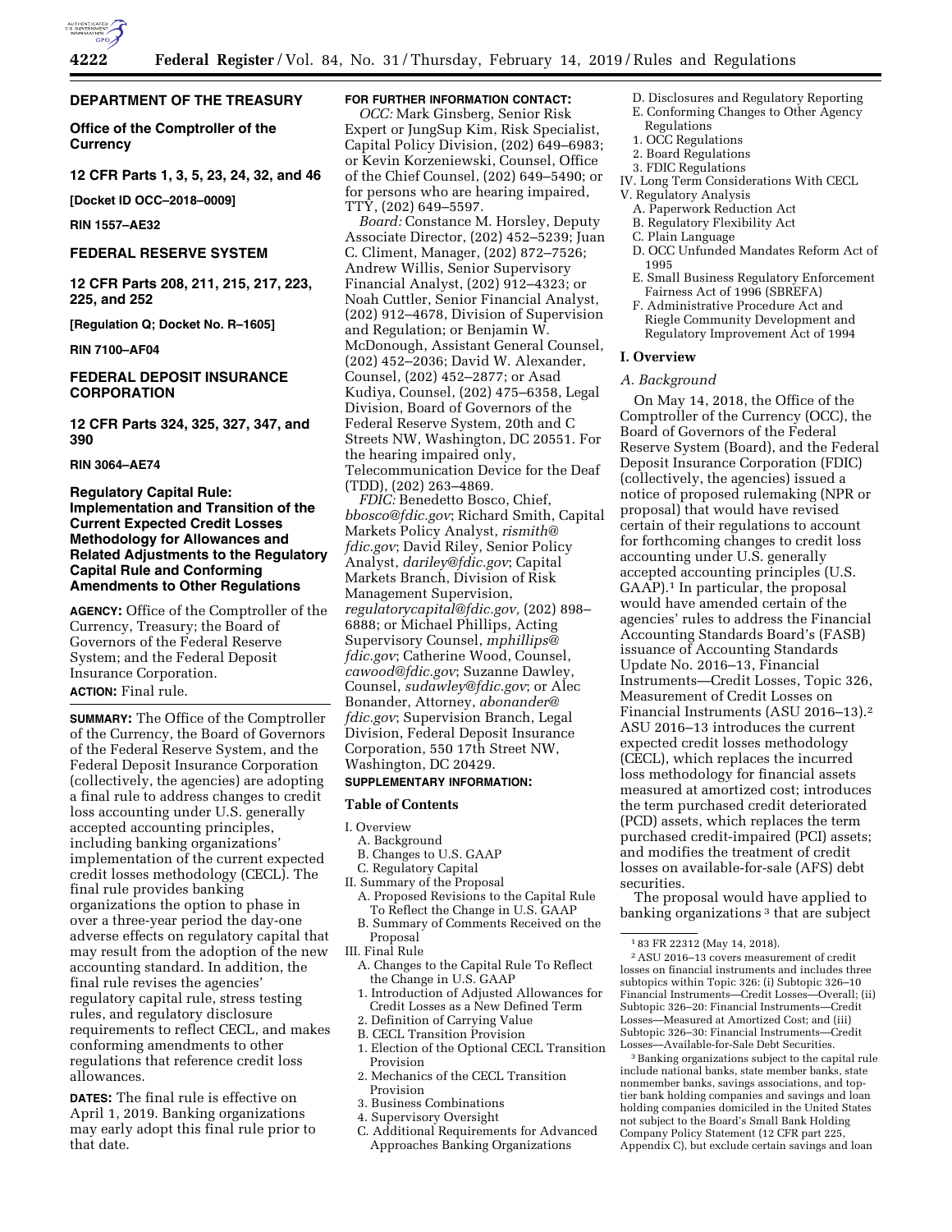## DEPARTMENT OF THE TREASURY

**Office of the Comptroller of the Currency**

**12 CFR Parts 1, 3, 5, 23, 24, 32, and 46**

**[Docket ID OCC–2018–0009]**

**RIN 1557–AE32**

## FEDERAL RESERVE SYSTEM

**12 CFR Parts 208, 211, 215, 217, 223, 225, and 252**

**[Regulation Q; Docket No. R–1605]**

**RIN 7100–AF04**

## FEDERAL DEPOSIT INSURANCE CORPORATION

**12 CFR Parts 324, 325, 327, 347, and 390**

**RIN 3064–AE74**

# Regulatory Capital Rule: Implementation and Transition of the Current Expected Credit Losses Methodology for Allowances and Related Adjustments to the Regulatory Capital Rule and Conforming Amendments to Other Regulations

**AGENCY:** Office of the Comptroller of the Currency, Treasury; the Board of Governors of the Federal Reserve System; and the Federal Deposit Insurance Corporation.

**ACTION:** Final rule.

**SUMMARY:** The Office of the Comptroller of the Currency, the Board of Governors of the Federal Reserve System, and the Federal Deposit Insurance Corporation (collectively, the agencies) are adopting a final rule to address changes to credit loss accounting under U.S. generally accepted accounting principles, including banking organizations' implementation of the current expected credit losses methodology (CECL). The final rule provides banking organizations the option to phase in over a three-year period the day-one adverse effects on regulatory capital that may result from the adoption of the new accounting standard. In addition, the final rule revises the agencies' regulatory capital rule, stress testing rules, and regulatory disclosure requirements to reflect CECL, and makes conforming amendments to other regulations that reference credit loss allowances.

**DATES:** The final rule is effective on April 1, 2019. Banking organizations may early adopt this final rule prior to that date.

**FOR FURTHER INFORMATION CONTACT:**

*OCC:* Mark Ginsberg, Senior Risk Expert or JungSup Kim, Risk Specialist, Capital Policy Division, (202) 649–6983; or Kevin Korzeniewski, Counsel, Office of the Chief Counsel, (202) 649–5490; or for persons who are hearing impaired, TTY, (202) 649–5597.

*Board:* Constance M. Horsley, Deputy Associate Director, (202) 452–5239; Juan C. Climent, Manager, (202) 872–7526; Andrew Willis, Senior Supervisory Financial Analyst, (202) 912–4323; or Noah Cuttler, Senior Financial Analyst, (202) 912–4678, Division of Supervision and Regulation; or Benjamin W. McDonough, Assistant General Counsel, (202) 452–2036; David W. Alexander, Counsel, (202) 452–2877; or Asad Kudiya, Counsel, (202) 475–6358, Legal Division, Board of Governors of the Federal Reserve System, 20th and C Streets NW, Washington, DC 20551. For the hearing impaired only, Telecommunication Device for the Deaf (TDD), (202) 263–4869.

*FDIC:* Benedetto Bosco, Chief, *bbosco@fdic.gov*; Richard Smith, Capital Markets Policy Analyst, *rismith@fdic.gov*; David Riley, Senior Policy Analyst, *dariley@fdic.gov*; Capital Markets Branch, Division of Risk Management Supervision, *regulatorycapital@fdic.gov,* (202) 898–6888; or Michael Phillips, Acting Supervisory Counsel, *mphillips@fdic.gov*; Catherine Wood, Counsel, *cawood@fdic.gov*; Suzanne Dawley, Counsel, *sudawley@fdic.gov*; or Alec Bonander, Attorney, *abonander@fdic.gov*; Supervision Branch, Legal Division, Federal Deposit Insurance Corporation, 550 17th Street NW, Washington, DC 20429.

**SUPPLEMENTARY INFORMATION:**

**Table of Contents**

- I. Overview
  - A. Background
  - B. Changes to U.S. GAAP
  - C. Regulatory Capital
- II. Summary of the Proposal
  - A. Proposed Revisions to the Capital Rule To Reflect the Change in U.S. GAAP
  - B. Summary of Comments Received on the Proposal
- III. Final Rule
  - A. Changes to the Capital Rule To Reflect the Change in U.S. GAAP
    - 1. Introduction of Adjusted Allowances for Credit Losses as a New Defined Term
    - 2. Definition of Carrying Value
  - B. CECL Transition Provision
    - 1. Election of the Optional CECL Transition Provision
    - 2. Mechanics of the CECL Transition Provision
    - 3. Business Combinations
    - 4. Supervisory Oversight
  - C. Additional Requirements for Advanced Approaches Banking Organizations
  - D. Disclosures and Regulatory Reporting
  - E. Conforming Changes to Other Agency Regulations
    - 1. OCC Regulations
    - 2. Board Regulations
    - 3. FDIC Regulations
- IV. Long Term Considerations With CECL
- V. Regulatory Analysis
  - A. Paperwork Reduction Act
  - B. Regulatory Flexibility Act
  - C. Plain Language
  - D. OCC Unfunded Mandates Reform Act of 1995
  - E. Small Business Regulatory Enforcement Fairness Act of 1996 (SBREFA)
  - F. Administrative Procedure Act and Riegle Community Development and Regulatory Improvement Act of 1994

## I. Overview

### *A. Background*

On May 14, 2018, the Office of the Comptroller of the Currency (OCC), the Board of Governors of the Federal Reserve System (Board), and the Federal Deposit Insurance Corporation (FDIC) (collectively, the agencies) issued a notice of proposed rulemaking (NPR or proposal) that would have revised certain of their regulations to account for forthcoming changes to credit loss accounting under U.S. generally accepted accounting principles (U.S. GAAP).[1] In particular, the proposal would have amended certain of the agencies' rules to address the Financial Accounting Standards Board's (FASB) issuance of Accounting Standards Update No. 2016–13, Financial Instruments—Credit Losses, Topic 326, Measurement of Credit Losses on Financial Instruments (ASU 2016–13).[2] ASU 2016–13 introduces the current expected credit losses methodology (CECL), which replaces the incurred loss methodology for financial assets measured at amortized cost; introduces the term purchased credit deteriorated (PCD) assets, which replaces the term purchased credit-impaired (PCI) assets; and modifies the treatment of credit losses on available-for-sale (AFS) debt securities.

The proposal would have applied to banking organizations[3] that are subject

---

[1] 83 FR 22312 (May 14, 2018).

[2] ASU 2016–13 covers measurement of credit losses on financial instruments and includes three subtopics within Topic 326: (i) Subtopic 326–10 Financial Instruments—Credit Losses—Overall; (ii) Subtopic 326–20: Financial Instruments—Credit Losses—Measured at Amortized Cost; and (iii) Subtopic 326–30: Financial Instruments—Credit Losses—Available-for-Sale Debt Securities.

[3] Banking organizations subject to the capital rule include national banks, state member banks, state nonmember banks, savings associations, and top-tier bank holding companies and savings and loan holding companies domiciled in the United States not subject to the Board's Small Bank Holding Company Policy Statement (12 CFR part 225, Appendix C), but exclude certain savings and loan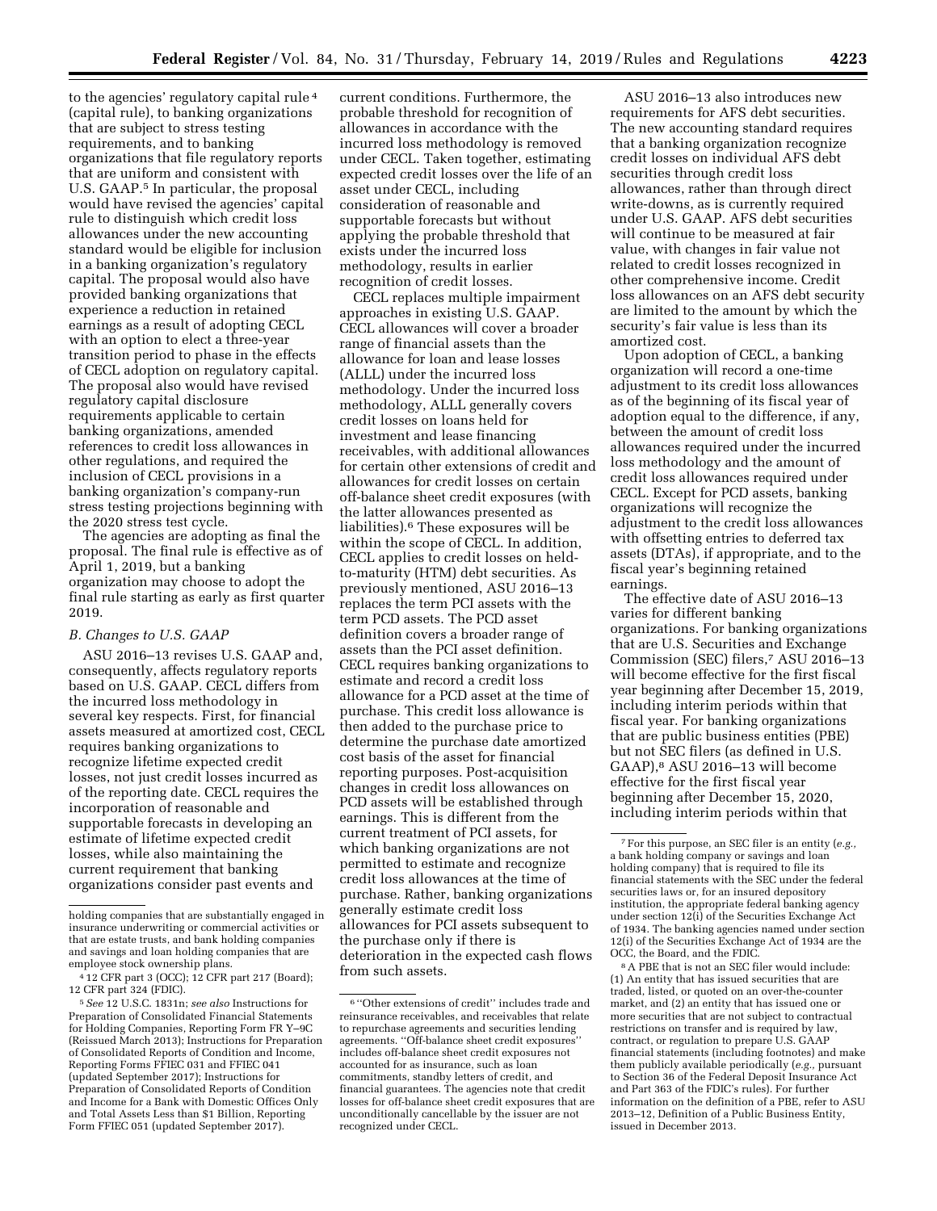to the agencies' regulatory capital rule [4] (capital rule), to banking organizations that are subject to stress testing requirements, and to banking organizations that file regulatory reports that are uniform and consistent with U.S. GAAP.[5] In particular, the proposal would have revised the agencies' capital rule to distinguish which credit loss allowances under the new accounting standard would be eligible for inclusion in a banking organization's regulatory capital. The proposal would also have provided banking organizations that experience a reduction in retained earnings as a result of adopting CECL with an option to elect a three-year transition period to phase in the effects of CECL adoption on regulatory capital. The proposal also would have revised regulatory capital disclosure requirements applicable to certain banking organizations, amended references to credit loss allowances in other regulations, and required the inclusion of CECL provisions in a banking organization's company-run stress testing projections beginning with the 2020 stress test cycle.

The agencies are adopting as final the proposal. The final rule is effective as of April 1, 2019, but a banking organization may choose to adopt the final rule starting as early as first quarter 2019.

### B. Changes to U.S. GAAP

ASU 2016–13 revises U.S. GAAP and, consequently, affects regulatory reports based on U.S. GAAP. CECL differs from the incurred loss methodology in several key respects. First, for financial assets measured at amortized cost, CECL requires banking organizations to recognize lifetime expected credit losses, not just credit losses incurred as of the reporting date. CECL requires the incorporation of reasonable and supportable forecasts in developing an estimate of lifetime expected credit losses, while also maintaining the current requirement that banking organizations consider past events and current conditions. Furthermore, the probable threshold for recognition of allowances in accordance with the incurred loss methodology is removed under CECL. Taken together, estimating expected credit losses over the life of an asset under CECL, including consideration of reasonable and supportable forecasts but without applying the probable threshold that exists under the incurred loss methodology, results in earlier recognition of credit losses.

CECL replaces multiple impairment approaches in existing U.S. GAAP. CECL allowances will cover a broader range of financial assets than the allowance for loan and lease losses (ALLL) under the incurred loss methodology. Under the incurred loss methodology, ALLL generally covers credit losses on loans held for investment and lease financing receivables, with additional allowances for certain other extensions of credit and allowances for credit losses on certain off-balance sheet credit exposures (with the latter allowances presented as liabilities).[6] These exposures will be within the scope of CECL. In addition, CECL applies to credit losses on held-to-maturity (HTM) debt securities. As previously mentioned, ASU 2016–13 replaces the term PCI assets with the term PCD assets. The PCD asset definition covers a broader range of assets than the PCI asset definition. CECL requires banking organizations to estimate and record a credit loss allowance for a PCD asset at the time of purchase. This credit loss allowance is then added to the purchase price to determine the purchase date amortized cost basis of the asset for financial reporting purposes. Post-acquisition changes in credit loss allowances on PCD assets will be established through earnings. This is different from the current treatment of PCI assets, for which banking organizations are not permitted to estimate and recognize credit loss allowances at the time of purchase. Rather, banking organizations generally estimate credit loss allowances for PCI assets subsequent to the purchase only if there is deterioration in the expected cash flows from such assets.

ASU 2016–13 also introduces new requirements for AFS debt securities. The new accounting standard requires that a banking organization recognize credit losses on individual AFS debt securities through credit loss allowances, rather than through direct write-downs, as is currently required under U.S. GAAP. AFS debt securities will continue to be measured at fair value, with changes in fair value not related to credit losses recognized in other comprehensive income. Credit loss allowances on an AFS debt security are limited to the amount by which the security's fair value is less than its amortized cost.

Upon adoption of CECL, a banking organization will record a one-time adjustment to its credit loss allowances as of the beginning of its fiscal year of adoption equal to the difference, if any, between the amount of credit loss allowances required under the incurred loss methodology and the amount of credit loss allowances required under CECL. Except for PCD assets, banking organizations will recognize the adjustment to the credit loss allowances with offsetting entries to deferred tax assets (DTAs), if appropriate, and to the fiscal year's beginning retained earnings.

The effective date of ASU 2016–13 varies for different banking organizations. For banking organizations that are U.S. Securities and Exchange Commission (SEC) filers,[7] ASU 2016–13 will become effective for the first fiscal year beginning after December 15, 2019, including interim periods within that fiscal year. For banking organizations that are public business entities (PBE) but not SEC filers (as defined in U.S. GAAP),[8] ASU 2016–13 will become effective for the first fiscal year beginning after December 15, 2020, including interim periods within that

---

holding companies that are substantially engaged in insurance underwriting or commercial activities or that are estate trusts, and bank holding companies and savings and loan holding companies that are employee stock ownership plans.

[4] 12 CFR part 3 (OCC); 12 CFR part 217 (Board); 12 CFR part 324 (FDIC).

[5] *See* 12 U.S.C. 1831n; *see also* Instructions for Preparation of Consolidated Financial Statements for Holding Companies, Reporting Form FR Y–9C (Reissued March 2013); Instructions for Preparation of Consolidated Reports of Condition and Income, Reporting Forms FFIEC 031 and FFIEC 041 (updated September 2017); Instructions for Preparation of Consolidated Reports of Condition and Income for a Bank with Domestic Offices Only and Total Assets Less than $1 Billion, Reporting Form FFIEC 051 (updated September 2017).

[6] ''Other extensions of credit'' includes trade and reinsurance receivables, and receivables that relate to repurchase agreements and securities lending agreements. ''Off-balance sheet credit exposures'' includes off-balance sheet credit exposures not accounted for as insurance, such as loan commitments, standby letters of credit, and financial guarantees. The agencies note that credit losses for off-balance sheet credit exposures that are unconditionally cancellable by the issuer are not recognized under CECL.

[7] For this purpose, an SEC filer is an entity (*e.g.*, a bank holding company or savings and loan holding company) that is required to file its financial statements with the SEC under the federal securities laws or, for an insured depository institution, the appropriate federal banking agency under section 12(i) of the Securities Exchange Act of 1934. The banking agencies named under section 12(i) of the Securities Exchange Act of 1934 are the OCC, the Board, and the FDIC.

[8] A PBE that is not an SEC filer would include: (1) An entity that has issued securities that are traded, listed, or quoted on an over-the-counter market, and (2) an entity that has issued one or more securities that are not subject to contractual restrictions on transfer and is required by law, contract, or regulation to prepare U.S. GAAP financial statements (including footnotes) and make them publicly available periodically (*e.g.*, pursuant to Section 36 of the Federal Deposit Insurance Act and Part 363 of the FDIC's rules). For further information on the definition of a PBE, refer to ASU 2013–12, Definition of a Public Business Entity, issued in December 2013.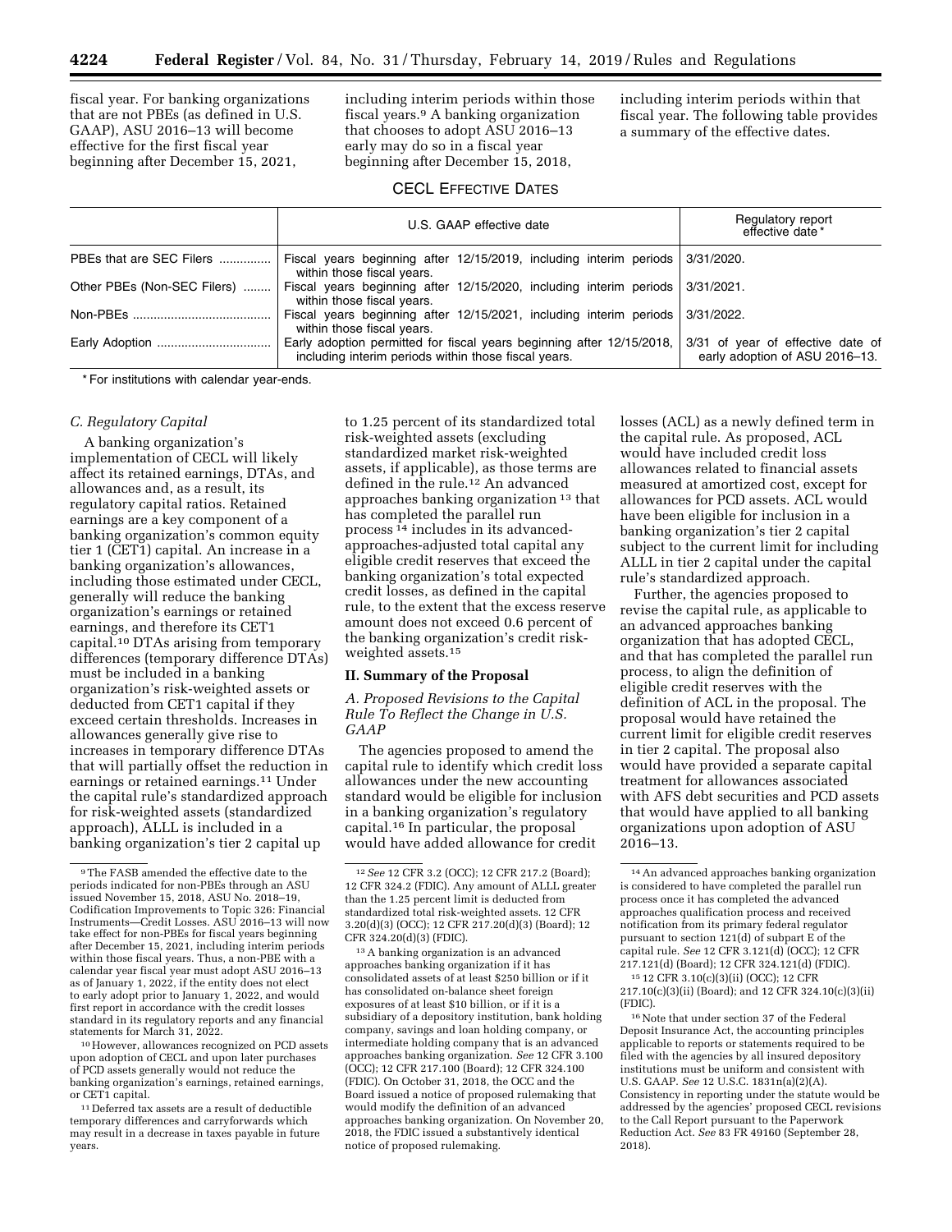fiscal year. For banking organizations that are not PBEs (as defined in U.S. GAAP), ASU 2016–13 will become effective for the first fiscal year beginning after December 15, 2021, including interim periods within those fiscal years.[9] A banking organization that chooses to adopt ASU 2016–13 early may do so in a fiscal year beginning after December 15, 2018, including interim periods within that fiscal year. The following table provides a summary of the effective dates.

CECL EFFECTIVE DATES

| | U.S. GAAP effective date | Regulatory report effective date * |
|---|---|---|
| PBEs that are SEC Filers | Fiscal years beginning after 12/15/2019, including interim periods within those fiscal years. | 3/31/2020. |
| Other PBEs (Non-SEC Filers) | Fiscal years beginning after 12/15/2020, including interim periods within those fiscal years. | 3/31/2021. |
| Non-PBEs | Fiscal years beginning after 12/15/2021, including interim periods within those fiscal years. | 3/31/2022. |
| Early Adoption | Early adoption permitted for fiscal years beginning after 12/15/2018, including interim periods within those fiscal years. | 3/31 of year of effective date of early adoption of ASU 2016–13. |

* For institutions with calendar year-ends.

### C. Regulatory Capital

A banking organization's implementation of CECL will likely affect its retained earnings, DTAs, and allowances and, as a result, its regulatory capital ratios. Retained earnings are a key component of a banking organization's common equity tier 1 (CET1) capital. An increase in a banking organization's allowances, including those estimated under CECL, generally will reduce the banking organization's earnings or retained earnings, and therefore its CET1 capital.[10] DTAs arising from temporary differences (temporary difference DTAs) must be included in a banking organization's risk-weighted assets or deducted from CET1 capital if they exceed certain thresholds. Increases in allowances generally give rise to increases in temporary difference DTAs that will partially offset the reduction in earnings or retained earnings.[11] Under the capital rule's standardized approach for risk-weighted assets (standardized approach), ALLL is included in a banking organization's tier 2 capital up to 1.25 percent of its standardized total risk-weighted assets (excluding standardized market risk-weighted assets, if applicable), as those terms are defined in the rule.[12] An advanced approaches banking organization[13] that has completed the parallel run process[14] includes in its advanced-approaches-adjusted total capital any eligible credit reserves that exceed the banking organization's total expected credit losses, as defined in the capital rule, to the extent that the excess reserve amount does not exceed 0.6 percent of the banking organization's credit risk-weighted assets.[15]

## II. Summary of the Proposal

### A. Proposed Revisions to the Capital Rule To Reflect the Change in U.S. GAAP

The agencies proposed to amend the capital rule to identify which credit loss allowances under the new accounting standard would be eligible for inclusion in a banking organization's regulatory capital.[16] In particular, the proposal would have added allowance for credit losses (ACL) as a newly defined term in the capital rule. As proposed, ACL would have included credit loss allowances related to financial assets measured at amortized cost, except for allowances for PCD assets. ACL would have been eligible for inclusion in a banking organization's tier 2 capital subject to the current limit for including ALLL in tier 2 capital under the capital rule's standardized approach.

Further, the agencies proposed to revise the capital rule, as applicable to an advanced approaches banking organization that has adopted CECL, and that has completed the parallel run process, to align the definition of eligible credit reserves with the definition of ACL in the proposal. The proposal would have retained the current limit for eligible credit reserves in tier 2 capital. The proposal also would have provided a separate capital treatment for allowances associated with AFS debt securities and PCD assets that would have applied to all banking organizations upon adoption of ASU 2016–13.

[9] The FASB amended the effective date to the periods indicated for non-PBEs through an ASU issued November 15, 2018, ASU No. 2018–19, Codification Improvements to Topic 326: Financial Instruments—Credit Losses. ASU 2016–13 will now take effect for non-PBEs for fiscal years beginning after December 15, 2021, including interim periods within those fiscal years. Thus, a non-PBE with a calendar year fiscal year must adopt ASU 2016–13 as of January 1, 2022, if the entity does not elect to early adopt prior to January 1, 2022, and would first report in accordance with the credit losses standard in its regulatory reports and any financial statements for March 31, 2022.

[10] However, allowances recognized on PCD assets upon adoption of CECL and upon later purchases of PCD assets generally would not reduce the banking organization's earnings, retained earnings, or CET1 capital.

[11] Deferred tax assets are a result of deductible temporary differences and carryforwards which may result in a decrease in taxes payable in future years.

[12] *See* 12 CFR 3.2 (OCC); 12 CFR 217.2 (Board); 12 CFR 324.2 (FDIC). Any amount of ALLL greater than the 1.25 percent limit is deducted from standardized total risk-weighted assets. 12 CFR 3.20(d)(3) (OCC); 12 CFR 217.20(d)(3) (Board); 12 CFR 324.20(d)(3) (FDIC).

[13] A banking organization is an advanced approaches banking organization if it has consolidated assets of at least $250 billion or if it has consolidated on-balance sheet foreign exposures of at least $10 billion, or if it is a subsidiary of a depository institution, bank holding company, savings and loan holding company, or intermediate holding company that is an advanced approaches banking organization. *See* 12 CFR 3.100 (OCC); 12 CFR 217.100 (Board); 12 CFR 324.100 (FDIC). On October 31, 2018, the OCC and the Board issued a notice of proposed rulemaking that would modify the definition of an advanced approaches banking organization. On November 20, 2018, the FDIC issued a substantively identical notice of proposed rulemaking.

[14] An advanced approaches banking organization is considered to have completed the parallel run process once it has completed the advanced approaches qualification process and received notification from its primary federal regulator pursuant to section 121(d) of subpart E of the capital rule. *See* 12 CFR 3.121(d) (OCC); 12 CFR 217.121(d) (Board); 12 CFR 324.121(d) (FDIC).

[15] 12 CFR 3.10(c)(3)(ii) (OCC); 12 CFR 217.10(c)(3)(ii) (Board); and 12 CFR 324.10(c)(3)(ii) (FDIC).

[16] Note that under section 37 of the Federal Deposit Insurance Act, the accounting principles applicable to reports or statements required to be filed with the agencies by all insured depository institutions must be uniform and consistent with U.S. GAAP. *See* 12 U.S.C. 1831n(a)(2)(A). Consistency in reporting under the statute would be addressed by the agencies' proposed CECL revisions to the Call Report pursuant to the Paperwork Reduction Act. *See* 83 FR 49160 (September 28, 2018).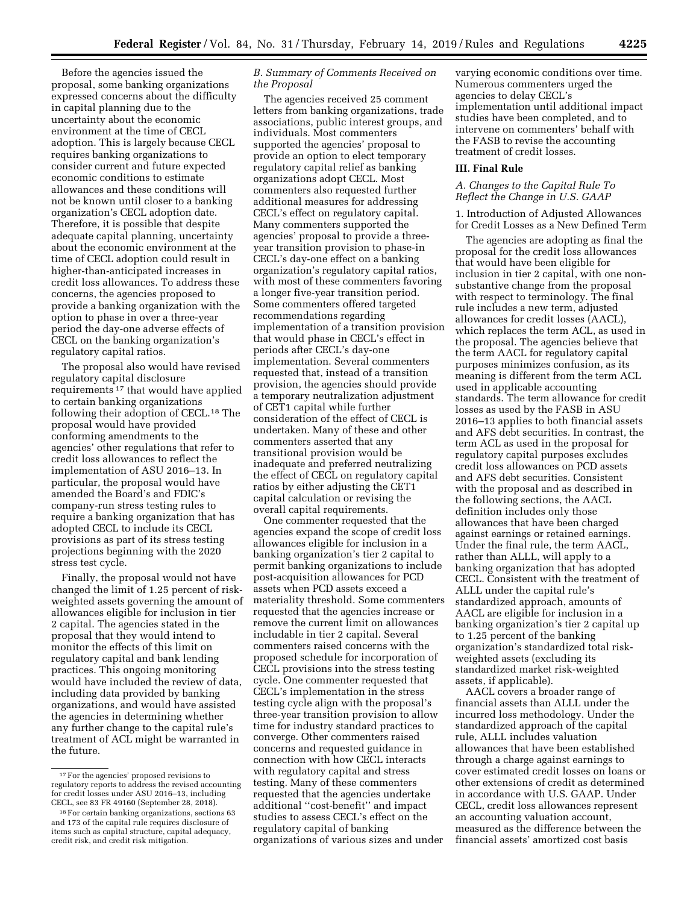Before the agencies issued the proposal, some banking organizations expressed concerns about the difficulty in capital planning due to the uncertainty about the economic environment at the time of CECL adoption. This is largely because CECL requires banking organizations to consider current and future expected economic conditions to estimate allowances and these conditions will not be known until closer to a banking organization's CECL adoption date. Therefore, it is possible that despite adequate capital planning, uncertainty about the economic environment at the time of CECL adoption could result in higher-than-anticipated increases in credit loss allowances. To address these concerns, the agencies proposed to provide a banking organization with the option to phase in over a three-year period the day-one adverse effects of CECL on the banking organization's regulatory capital ratios.

The proposal also would have revised regulatory capital disclosure requirements [17] that would have applied to certain banking organizations following their adoption of CECL.[18] The proposal would have provided conforming amendments to the agencies' other regulations that refer to credit loss allowances to reflect the implementation of ASU 2016–13. In particular, the proposal would have amended the Board's and FDIC's company-run stress testing rules to require a banking organization that has adopted CECL to include its CECL provisions as part of its stress testing projections beginning with the 2020 stress test cycle.

Finally, the proposal would not have changed the limit of 1.25 percent of risk-weighted assets governing the amount of allowances eligible for inclusion in tier 2 capital. The agencies stated in the proposal that they would intend to monitor the effects of this limit on regulatory capital and bank lending practices. This ongoing monitoring would have included the review of data, including data provided by banking organizations, and would have assisted the agencies in determining whether any further change to the capital rule's treatment of ACL might be warranted in the future.

### B. Summary of Comments Received on the Proposal

The agencies received 25 comment letters from banking organizations, trade associations, public interest groups, and individuals. Most commenters supported the agencies' proposal to provide an option to elect temporary regulatory capital relief as banking organizations adopt CECL. Most commenters also requested further additional measures for addressing CECL's effect on regulatory capital. Many commenters supported the agencies' proposal to provide a three-year transition provision to phase-in CECL's day-one effect on a banking organization's regulatory capital ratios, with most of these commenters favoring a longer five-year transition period. Some commenters offered targeted recommendations regarding implementation of a transition provision that would phase in CECL's effect in periods after CECL's day-one implementation. Several commenters requested that, instead of a transition provision, the agencies should provide a temporary neutralization adjustment of CET1 capital while further consideration of the effect of CECL is undertaken. Many of these and other commenters asserted that any transitional provision would be inadequate and preferred neutralizing the effect of CECL on regulatory capital ratios by either adjusting the CET1 capital calculation or revising the overall capital requirements.

One commenter requested that the agencies expand the scope of credit loss allowances eligible for inclusion in a banking organization's tier 2 capital to permit banking organizations to include post-acquisition allowances for PCD assets when PCD assets exceed a materiality threshold. Some commenters requested that the agencies increase or remove the current limit on allowances includable in tier 2 capital. Several commenters raised concerns with the proposed schedule for incorporation of CECL provisions into the stress testing cycle. One commenter requested that CECL's implementation in the stress testing cycle align with the proposal's three-year transition provision to allow time for industry standard practices to converge. Other commenters raised concerns and requested guidance in connection with how CECL interacts with regulatory capital and stress testing. Many of these commenters requested that the agencies undertake additional "cost-benefit" and impact studies to assess CECL's effect on the regulatory capital of banking organizations of various sizes and under varying economic conditions over time. Numerous commenters urged the agencies to delay CECL's implementation until additional impact studies have been completed, and to intervene on commenters' behalf with the FASB to revise the accounting treatment of credit losses.

## III. Final Rule

### A. Changes to the Capital Rule To Reflect the Change in U.S. GAAP

#### 1. Introduction of Adjusted Allowances for Credit Losses as a New Defined Term

The agencies are adopting as final the proposal for the credit loss allowances that would have been eligible for inclusion in tier 2 capital, with one non-substantive change from the proposal with respect to terminology. The final rule includes a new term, adjusted allowances for credit losses (AACL), which replaces the term ACL, as used in the proposal. The agencies believe that the term AACL for regulatory capital purposes minimizes confusion, as its meaning is different from the term ACL used in applicable accounting standards. The term allowance for credit losses as used by the FASB in ASU 2016–13 applies to both financial assets and AFS debt securities. In contrast, the term ACL as used in the proposal for regulatory capital purposes excludes credit loss allowances on PCD assets and AFS debt securities. Consistent with the proposal and as described in the following sections, the AACL definition includes only those allowances that have been charged against earnings or retained earnings. Under the final rule, the term AACL, rather than ALLL, will apply to a banking organization that has adopted CECL. Consistent with the treatment of ALLL under the capital rule's standardized approach, amounts of AACL are eligible for inclusion in a banking organization's tier 2 capital up to 1.25 percent of the banking organization's standardized total risk-weighted assets (excluding its standardized market risk-weighted assets, if applicable).

AACL covers a broader range of financial assets than ALLL under the incurred loss methodology. Under the standardized approach of the capital rule, ALLL includes valuation allowances that have been established through a charge against earnings to cover estimated credit losses on loans or other extensions of credit as determined in accordance with U.S. GAAP. Under CECL, credit loss allowances represent an accounting valuation account, measured as the difference between the financial assets' amortized cost basis

[17] For the agencies' proposed revisions to regulatory reports to address the revised accounting for credit losses under ASU 2016–13, including CECL, see 83 FR 49160 (September 28, 2018).

[18] For certain banking organizations, sections 63 and 173 of the capital rule requires disclosure of items such as capital structure, capital adequacy, credit risk, and credit risk mitigation.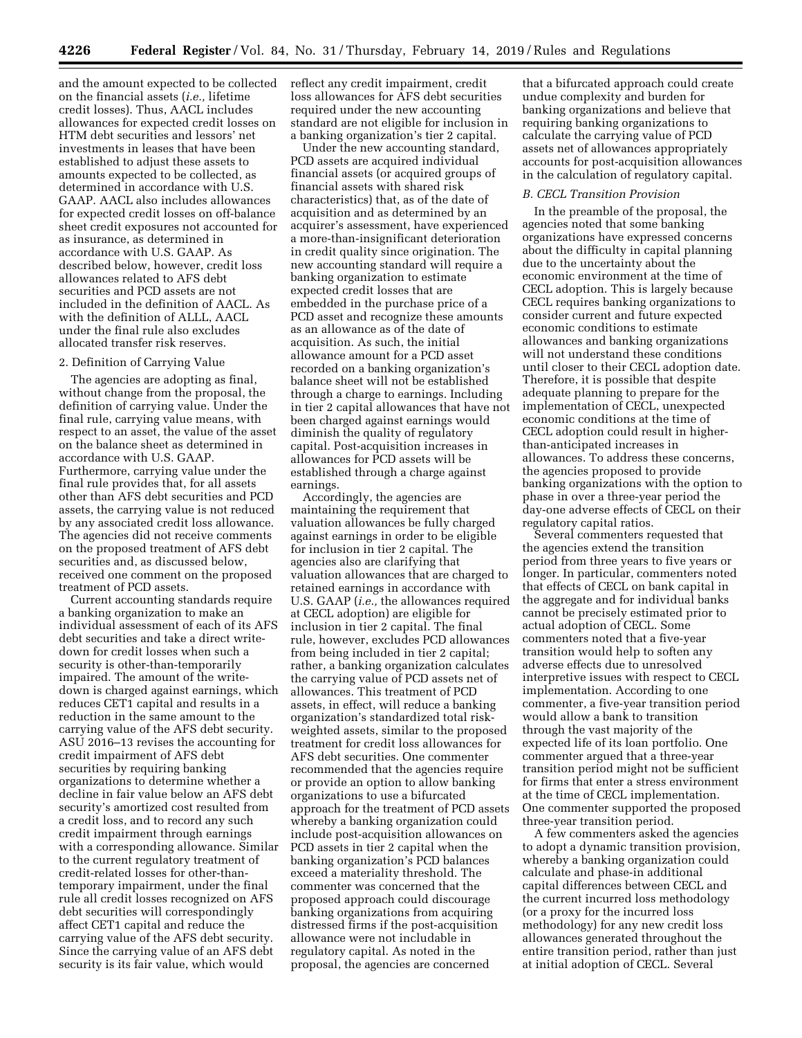and the amount expected to be collected on the financial assets (*i.e.,* lifetime credit losses). Thus, AACL includes allowances for expected credit losses on HTM debt securities and lessors' net investments in leases that have been established to adjust these assets to amounts expected to be collected, as determined in accordance with U.S. GAAP. AACL also includes allowances for expected credit losses on off-balance sheet credit exposures not accounted for as insurance, as determined in accordance with U.S. GAAP. As described below, however, credit loss allowances related to AFS debt securities and PCD assets are not included in the definition of AACL. As with the definition of ALLL, AACL under the final rule also excludes allocated transfer risk reserves.

2. Definition of Carrying Value

The agencies are adopting as final, without change from the proposal, the definition of carrying value. Under the final rule, carrying value means, with respect to an asset, the value of the asset on the balance sheet as determined in accordance with U.S. GAAP. Furthermore, carrying value under the final rule provides that, for all assets other than AFS debt securities and PCD assets, the carrying value is not reduced by any associated credit loss allowance. The agencies did not receive comments on the proposed treatment of AFS debt securities and, as discussed below, received one comment on the proposed treatment of PCD assets.

Current accounting standards require a banking organization to make an individual assessment of each of its AFS debt securities and take a direct write-down for credit losses when such a security is other-than-temporarily impaired. The amount of the write-down is charged against earnings, which reduces CET1 capital and results in a reduction in the same amount to the carrying value of the AFS debt security. ASU 2016–13 revises the accounting for credit impairment of AFS debt securities by requiring banking organizations to determine whether a decline in fair value below an AFS debt security's amortized cost resulted from a credit loss, and to record any such credit impairment through earnings with a corresponding allowance. Similar to the current regulatory treatment of credit-related losses for other-than-temporary impairment, under the final rule all credit losses recognized on AFS debt securities will correspondingly affect CET1 capital and reduce the carrying value of the AFS debt security. Since the carrying value of an AFS debt security is its fair value, which would reflect any credit impairment, credit loss allowances for AFS debt securities required under the new accounting standard are not eligible for inclusion in a banking organization's tier 2 capital.

Under the new accounting standard, PCD assets are acquired individual financial assets (or acquired groups of financial assets with shared risk characteristics) that, as of the date of acquisition and as determined by an acquirer's assessment, have experienced a more-than-insignificant deterioration in credit quality since origination. The new accounting standard will require a banking organization to estimate expected credit losses that are embedded in the purchase price of a PCD asset and recognize these amounts as an allowance as of the date of acquisition. As such, the initial allowance amount for a PCD asset recorded on a banking organization's balance sheet will not be established through a charge to earnings. Including in tier 2 capital allowances that have not been charged against earnings would diminish the quality of regulatory capital. Post-acquisition increases in allowances for PCD assets will be established through a charge against earnings.

Accordingly, the agencies are maintaining the requirement that valuation allowances be fully charged against earnings in order to be eligible for inclusion in tier 2 capital. The agencies also are clarifying that valuation allowances that are charged to retained earnings in accordance with U.S. GAAP (*i.e.,* the allowances required at CECL adoption) are eligible for inclusion in tier 2 capital. The final rule, however, excludes PCD allowances from being included in tier 2 capital; rather, a banking organization calculates the carrying value of PCD assets net of allowances. This treatment of PCD assets, in effect, will reduce a banking organization's standardized total risk-weighted assets, similar to the proposed treatment for credit loss allowances for AFS debt securities. One commenter recommended that the agencies require or provide an option to allow banking organizations to use a bifurcated approach for the treatment of PCD assets whereby a banking organization could include post-acquisition allowances on PCD assets in tier 2 capital when the banking organization's PCD balances exceed a materiality threshold. The commenter was concerned that the proposed approach could discourage banking organizations from acquiring distressed firms if the post-acquisition allowance were not includable in regulatory capital. As noted in the proposal, the agencies are concerned that a bifurcated approach could create undue complexity and burden for banking organizations and believe that requiring banking organizations to calculate the carrying value of PCD assets net of allowances appropriately accounts for post-acquisition allowances in the calculation of regulatory capital.

*B. CECL Transition Provision*

In the preamble of the proposal, the agencies noted that some banking organizations have expressed concerns about the difficulty in capital planning due to the uncertainty about the economic environment at the time of CECL adoption. This is largely because CECL requires banking organizations to consider current and future expected economic conditions to estimate allowances and banking organizations will not understand these conditions until closer to their CECL adoption date. Therefore, it is possible that despite adequate planning to prepare for the implementation of CECL, unexpected economic conditions at the time of CECL adoption could result in higher-than-anticipated increases in allowances. To address these concerns, the agencies proposed to provide banking organizations with the option to phase in over a three-year period the day-one adverse effects of CECL on their regulatory capital ratios.

Several commenters requested that the agencies extend the transition period from three years to five years or longer. In particular, commenters noted that effects of CECL on bank capital in the aggregate and for individual banks cannot be precisely estimated prior to actual adoption of CECL. Some commenters noted that a five-year transition would help to soften any adverse effects due to unresolved interpretive issues with respect to CECL implementation. According to one commenter, a five-year transition period would allow a bank to transition through the vast majority of the expected life of its loan portfolio. One commenter argued that a three-year transition period might not be sufficient for firms that enter a stress environment at the time of CECL implementation. One commenter supported the proposed three-year transition period.

A few commenters asked the agencies to adopt a dynamic transition provision, whereby a banking organization could calculate and phase-in additional capital differences between CECL and the current incurred loss methodology (or a proxy for the incurred loss methodology) for any new credit loss allowances generated throughout the entire transition period, rather than just at initial adoption of CECL. Several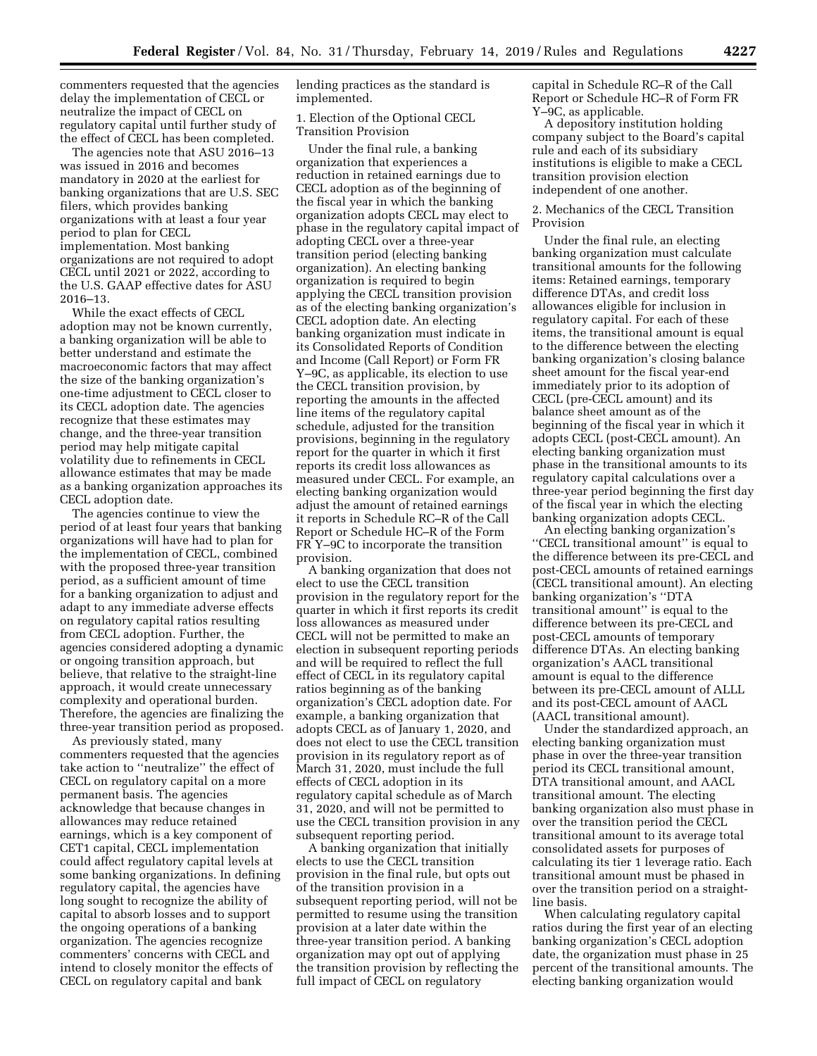commenters requested that the agencies delay the implementation of CECL or neutralize the impact of CECL on regulatory capital until further study of the effect of CECL has been completed.

The agencies note that ASU 2016–13 was issued in 2016 and becomes mandatory in 2020 at the earliest for banking organizations that are U.S. SEC filers, which provides banking organizations with at least a four year period to plan for CECL implementation. Most banking organizations are not required to adopt CECL until 2021 or 2022, according to the U.S. GAAP effective dates for ASU 2016–13.

While the exact effects of CECL adoption may not be known currently, a banking organization will be able to better understand and estimate the macroeconomic factors that may affect the size of the banking organization's one-time adjustment to CECL closer to its CECL adoption date. The agencies recognize that these estimates may change, and the three-year transition period may help mitigate capital volatility due to refinements in CECL allowance estimates that may be made as a banking organization approaches its CECL adoption date.

The agencies continue to view the period of at least four years that banking organizations will have had to plan for the implementation of CECL, combined with the proposed three-year transition period, as a sufficient amount of time for a banking organization to adjust and adapt to any immediate adverse effects on regulatory capital ratios resulting from CECL adoption. Further, the agencies considered adopting a dynamic or ongoing transition approach, but believe, that relative to the straight-line approach, it would create unnecessary complexity and operational burden. Therefore, the agencies are finalizing the three-year transition period as proposed.

As previously stated, many commenters requested that the agencies take action to ''neutralize'' the effect of CECL on regulatory capital on a more permanent basis. The agencies acknowledge that because changes in allowances may reduce retained earnings, which is a key component of CET1 capital, CECL implementation could affect regulatory capital levels at some banking organizations. In defining regulatory capital, the agencies have long sought to recognize the ability of capital to absorb losses and to support the ongoing operations of a banking organization. The agencies recognize commenters' concerns with CECL and intend to closely monitor the effects of CECL on regulatory capital and bank lending practices as the standard is implemented.

1. Election of the Optional CECL Transition Provision

Under the final rule, a banking organization that experiences a reduction in retained earnings due to CECL adoption as of the beginning of the fiscal year in which the banking organization adopts CECL may elect to phase in the regulatory capital impact of adopting CECL over a three-year transition period (electing banking organization). An electing banking organization is required to begin applying the CECL transition provision as of the electing banking organization's CECL adoption date. An electing banking organization must indicate in its Consolidated Reports of Condition and Income (Call Report) or Form FR Y–9C, as applicable, its election to use the CECL transition provision, by reporting the amounts in the affected line items of the regulatory capital schedule, adjusted for the transition provisions, beginning in the regulatory report for the quarter in which it first reports its credit loss allowances as measured under CECL. For example, an electing banking organization would adjust the amount of retained earnings it reports in Schedule RC–R of the Call Report or Schedule HC–R of the Form FR Y–9C to incorporate the transition provision.

A banking organization that does not elect to use the CECL transition provision in the regulatory report for the quarter in which it first reports its credit loss allowances as measured under CECL will not be permitted to make an election in subsequent reporting periods and will be required to reflect the full effect of CECL in its regulatory capital ratios beginning as of the banking organization's CECL adoption date. For example, a banking organization that adopts CECL as of January 1, 2020, and does not elect to use the CECL transition provision in its regulatory report as of March 31, 2020, must include the full effects of CECL adoption in its regulatory capital schedule as of March 31, 2020, and will not be permitted to use the CECL transition provision in any subsequent reporting period.

A banking organization that initially elects to use the CECL transition provision in the final rule, but opts out of the transition provision in a subsequent reporting period, will not be permitted to resume using the transition provision at a later date within the three-year transition period. A banking organization may opt out of applying the transition provision by reflecting the full impact of CECL on regulatory capital in Schedule RC–R of the Call Report or Schedule HC–R of Form FR Y–9C, as applicable.

A depository institution holding company subject to the Board's capital rule and each of its subsidiary institutions is eligible to make a CECL transition provision election independent of one another.

2. Mechanics of the CECL Transition Provision

Under the final rule, an electing banking organization must calculate transitional amounts for the following items: Retained earnings, temporary difference DTAs, and credit loss allowances eligible for inclusion in regulatory capital. For each of these items, the transitional amount is equal to the difference between the electing banking organization's closing balance sheet amount for the fiscal year-end immediately prior to its adoption of CECL (pre-CECL amount) and its balance sheet amount as of the beginning of the fiscal year in which it adopts CECL (post-CECL amount). An electing banking organization must phase in the transitional amounts to its regulatory capital calculations over a three-year period beginning the first day of the fiscal year in which the electing banking organization adopts CECL.

An electing banking organization's ''CECL transitional amount'' is equal to the difference between its pre-CECL and post-CECL amounts of retained earnings (CECL transitional amount). An electing banking organization's ''DTA transitional amount'' is equal to the difference between its pre-CECL and post-CECL amounts of temporary difference DTAs. An electing banking organization's AACL transitional amount is equal to the difference between its pre-CECL amount of ALLL and its post-CECL amount of AACL (AACL transitional amount).

Under the standardized approach, an electing banking organization must phase in over the three-year transition period its CECL transitional amount, DTA transitional amount, and AACL transitional amount. The electing banking organization also must phase in over the transition period the CECL transitional amount to its average total consolidated assets for purposes of calculating its tier 1 leverage ratio. Each transitional amount must be phased in over the transition period on a straight-line basis.

When calculating regulatory capital ratios during the first year of an electing banking organization's CECL adoption date, the organization must phase in 25 percent of the transitional amounts. The electing banking organization would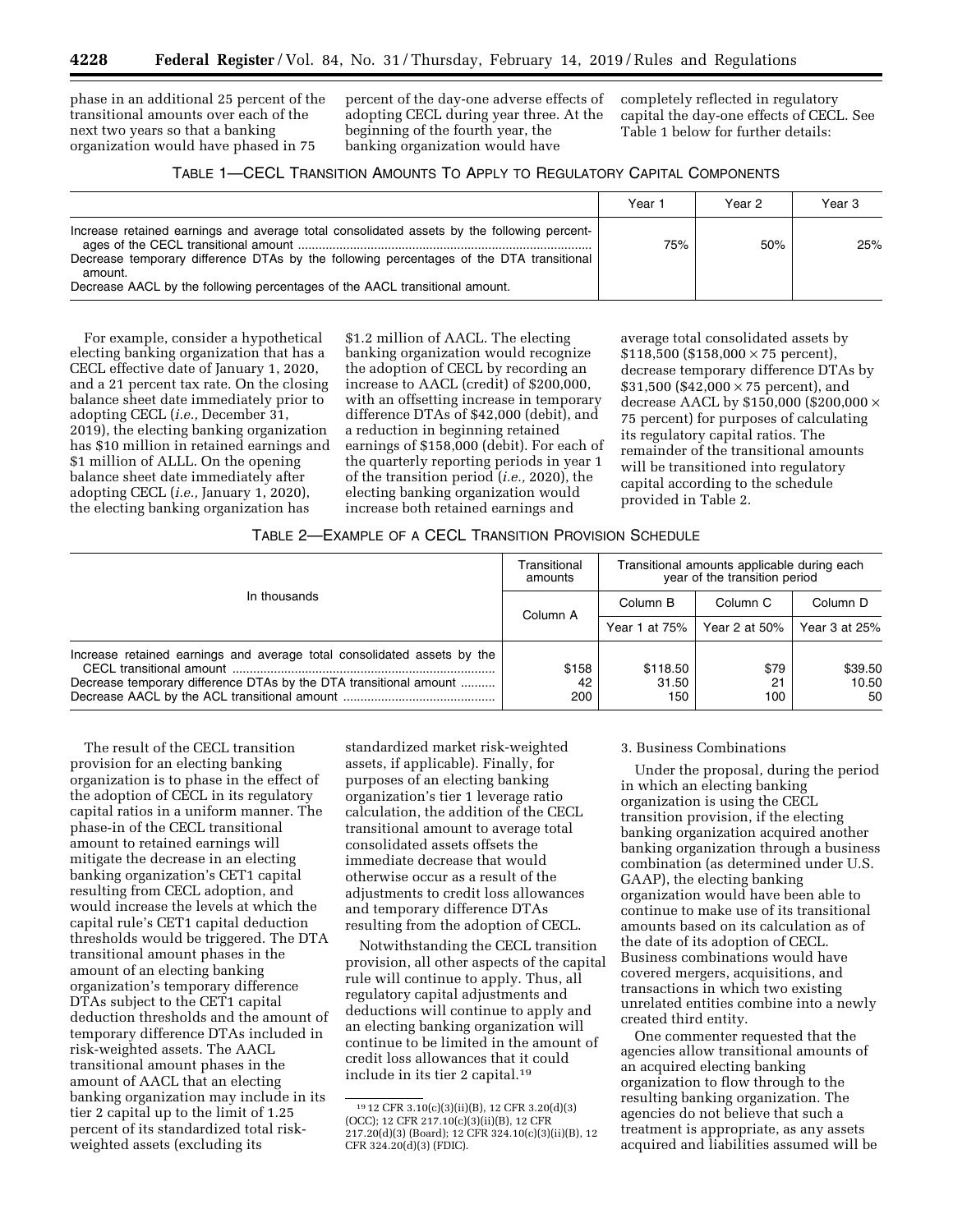phase in an additional 25 percent of the transitional amounts over each of the next two years so that a banking organization would have phased in 75 percent of the day-one adverse effects of adopting CECL during year three. At the beginning of the fourth year, the banking organization would have completely reflected in regulatory capital the day-one effects of CECL. See Table 1 below for further details:

TABLE 1—CECL TRANSITION AMOUNTS TO APPLY TO REGULATORY CAPITAL COMPONENTS

| | Year 1 | Year 2 | Year 3 |
|---|---|---|---|
| Increase retained earnings and average total consolidated assets by the following percentages of the CECL transitional amount<br>Decrease temporary difference DTAs by the following percentages of the DTA transitional amount.<br>Decrease AACL by the following percentages of the AACL transitional amount. | 75% | 50% | 25% |

For example, consider a hypothetical electing banking organization that has a CECL effective date of January 1, 2020, and a 21 percent tax rate. On the closing balance sheet date immediately prior to adopting CECL (*i.e.,* December 31, 2019), the electing banking organization has $10 million in retained earnings and $1 million of ALLL. On the opening balance sheet date immediately after adopting CECL (*i.e.,* January 1, 2020), the electing banking organization has $1.2 million of AACL. The electing banking organization would recognize the adoption of CECL by recording an increase to AACL (credit) of $200,000, with an offsetting increase in temporary difference DTAs of $42,000 (debit), and a reduction in beginning retained earnings of $158,000 (debit). For each of the quarterly reporting periods in year 1 of the transition period (*i.e.,* 2020), the electing banking organization would increase both retained earnings and average total consolidated assets by $118,500 ($158,000 × 75 percent), decrease temporary difference DTAs by $31,500 ($42,000 × 75 percent), and decrease AACL by $150,000 ($200,000 × 75 percent) for purposes of calculating its regulatory capital ratios. The remainder of the transitional amounts will be transitioned into regulatory capital according to the schedule provided in Table 2.

TABLE 2—EXAMPLE OF A CECL TRANSITION PROVISION SCHEDULE

| In thousands | Transitional amounts | Transitional amounts applicable during each year of the transition period | | |
|---|---|---|---|---|
| | Column A | Column B | Column C | Column D |
| | | Year 1 at 75% | Year 2 at 50% | Year 3 at 25% |
| Increase retained earnings and average total consolidated assets by the CECL transitional amount | $158 | $118.50 | $79 | $39.50 |
| Decrease temporary difference DTAs by the DTA transitional amount | 42 | 31.50 | 21 | 10.50 |
| Decrease AACL by the ACL transitional amount | 200 | 150 | 100 | 50 |

The result of the CECL transition provision for an electing banking organization is to phase in the effect of the adoption of CECL in its regulatory capital ratios in a uniform manner. The phase-in of the CECL transitional amount to retained earnings will mitigate the decrease in an electing banking organization's CET1 capital resulting from CECL adoption, and would increase the levels at which the capital rule's CET1 capital deduction thresholds would be triggered. The DTA transitional amount phases in the amount of an electing banking organization's temporary difference DTAs subject to the CET1 capital deduction thresholds and the amount of temporary difference DTAs included in risk-weighted assets. The AACL transitional amount phases in the amount of AACL that an electing banking organization may include in its tier 2 capital up to the limit of 1.25 percent of its standardized total risk-weighted assets (excluding its standardized market risk-weighted assets, if applicable). Finally, for purposes of an electing banking organization's tier 1 leverage ratio calculation, the addition of the CECL transitional amount to average total consolidated assets offsets the immediate decrease that would otherwise occur as a result of the adjustments to credit loss allowances and temporary difference DTAs resulting from the adoption of CECL.

Notwithstanding the CECL transition provision, all other aspects of the capital rule will continue to apply. Thus, all regulatory capital adjustments and deductions will continue to apply and an electing banking organization will continue to be limited in the amount of credit loss allowances that it could include in its tier 2 capital.[19]

[19] 12 CFR 3.10(c)(3)(ii)(B), 12 CFR 3.20(d)(3) (OCC); 12 CFR 217.10(c)(3)(ii)(B), 12 CFR 217.20(d)(3) (Board); 12 CFR 324.10(c)(3)(ii)(B), 12 CFR 324.20(d)(3) (FDIC).

3. Business Combinations

Under the proposal, during the period in which an electing banking organization is using the CECL transition provision, if the electing banking organization acquired another banking organization through a business combination (as determined under U.S. GAAP), the electing banking organization would have been able to continue to make use of its transitional amounts based on its calculation as of the date of its adoption of CECL. Business combinations would have covered mergers, acquisitions, and transactions in which two existing unrelated entities combine into a newly created third entity.

One commenter requested that the agencies allow transitional amounts of an acquired electing banking organization to flow through to the resulting banking organization. The agencies do not believe that such a treatment is appropriate, as any assets acquired and liabilities assumed will be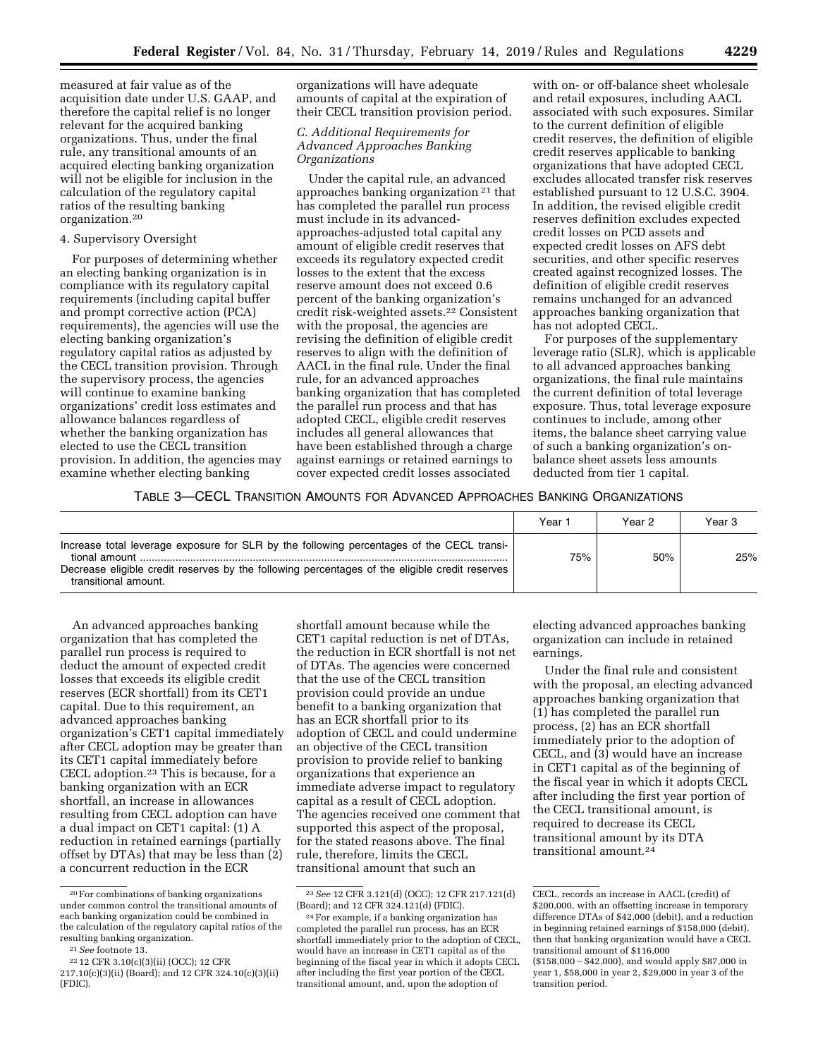measured at fair value as of the acquisition date under U.S. GAAP, and therefore the capital relief is no longer relevant for the acquired banking organizations. Thus, under the final rule, any transitional amounts of an acquired electing banking organization will not be eligible for inclusion in the calculation of the regulatory capital ratios of the resulting banking organization.[20]

4. Supervisory Oversight

For purposes of determining whether an electing banking organization is in compliance with its regulatory capital requirements (including capital buffer and prompt corrective action (PCA) requirements), the agencies will use the electing banking organization's regulatory capital ratios as adjusted by the CECL transition provision. Through the supervisory process, the agencies will continue to examine banking organizations' credit loss estimates and allowance balances regardless of whether the banking organization has elected to use the CECL transition provision. In addition, the agencies may examine whether electing banking organizations will have adequate amounts of capital at the expiration of their CECL transition provision period.

*C. Additional Requirements for Advanced Approaches Banking Organizations*

Under the capital rule, an advanced approaches banking organization[21] that has completed the parallel run process must include in its advanced-approaches-adjusted total capital any amount of eligible credit reserves that exceeds its regulatory expected credit losses to the extent that the excess reserve amount does not exceed 0.6 percent of the banking organization's credit risk-weighted assets.[22] Consistent with the proposal, the agencies are revising the definition of eligible credit reserves to align with the definition of AACL in the final rule. Under the final rule, for an advanced approaches banking organization that has completed the parallel run process and that has adopted CECL, eligible credit reserves includes all general allowances that have been established through a charge against earnings or retained earnings to cover expected credit losses associated with on- or off-balance sheet wholesale and retail exposures, including AACL associated with such exposures. Similar to the current definition of eligible credit reserves, the definition of eligible credit reserves applicable to banking organizations that have adopted CECL excludes allocated transfer risk reserves established pursuant to 12 U.S.C. 3904. In addition, the revised eligible credit reserves definition excludes expected credit losses on PCD assets and expected credit losses on AFS debt securities, and other specific reserves created against recognized losses. The definition of eligible credit reserves remains unchanged for an advanced approaches banking organization that has not adopted CECL.

For purposes of the supplementary leverage ratio (SLR), which is applicable to all advanced approaches banking organizations, the final rule maintains the current definition of total leverage exposure. Thus, total leverage exposure continues to include, among other items, the balance sheet carrying value of such a banking organization's on-balance sheet assets less amounts deducted from tier 1 capital.

TABLE 3—CECL TRANSITION AMOUNTS FOR ADVANCED APPROACHES BANKING ORGANIZATIONS

| | Year 1 | Year 2 | Year 3 |
|---|---|---|---|
| Increase total leverage exposure for SLR by the following percentages of the CECL transitional amount. Decrease eligible credit reserves by the following percentages of the eligible credit reserves transitional amount. | 75% | 50% | 25% |

An advanced approaches banking organization that has completed the parallel run process is required to deduct the amount of expected credit losses that exceeds its eligible credit reserves (ECR shortfall) from its CET1 capital. Due to this requirement, an advanced approaches banking organization's CET1 capital immediately after CECL adoption may be greater than its CET1 capital immediately before CECL adoption.[23] This is because, for a banking organization with an ECR shortfall, an increase in allowances resulting from CECL adoption can have a dual impact on CET1 capital: (1) A reduction in retained earnings (partially offset by DTAs) that may be less than (2) a concurrent reduction in the ECR shortfall amount because while the CET1 capital reduction is net of DTAs, the reduction in ECR shortfall is not net of DTAs. The agencies were concerned that the use of the CECL transition provision could provide an undue benefit to a banking organization that has an ECR shortfall prior to its adoption of CECL and could undermine an objective of the CECL transition provision to provide relief to banking organizations that experience an immediate adverse impact to regulatory capital as a result of CECL adoption. The agencies received one comment that supported this aspect of the proposal, for the stated reasons above. The final rule, therefore, limits the CECL transitional amount that such an electing advanced approaches banking organization can include in retained earnings.

Under the final rule and consistent with the proposal, an electing advanced approaches banking organization that (1) has completed the parallel run process, (2) has an ECR shortfall immediately prior to the adoption of CECL, and (3) would have an increase in CET1 capital as of the beginning of the fiscal year in which it adopts CECL after including the first year portion of the CECL transitional amount, is required to decrease its CECL transitional amount by its DTA transitional amount.[24]

---

[20] For combinations of banking organizations under common control the transitional amounts of each banking organization could be combined in the calculation of the regulatory capital ratios of the resulting banking organization.

[21] *See* footnote 13.

[22] 12 CFR 3.10(c)(3)(ii) (OCC); 12 CFR 217.10(c)(3)(ii) (Board); and 12 CFR 324.10(c)(3)(ii) (FDIC).

[23] *See* 12 CFR 3.121(d) (OCC); 12 CFR 217.121(d) (Board); and 12 CFR 324.121(d) (FDIC).

[24] For example, if a banking organization has completed the parallel run process, has an ECR shortfall immediately prior to the adoption of CECL, would have an increase in CET1 capital as of the beginning of the fiscal year in which it adopts CECL after including the first year portion of the CECL transitional amount, and, upon the adoption of CECL, records an increase in AACL (credit) of $200,000, with an offsetting increase in temporary difference DTAs of $42,000 (debit), and a reduction in beginning retained earnings of $158,000 (debit), then that banking organization would have a CECL transitional amount of $116,000 ($158,000 − $42,000), and would apply $87,000 in year 1, $58,000 in year 2, $29,000 in year 3 of the transition period.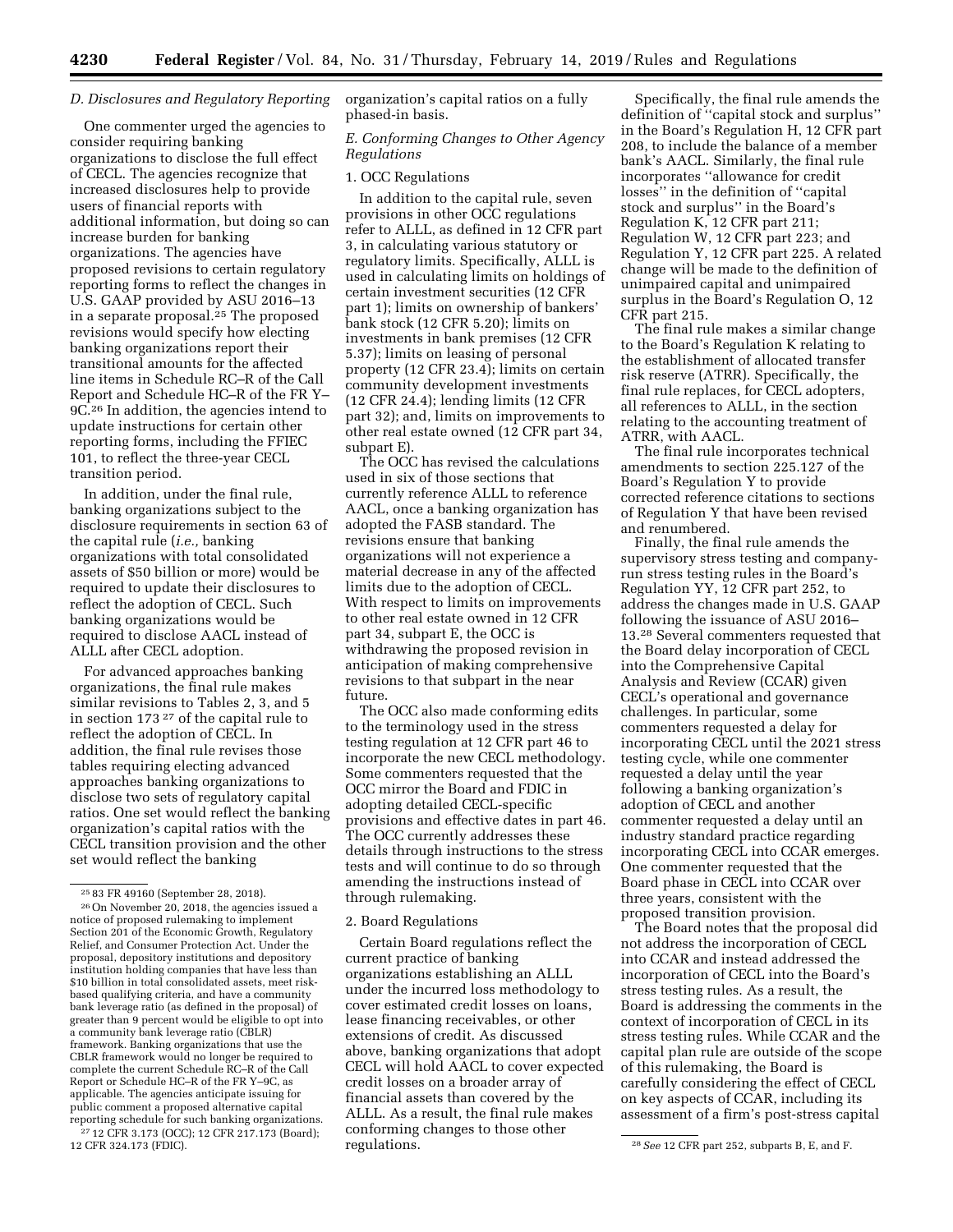### D. Disclosures and Regulatory Reporting

One commenter urged the agencies to consider requiring banking organizations to disclose the full effect of CECL. The agencies recognize that increased disclosures help to provide users of financial reports with additional information, but doing so can increase burden for banking organizations. The agencies have proposed revisions to certain regulatory reporting forms to reflect the changes in U.S. GAAP provided by ASU 2016–13 in a separate proposal.[25] The proposed revisions would specify how electing banking organizations report their transitional amounts for the affected line items in Schedule RC–R of the Call Report and Schedule HC–R of the FR Y–9C.[26] In addition, the agencies intend to update instructions for certain other reporting forms, including the FFIEC 101, to reflect the three-year CECL transition period.

In addition, under the final rule, banking organizations subject to the disclosure requirements in section 63 of the capital rule (*i.e.,* banking organizations with total consolidated assets of $50 billion or more) would be required to update their disclosures to reflect the adoption of CECL. Such banking organizations would be required to disclose AACL instead of ALLL after CECL adoption.

For advanced approaches banking organizations, the final rule makes similar revisions to Tables 2, 3, and 5 in section 173 [27] of the capital rule to reflect the adoption of CECL. In addition, the final rule revises those tables requiring electing advanced approaches banking organizations to disclose two sets of regulatory capital ratios. One set would reflect the banking organization's capital ratios with the CECL transition provision and the other set would reflect the banking organization's capital ratios on a fully phased-in basis.

### E. Conforming Changes to Other Agency Regulations

#### 1. OCC Regulations

In addition to the capital rule, seven provisions in other OCC regulations refer to ALLL, as defined in 12 CFR part 3, in calculating various statutory or regulatory limits. Specifically, ALLL is used in calculating limits on holdings of certain investment securities (12 CFR part 1); limits on ownership of bankers' bank stock (12 CFR 5.20); limits on investments in bank premises (12 CFR 5.37); limits on leasing of personal property (12 CFR 23.4); limits on certain community development investments (12 CFR 24.4); lending limits (12 CFR part 32); and, limits on improvements to other real estate owned (12 CFR part 34, subpart E).

The OCC has revised the calculations used in six of those sections that currently reference ALLL to reference AACL, once a banking organization has adopted the FASB standard. The revisions ensure that banking organizations will not experience a material decrease in any of the affected limits due to the adoption of CECL. With respect to limits on improvements to other real estate owned in 12 CFR part 34, subpart E, the OCC is withdrawing the proposed revision in anticipation of making comprehensive revisions to that subpart in the near future.

The OCC also made conforming edits to the terminology used in the stress testing regulation at 12 CFR part 46 to incorporate the new CECL methodology. Some commenters requested that the OCC mirror the Board and FDIC in adopting detailed CECL-specific provisions and effective dates in part 46. The OCC currently addresses these details through instructions to the stress tests and will continue to do so through amending the instructions instead of through rulemaking.

#### 2. Board Regulations

Certain Board regulations reflect the current practice of banking organizations establishing an ALLL under the incurred loss methodology to cover estimated credit losses on loans, lease financing receivables, or other extensions of credit. As discussed above, banking organizations that adopt CECL will hold AACL to cover expected credit losses on a broader array of financial assets than covered by the ALLL. As a result, the final rule makes conforming changes to those other regulations.

Specifically, the final rule amends the definition of ''capital stock and surplus'' in the Board's Regulation H, 12 CFR part 208, to include the balance of a member bank's AACL. Similarly, the final rule incorporates ''allowance for credit losses'' in the definition of ''capital stock and surplus'' in the Board's Regulation K, 12 CFR part 211; Regulation W, 12 CFR part 223; and Regulation Y, 12 CFR part 225. A related change will be made to the definition of unimpaired capital and unimpaired surplus in the Board's Regulation O, 12 CFR part 215.

The final rule makes a similar change to the Board's Regulation K relating to the establishment of allocated transfer risk reserve (ATRR). Specifically, the final rule replaces, for CECL adopters, all references to ALLL, in the section relating to the accounting treatment of ATRR, with AACL.

The final rule incorporates technical amendments to section 225.127 of the Board's Regulation Y to provide corrected reference citations to sections of Regulation Y that have been revised and renumbered.

Finally, the final rule amends the supervisory stress testing and company-run stress testing rules in the Board's Regulation YY, 12 CFR part 252, to address the changes made in U.S. GAAP following the issuance of ASU 2016–13.[28] Several commenters requested that the Board delay incorporation of CECL into the Comprehensive Capital Analysis and Review (CCAR) given CECL's operational and governance challenges. In particular, some commenters requested a delay for incorporating CECL until the 2021 stress testing cycle, while one commenter requested a delay until the year following a banking organization's adoption of CECL and another commenter requested a delay until an industry standard practice regarding incorporating CECL into CCAR emerges. One commenter requested that the Board phase in CECL into CCAR over three years, consistent with the proposed transition provision.

The Board notes that the proposal did not address the incorporation of CECL into CCAR and instead addressed the incorporation of CECL into the Board's stress testing rules. As a result, the Board is addressing the comments in the context of incorporation of CECL in its stress testing rules. While CCAR and the capital plan rule are outside of the scope of this rulemaking, the Board is carefully considering the effect of CECL on key aspects of CCAR, including its assessment of a firm's post-stress capital

---

[25] 83 FR 49160 (September 28, 2018).

[26] On November 20, 2018, the agencies issued a notice of proposed rulemaking to implement Section 201 of the Economic Growth, Regulatory Relief, and Consumer Protection Act. Under the proposal, depository institutions and depository institution holding companies that have less than $10 billion in total consolidated assets, meet risk-based qualifying criteria, and have a community bank leverage ratio (as defined in the proposal) of greater than 9 percent would be eligible to opt into a community bank leverage ratio (CBLR) framework. Banking organizations that use the CBLR framework would no longer be required to complete the current Schedule RC–R of the Call Report or Schedule HC–R of the FR Y–9C, as applicable. The agencies anticipate issuing for public comment a proposed alternative capital reporting schedule for such banking organizations.

[27] 12 CFR 3.173 (OCC); 12 CFR 217.173 (Board); 12 CFR 324.173 (FDIC).

[28] *See* 12 CFR part 252, subparts B, E, and F.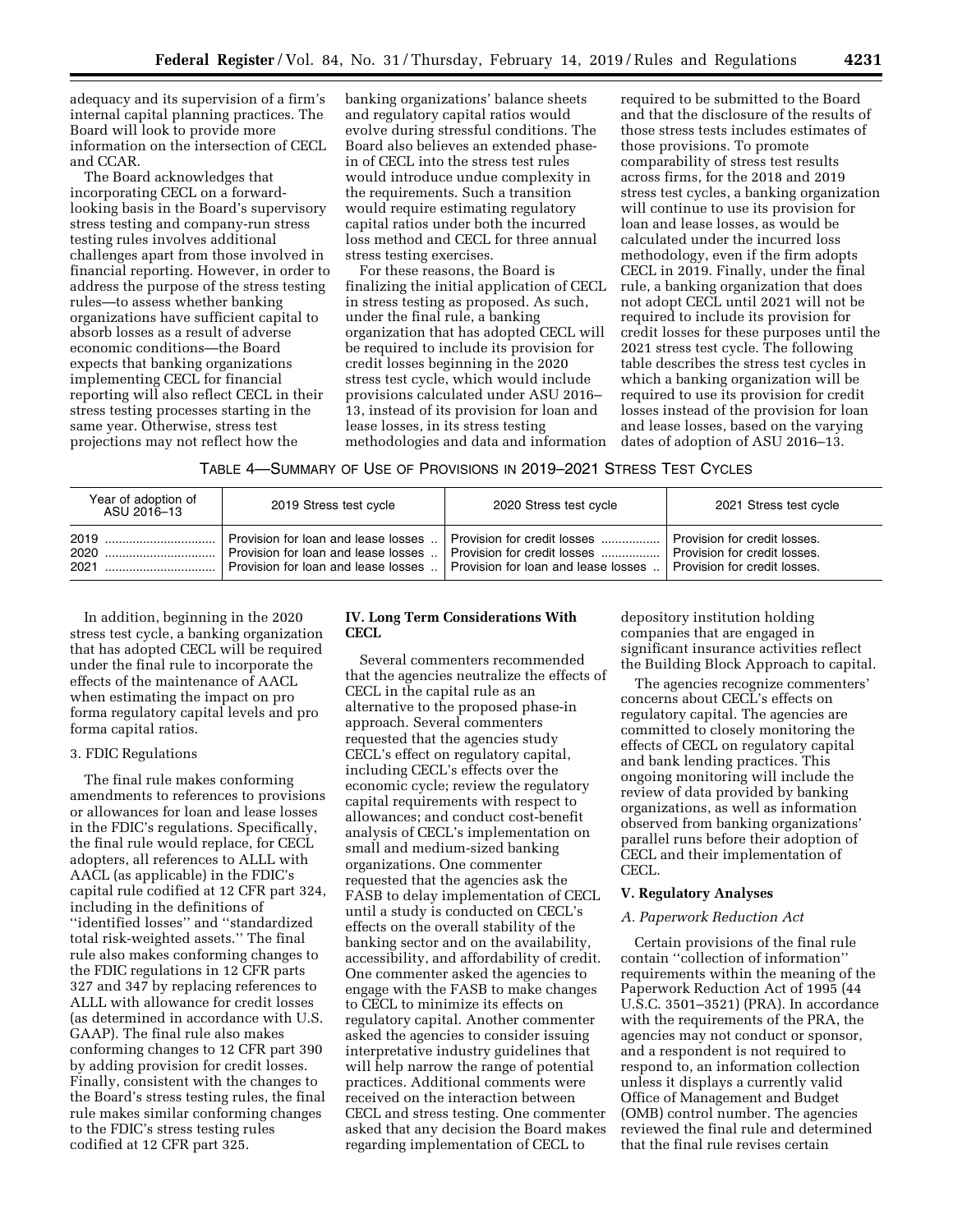adequacy and its supervision of a firm's internal capital planning practices. The Board will look to provide more information on the intersection of CECL and CCAR.

The Board acknowledges that incorporating CECL on a forward-looking basis in the Board's supervisory stress testing and company-run stress testing rules involves additional challenges apart from those involved in financial reporting. However, in order to address the purpose of the stress testing rules—to assess whether banking organizations have sufficient capital to absorb losses as a result of adverse economic conditions—the Board expects that banking organizations implementing CECL for financial reporting will also reflect CECL in their stress testing processes starting in the same year. Otherwise, stress test projections may not reflect how the banking organizations' balance sheets and regulatory capital ratios would evolve during stressful conditions. The Board also believes an extended phase-in of CECL into the stress test rules would introduce undue complexity in the requirements. Such a transition would require estimating regulatory capital ratios under both the incurred loss method and CECL for three annual stress testing exercises.

For these reasons, the Board is finalizing the initial application of CECL in stress testing as proposed. As such, under the final rule, a banking organization that has adopted CECL will be required to include its provision for credit losses beginning in the 2020 stress test cycle, which would include provisions calculated under ASU 2016–13, instead of its provision for loan and lease losses, in its stress testing methodologies and data and information required to be submitted to the Board and that the disclosure of the results of those stress tests includes estimates of those provisions. To promote comparability of stress test results across firms, for the 2018 and 2019 stress test cycles, a banking organization will continue to use its provision for loan and lease losses, as would be calculated under the incurred loss methodology, even if the firm adopts CECL in 2019. Finally, under the final rule, a banking organization that does not adopt CECL until 2021 will not be required to include its provision for credit losses for these purposes until the 2021 stress test cycle. The following table describes the stress test cycles in which a banking organization will be required to use its provision for credit losses instead of the provision for loan and lease losses, based on the varying dates of adoption of ASU 2016–13.

TABLE 4—SUMMARY OF USE OF PROVISIONS IN 2019–2021 STRESS TEST CYCLES

| Year of adoption of ASU 2016–13 | 2019 Stress test cycle | 2020 Stress test cycle | 2021 Stress test cycle |
|---|---|---|---|
| 2019 | Provision for loan and lease losses | Provision for credit losses | Provision for credit losses. |
| 2020 | Provision for loan and lease losses | Provision for credit losses | Provision for credit losses. |
| 2021 | Provision for loan and lease losses | Provision for loan and lease losses | Provision for credit losses. |

In addition, beginning in the 2020 stress test cycle, a banking organization that has adopted CECL will be required under the final rule to incorporate the effects of the maintenance of AACL when estimating the impact on pro forma regulatory capital levels and pro forma capital ratios.

3. FDIC Regulations

The final rule makes conforming amendments to references to provisions or allowances for loan and lease losses in the FDIC's regulations. Specifically, the final rule would replace, for CECL adopters, all references to ALLL with AACL (as applicable) in the FDIC's capital rule codified at 12 CFR part 324, including in the definitions of ''identified losses'' and ''standardized total risk-weighted assets.'' The final rule also makes conforming changes to the FDIC regulations in 12 CFR parts 327 and 347 by replacing references to ALLL with allowance for credit losses (as determined in accordance with U.S. GAAP). The final rule also makes conforming changes to 12 CFR part 390 by adding provision for credit losses. Finally, consistent with the changes to the Board's stress testing rules, the final rule makes similar conforming changes to the FDIC's stress testing rules codified at 12 CFR part 325.

## IV. Long Term Considerations With CECL

Several commenters recommended that the agencies neutralize the effects of CECL in the capital rule as an alternative to the proposed phase-in approach. Several commenters requested that the agencies study CECL's effect on regulatory capital, including CECL's effects over the economic cycle; review the regulatory capital requirements with respect to allowances; and conduct cost-benefit analysis of CECL's implementation on small and medium-sized banking organizations. One commenter requested that the agencies ask the FASB to delay implementation of CECL until a study is conducted on CECL's effects on the overall stability of the banking sector and on the availability, accessibility, and affordability of credit. One commenter asked the agencies to engage with the FASB to make changes to CECL to minimize its effects on regulatory capital. Another commenter asked the agencies to consider issuing interpretative industry guidelines that will help narrow the range of potential practices. Additional comments were received on the interaction between CECL and stress testing. One commenter asked that any decision the Board makes regarding implementation of CECL to depository institution holding companies that are engaged in significant insurance activities reflect the Building Block Approach to capital.

The agencies recognize commenters' concerns about CECL's effects on regulatory capital. The agencies are committed to closely monitoring the effects of CECL on regulatory capital and bank lending practices. This ongoing monitoring will include the review of data provided by banking organizations, as well as information observed from banking organizations' parallel runs before their adoption of CECL and their implementation of CECL.

## V. Regulatory Analyses

### *A. Paperwork Reduction Act*

Certain provisions of the final rule contain ''collection of information'' requirements within the meaning of the Paperwork Reduction Act of 1995 (44 U.S.C. 3501–3521) (PRA). In accordance with the requirements of the PRA, the agencies may not conduct or sponsor, and a respondent is not required to respond to, an information collection unless it displays a currently valid Office of Management and Budget (OMB) control number. The agencies reviewed the final rule and determined that the final rule revises certain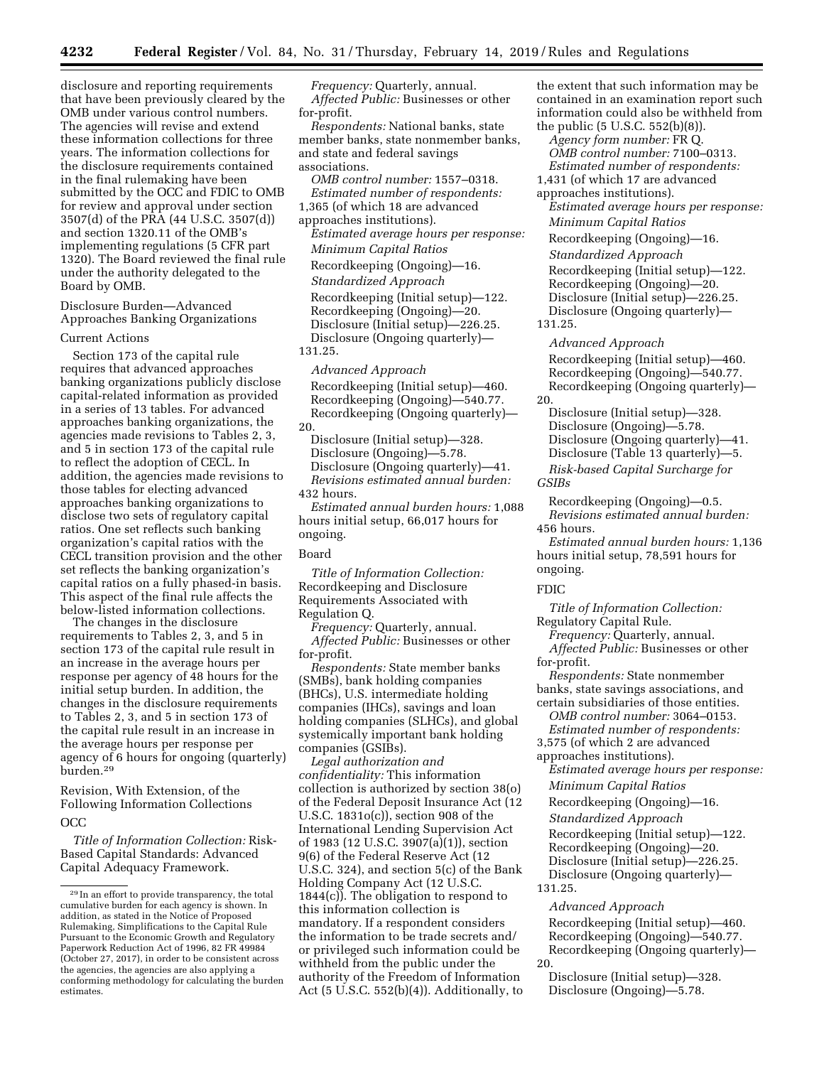disclosure and reporting requirements that have been previously cleared by the OMB under various control numbers. The agencies will revise and extend these information collections for three years. The information collections for the disclosure requirements contained in the final rulemaking have been submitted by the OCC and FDIC to OMB for review and approval under section 3507(d) of the PRA (44 U.S.C. 3507(d)) and section 1320.11 of the OMB's implementing regulations (5 CFR part 1320). The Board reviewed the final rule under the authority delegated to the Board by OMB.

Disclosure Burden—Advanced Approaches Banking Organizations

Current Actions

Section 173 of the capital rule requires that advanced approaches banking organizations publicly disclose capital-related information as provided in a series of 13 tables. For advanced approaches banking organizations, the agencies made revisions to Tables 2, 3, and 5 in section 173 of the capital rule to reflect the adoption of CECL. In addition, the agencies made revisions to those tables for electing advanced approaches banking organizations to disclose two sets of regulatory capital ratios. One set reflects such banking organization's capital ratios with the CECL transition provision and the other set reflects the banking organization's capital ratios on a fully phased-in basis. This aspect of the final rule affects the below-listed information collections.

The changes in the disclosure requirements to Tables 2, 3, and 5 in section 173 of the capital rule result in an increase in the average hours per response per agency of 48 hours for the initial setup burden. In addition, the changes in the disclosure requirements to Tables 2, 3, and 5 in section 173 of the capital rule result in an increase in the average hours per response per agency of 6 hours for ongoing (quarterly) burden.[29]

Revision, With Extension, of the Following Information Collections

OCC

*Title of Information Collection:* Risk-Based Capital Standards: Advanced Capital Adequacy Framework.

*Frequency:* Quarterly, annual.

*Affected Public:* Businesses or other for-profit.

*Respondents:* National banks, state member banks, state nonmember banks, and state and federal savings associations.

*OMB control number:* 1557–0318.

*Estimated number of respondents:* 1,365 (of which 18 are advanced approaches institutions).

*Estimated average hours per response:*

*Minimum Capital Ratios*

Recordkeeping (Ongoing)—16.

*Standardized Approach*

Recordkeeping (Initial setup)—122.
Recordkeeping (Ongoing)—20.
Disclosure (Initial setup)—226.25.
Disclosure (Ongoing quarterly)—131.25.

*Advanced Approach*

Recordkeeping (Initial setup)—460.
Recordkeeping (Ongoing)—540.77.
Recordkeeping (Ongoing quarterly)—20.
Disclosure (Initial setup)—328.
Disclosure (Ongoing)—5.78.
Disclosure (Ongoing quarterly)—41.

*Revisions estimated annual burden:* 432 hours.

*Estimated annual burden hours:* 1,088 hours initial setup, 66,017 hours for ongoing.

Board

*Title of Information Collection:* Recordkeeping and Disclosure Requirements Associated with Regulation Q.

*Frequency:* Quarterly, annual.

*Affected Public:* Businesses or other for-profit.

*Respondents:* State member banks (SMBs), bank holding companies (BHCs), U.S. intermediate holding companies (IHCs), savings and loan holding companies (SLHCs), and global systemically important bank holding companies (GSIBs).

*Legal authorization and confidentiality:* This information collection is authorized by section 38(o) of the Federal Deposit Insurance Act (12 U.S.C. 1831o(c)), section 908 of the International Lending Supervision Act of 1983 (12 U.S.C. 3907(a)(1)), section 9(6) of the Federal Reserve Act (12 U.S.C. 324), and section 5(c) of the Bank Holding Company Act (12 U.S.C. 1844(c)). The obligation to respond to this information collection is mandatory. If a respondent considers the information to be trade secrets and/or privileged such information could be withheld from the public under the authority of the Freedom of Information Act (5 U.S.C. 552(b)(4)). Additionally, to the extent that such information may be contained in an examination report such information could also be withheld from the public (5 U.S.C. 552(b)(8)).

*Agency form number:* FR Q.

*OMB control number:* 7100–0313.

*Estimated number of respondents:* 1,431 (of which 17 are advanced approaches institutions).

*Estimated average hours per response:*

*Minimum Capital Ratios*

Recordkeeping (Ongoing)—16.

*Standardized Approach*

Recordkeeping (Initial setup)—122.
Recordkeeping (Ongoing)—20.
Disclosure (Initial setup)—226.25.
Disclosure (Ongoing quarterly)—131.25.

*Advanced Approach*

Recordkeeping (Initial setup)—460.
Recordkeeping (Ongoing)—540.77.
Recordkeeping (Ongoing quarterly)—20.
Disclosure (Initial setup)—328.
Disclosure (Ongoing)—5.78.
Disclosure (Ongoing quarterly)—41.
Disclosure (Table 13 quarterly)—5.

*Risk-based Capital Surcharge for GSIBs*

Recordkeeping (Ongoing)—0.5.

*Revisions estimated annual burden:* 456 hours.

*Estimated annual burden hours:* 1,136 hours initial setup, 78,591 hours for ongoing.

FDIC

*Title of Information Collection:* Regulatory Capital Rule.

*Frequency:* Quarterly, annual.

*Affected Public:* Businesses or other for-profit.

*Respondents:* State nonmember banks, state savings associations, and certain subsidiaries of those entities.

*OMB control number:* 3064–0153.

*Estimated number of respondents:* 3,575 (of which 2 are advanced approaches institutions).

*Estimated average hours per response:*

*Minimum Capital Ratios*

Recordkeeping (Ongoing)—16.

*Standardized Approach*

Recordkeeping (Initial setup)—122.
Recordkeeping (Ongoing)—20.
Disclosure (Initial setup)—226.25.
Disclosure (Ongoing quarterly)—131.25.

*Advanced Approach*

Recordkeeping (Initial setup)—460.
Recordkeeping (Ongoing)—540.77.
Recordkeeping (Ongoing quarterly)—20.
Disclosure (Initial setup)—328.
Disclosure (Ongoing)—5.78.

[29] In an effort to provide transparency, the total cumulative burden for each agency is shown. In addition, as stated in the Notice of Proposed Rulemaking, Simplifications to the Capital Rule Pursuant to the Economic Growth and Regulatory Paperwork Reduction Act of 1996, 82 FR 49984 (October 27, 2017), in order to be consistent across the agencies, the agencies are also applying a conforming methodology for calculating the burden estimates.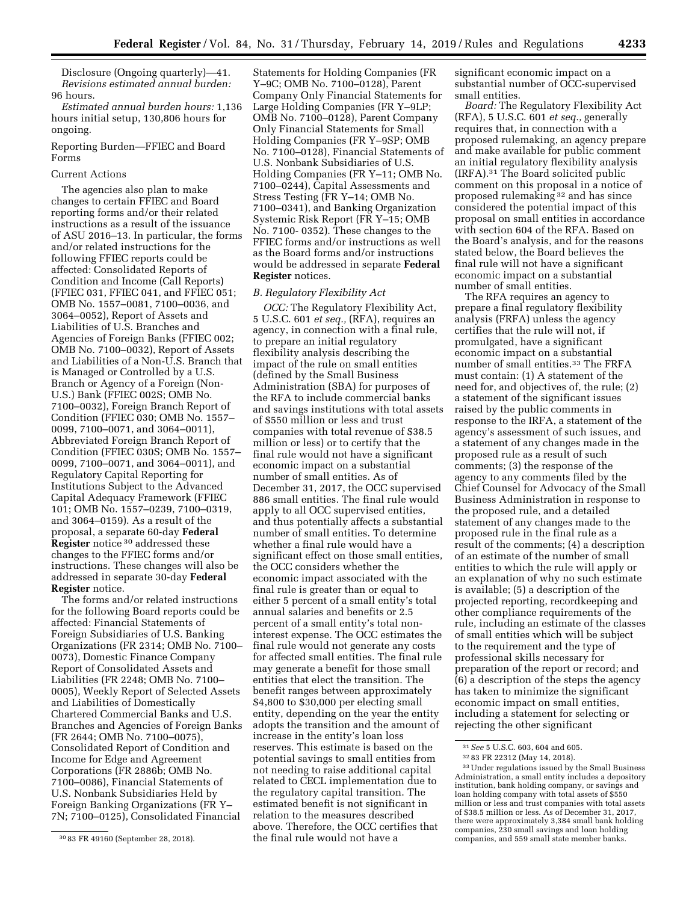Disclosure (Ongoing quarterly)—41.

*Revisions estimated annual burden:* 96 hours.

*Estimated annual burden hours:* 1,136 hours initial setup, 130,806 hours for ongoing.

Reporting Burden—FFIEC and Board Forms

Current Actions

The agencies also plan to make changes to certain FFIEC and Board reporting forms and/or their related instructions as a result of the issuance of ASU 2016–13. In particular, the forms and/or related instructions for the following FFIEC reports could be affected: Consolidated Reports of Condition and Income (Call Reports) (FFIEC 031, FFIEC 041, and FFIEC 051; OMB No. 1557–0081, 7100–0036, and 3064–0052), Report of Assets and Liabilities of U.S. Branches and Agencies of Foreign Banks (FFIEC 002; OMB No. 7100–0032), Report of Assets and Liabilities of a Non-U.S. Branch that is Managed or Controlled by a U.S. Branch or Agency of a Foreign (Non-U.S.) Bank (FFIEC 002S; OMB No. 7100–0032), Foreign Branch Report of Condition (FFIEC 030; OMB No. 1557–0099, 7100–0071, and 3064–0011), Abbreviated Foreign Branch Report of Condition (FFIEC 030S; OMB No. 1557–0099, 7100–0071, and 3064–0011), and Regulatory Capital Reporting for Institutions Subject to the Advanced Capital Adequacy Framework (FFIEC 101; OMB No. 1557–0239, 7100–0319, and 3064–0159). As a result of the proposal, a separate 60-day **Federal Register** notice [30] addressed these changes to the FFIEC forms and/or instructions. These changes will also be addressed in separate 30-day **Federal Register** notice.

The forms and/or related instructions for the following Board reports could be affected: Financial Statements of Foreign Subsidiaries of U.S. Banking Organizations (FR 2314; OMB No. 7100–0073), Domestic Finance Company Report of Consolidated Assets and Liabilities (FR 2248; OMB No. 7100–0005), Weekly Report of Selected Assets and Liabilities of Domestically Chartered Commercial Banks and U.S. Branches and Agencies of Foreign Banks (FR 2644; OMB No. 7100–0075), Consolidated Report of Condition and Income for Edge and Agreement Corporations (FR 2886b; OMB No. 7100–0086), Financial Statements of U.S. Nonbank Subsidiaries Held by Foreign Banking Organizations (FR Y–7N; 7100–0125), Consolidated Financial Statements for Holding Companies (FR Y–9C; OMB No. 7100–0128), Parent Company Only Financial Statements for Large Holding Companies (FR Y–9LP; OMB No. 7100–0128), Parent Company Only Financial Statements for Small Holding Companies (FR Y–9SP; OMB No. 7100–0128), Financial Statements of U.S. Nonbank Subsidiaries of U.S. Holding Companies (FR Y–11; OMB No. 7100–0244), Capital Assessments and Stress Testing (FR Y–14; OMB No. 7100–0341), and Banking Organization Systemic Risk Report (FR Y–15; OMB No. 7100- 0352). These changes to the FFIEC forms and/or instructions as well as the Board forms and/or instructions would be addressed in separate **Federal Register** notices.

### *B. Regulatory Flexibility Act*

*OCC:* The Regulatory Flexibility Act, 5 U.S.C. 601 *et seq.,* (RFA), requires an agency, in connection with a final rule, to prepare an initial regulatory flexibility analysis describing the impact of the rule on small entities (defined by the Small Business Administration (SBA) for purposes of the RFA to include commercial banks and savings institutions with total assets of $550 million or less and trust companies with total revenue of $38.5 million or less) or to certify that the final rule would not have a significant economic impact on a substantial number of small entities. As of December 31, 2017, the OCC supervised 886 small entities. The final rule would apply to all OCC supervised entities, and thus potentially affects a substantial number of small entities. To determine whether a final rule would have a significant effect on those small entities, the OCC considers whether the economic impact associated with the final rule is greater than or equal to either 5 percent of a small entity's total annual salaries and benefits or 2.5 percent of a small entity's total non-interest expense. The OCC estimates the final rule would not generate any costs for affected small entities. The final rule may generate a benefit for those small entities that elect the transition. The benefit ranges between approximately $4,800 to $30,000 per electing small entity, depending on the year the entity adopts the transition and the amount of increase in the entity's loan loss reserves. This estimate is based on the potential savings to small entities from not needing to raise additional capital related to CECL implementation due to the regulatory capital transition. The estimated benefit is not significant in relation to the measures described above. Therefore, the OCC certifies that the final rule would not have a significant economic impact on a substantial number of OCC-supervised small entities.

*Board:* The Regulatory Flexibility Act (RFA), 5 U.S.C. 601 *et seq.,* generally requires that, in connection with a proposed rulemaking, an agency prepare and make available for public comment an initial regulatory flexibility analysis (IRFA).[31] The Board solicited public comment on this proposal in a notice of proposed rulemaking [32] and has since considered the potential impact of this proposal on small entities in accordance with section 604 of the RFA. Based on the Board's analysis, and for the reasons stated below, the Board believes the final rule will not have a significant economic impact on a substantial number of small entities.

The RFA requires an agency to prepare a final regulatory flexibility analysis (FRFA) unless the agency certifies that the rule will not, if promulgated, have a significant economic impact on a substantial number of small entities.[33] The FRFA must contain: (1) A statement of the need for, and objectives of, the rule; (2) a statement of the significant issues raised by the public comments in response to the IRFA, a statement of the agency's assessment of such issues, and a statement of any changes made in the proposed rule as a result of such comments; (3) the response of the agency to any comments filed by the Chief Counsel for Advocacy of the Small Business Administration in response to the proposed rule, and a detailed statement of any changes made to the proposed rule in the final rule as a result of the comments; (4) a description of an estimate of the number of small entities to which the rule will apply or an explanation of why no such estimate is available; (5) a description of the projected reporting, recordkeeping and other compliance requirements of the rule, including an estimate of the classes of small entities which will be subject to the requirement and the type of professional skills necessary for preparation of the report or record; and (6) a description of the steps the agency has taken to minimize the significant economic impact on small entities, including a statement for selecting or rejecting the other significant

---

[30] 83 FR 49160 (September 28, 2018).

[31] *See* 5 U.S.C. 603, 604 and 605.

[32] 83 FR 22312 (May 14, 2018).

[33] Under regulations issued by the Small Business Administration, a small entity includes a depository institution, bank holding company, or savings and loan holding company with total assets of $550 million or less and trust companies with total assets of $38.5 million or less. As of December 31, 2017, there were approximately 3,384 small bank holding companies, 230 small savings and loan holding companies, and 559 small state member banks.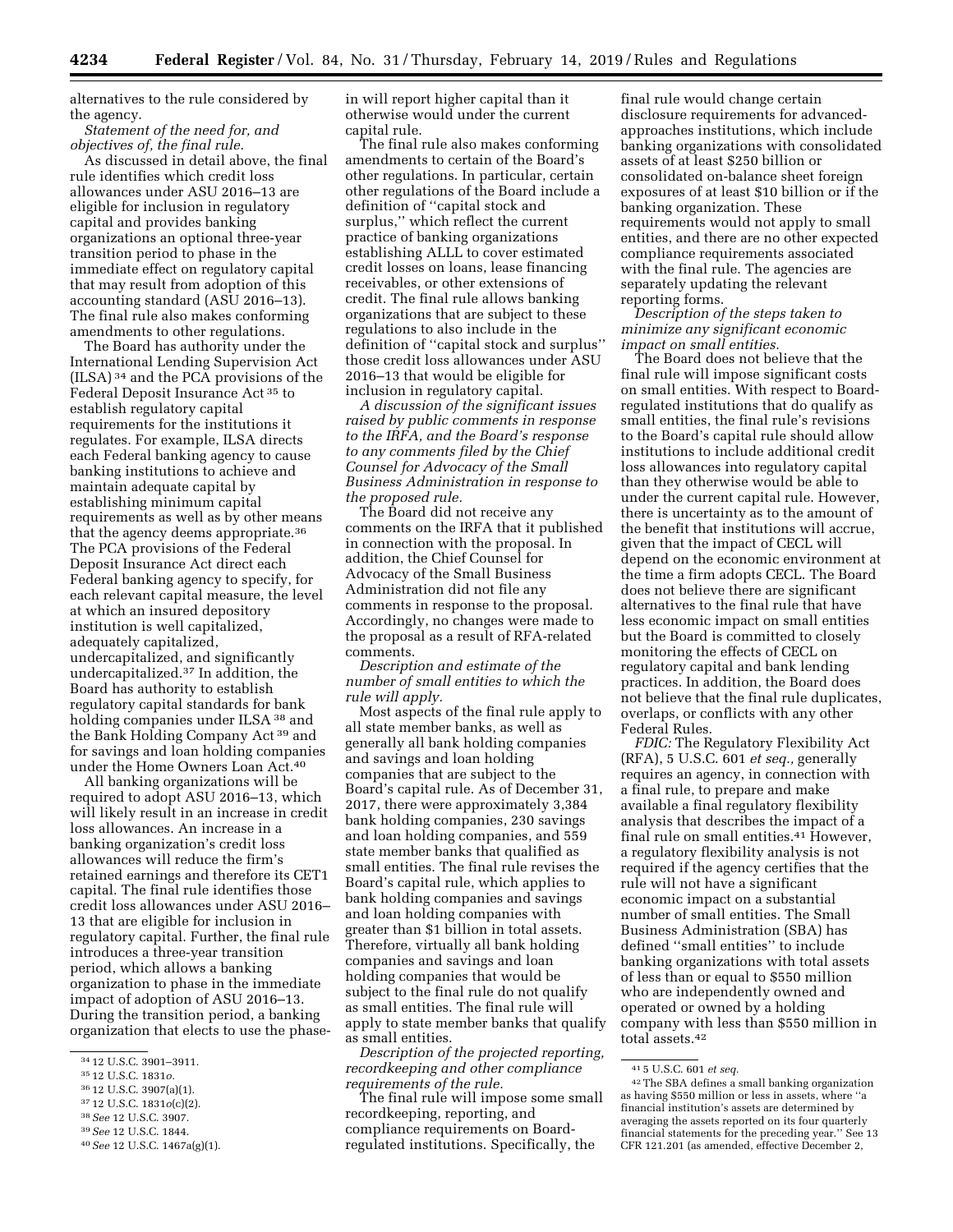alternatives to the rule considered by the agency.

*Statement of the need for, and objectives of, the final rule.*

As discussed in detail above, the final rule identifies which credit loss allowances under ASU 2016–13 are eligible for inclusion in regulatory capital and provides banking organizations an optional three-year transition period to phase in the immediate effect on regulatory capital that may result from adoption of this accounting standard (ASU 2016–13). The final rule also makes conforming amendments to other regulations.

The Board has authority under the International Lending Supervision Act (ILSA) [34] and the PCA provisions of the Federal Deposit Insurance Act [35] to establish regulatory capital requirements for the institutions it regulates. For example, ILSA directs each Federal banking agency to cause banking institutions to achieve and maintain adequate capital by establishing minimum capital requirements as well as by other means that the agency deems appropriate.[36] The PCA provisions of the Federal Deposit Insurance Act direct each Federal banking agency to specify, for each relevant capital measure, the level at which an insured depository institution is well capitalized, adequately capitalized, undercapitalized, and significantly undercapitalized.[37] In addition, the Board has authority to establish regulatory capital standards for bank holding companies under ILSA [38] and the Bank Holding Company Act [39] and for savings and loan holding companies under the Home Owners Loan Act.[40]

All banking organizations will be required to adopt ASU 2016–13, which will likely result in an increase in credit loss allowances. An increase in a banking organization's credit loss allowances will reduce the firm's retained earnings and therefore its CET1 capital. The final rule identifies those credit loss allowances under ASU 2016–13 that are eligible for inclusion in regulatory capital. Further, the final rule introduces a three-year transition period, which allows a banking organization to phase in the immediate impact of adoption of ASU 2016–13. During the transition period, a banking organization that elects to use the phase-in will report higher capital than it otherwise would under the current capital rule.

The final rule also makes conforming amendments to certain of the Board's other regulations. In particular, certain other regulations of the Board include a definition of "capital stock and surplus," which reflect the current practice of banking organizations establishing ALLL to cover estimated credit losses on loans, lease financing receivables, or other extensions of credit. The final rule allows banking organizations that are subject to these regulations to also include in the definition of "capital stock and surplus" those credit loss allowances under ASU 2016–13 that would be eligible for inclusion in regulatory capital.

*A discussion of the significant issues raised by public comments in response to the IRFA, and the Board's response to any comments filed by the Chief Counsel for Advocacy of the Small Business Administration in response to the proposed rule.*

The Board did not receive any comments on the IRFA that it published in connection with the proposal. In addition, the Chief Counsel for Advocacy of the Small Business Administration did not file any comments in response to the proposal. Accordingly, no changes were made to the proposal as a result of RFA-related comments.

*Description and estimate of the number of small entities to which the rule will apply.*

Most aspects of the final rule apply to all state member banks, as well as generally all bank holding companies and savings and loan holding companies that are subject to the Board's capital rule. As of December 31, 2017, there were approximately 3,384 bank holding companies, 230 savings and loan holding companies, and 559 state member banks that qualified as small entities. The final rule revises the Board's capital rule, which applies to bank holding companies and savings and loan holding companies with greater than $1 billion in total assets. Therefore, virtually all bank holding companies and savings and loan holding companies that would be subject to the final rule do not qualify as small entities. The final rule will apply to state member banks that qualify as small entities.

*Description of the projected reporting, recordkeeping and other compliance requirements of the rule.*

The final rule will impose some small recordkeeping, reporting, and compliance requirements on Board-regulated institutions. Specifically, the final rule would change certain disclosure requirements for advanced-approaches institutions, which include banking organizations with consolidated assets of at least $250 billion or consolidated on-balance sheet foreign exposures of at least $10 billion or if the banking organization. These requirements would not apply to small entities, and there are no other expected compliance requirements associated with the final rule. The agencies are separately updating the relevant reporting forms.

*Description of the steps taken to minimize any significant economic impact on small entities.*

The Board does not believe that the final rule will impose significant costs on small entities. With respect to Board-regulated institutions that do qualify as small entities, the final rule's revisions to the Board's capital rule should allow institutions to include additional credit loss allowances into regulatory capital than they otherwise would be able to under the current capital rule. However, there is uncertainty as to the amount of the benefit that institutions will accrue, given that the impact of CECL will depend on the economic environment at the time a firm adopts CECL. The Board does not believe there are significant alternatives to the final rule that have less economic impact on small entities but the Board is committed to closely monitoring the effects of CECL on regulatory capital and bank lending practices. In addition, the Board does not believe that the final rule duplicates, overlaps, or conflicts with any other Federal Rules.

*FDIC:* The Regulatory Flexibility Act (RFA), 5 U.S.C. 601 *et seq.,* generally requires an agency, in connection with a final rule, to prepare and make available a final regulatory flexibility analysis that describes the impact of a final rule on small entities.[41] However, a regulatory flexibility analysis is not required if the agency certifies that the rule will not have a significant economic impact on a substantial number of small entities. The Small Business Administration (SBA) has defined "small entities" to include banking organizations with total assets of less than or equal to $550 million who are independently owned and operated or owned by a holding company with less than $550 million in total assets.[42]

---

[34] 12 U.S.C. 3901–3911.

[35] 12 U.S.C. 1831*o*.

[36] 12 U.S.C. 3907(a)(1).

[37] 12 U.S.C. 1831*o*(c)(2).

[38] *See* 12 U.S.C. 3907.

[39] *See* 12 U.S.C. 1844.

[40] *See* 12 U.S.C. 1467a(g)(1).

[41] 5 U.S.C. 601 *et seq.*

[42] The SBA defines a small banking organization as having $550 million or less in assets, where "a financial institution's assets are determined by averaging the assets reported on its four quarterly financial statements for the preceding year." See 13 CFR 121.201 (as amended, effective December 2,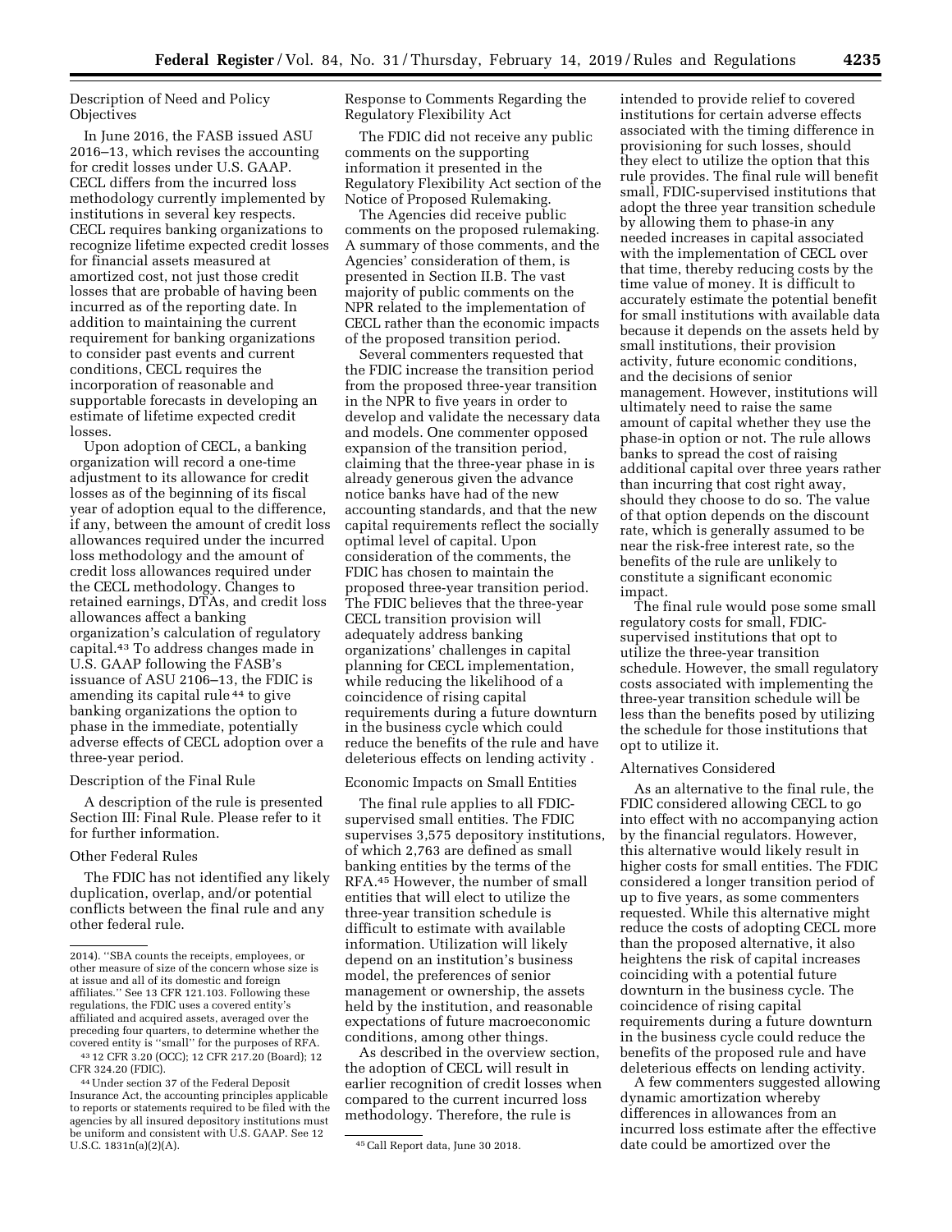Description of Need and Policy Objectives

In June 2016, the FASB issued ASU 2016–13, which revises the accounting for credit losses under U.S. GAAP. CECL differs from the incurred loss methodology currently implemented by institutions in several key respects. CECL requires banking organizations to recognize lifetime expected credit losses for financial assets measured at amortized cost, not just those credit losses that are probable of having been incurred as of the reporting date. In addition to maintaining the current requirement for banking organizations to consider past events and current conditions, CECL requires the incorporation of reasonable and supportable forecasts in developing an estimate of lifetime expected credit losses.

Upon adoption of CECL, a banking organization will record a one-time adjustment to its allowance for credit losses as of the beginning of its fiscal year of adoption equal to the difference, if any, between the amount of credit loss allowances required under the incurred loss methodology and the amount of credit loss allowances required under the CECL methodology. Changes to retained earnings, DTAs, and credit loss allowances affect a banking organization's calculation of regulatory capital.[43] To address changes made in U.S. GAAP following the FASB's issuance of ASU 2106–13, the FDIC is amending its capital rule [44] to give banking organizations the option to phase in the immediate, potentially adverse effects of CECL adoption over a three-year period.

Description of the Final Rule

A description of the final rule is presented Section III: Final Rule. Please refer to it for further information.

Other Federal Rules

The FDIC has not identified any likely duplication, overlap, and/or potential conflicts between the final rule and any other federal rule.

Response to Comments Regarding the Regulatory Flexibility Act

The FDIC did not receive any public comments on the supporting information it presented in the Regulatory Flexibility Act section of the Notice of Proposed Rulemaking.

The Agencies did receive public comments on the proposed rulemaking. A summary of those comments, and the Agencies' consideration of them, is presented in Section II.B. The vast majority of public comments on the NPR related to the implementation of CECL rather than the economic impacts of the proposed transition period.

Several commenters requested that the FDIC increase the transition period from the proposed three-year transition in the NPR to five years in order to develop and validate the necessary data and models. One commenter opposed expansion of the transition period, claiming that the three-year phase in is already generous given the advance notice banks have had of the new accounting standards, and that the new capital requirements reflect the socially optimal level of capital. Upon consideration of the comments, the FDIC has chosen to maintain the proposed three-year transition period. The FDIC believes that the three-year CECL transition provision will adequately address banking organizations' challenges in capital planning for CECL implementation, while reducing the likelihood of a coincidence of rising capital requirements during a future downturn in the business cycle which could reduce the benefits of the rule and have deleterious effects on lending activity .

Economic Impacts on Small Entities

The final rule applies to all FDIC-supervised small entities. The FDIC supervises 3,575 depository institutions, of which 2,763 are defined as small banking entities by the terms of the RFA.[45] However, the number of small entities that will elect to utilize the three-year transition schedule is difficult to estimate with available information. Utilization will likely depend on an institution's business model, the preferences of senior management or ownership, the assets held by the institution, and reasonable expectations of future macroeconomic conditions, among other things.

As described in the overview section, the adoption of CECL will result in earlier recognition of credit losses when compared to the current incurred loss methodology. Therefore, the rule is intended to provide relief to covered institutions for certain adverse effects associated with the timing difference in provisioning for such losses, should they elect to utilize the option that this rule provides. The final rule will benefit small, FDIC-supervised institutions that adopt the three year transition schedule by allowing them to phase-in any needed increases in capital associated with the implementation of CECL over that time, thereby reducing costs by the time value of money. It is difficult to accurately estimate the potential benefit for small institutions with available data because it depends on the assets held by small institutions, their provision activity, future economic conditions, and the decisions of senior management. However, institutions will ultimately need to raise the same amount of capital whether they use the phase-in option or not. The rule allows banks to spread the cost of raising additional capital over three years rather than incurring that cost right away, should they choose to do so. The value of that option depends on the discount rate, which is generally assumed to be near the risk-free interest rate, so the benefits of the rule are unlikely to constitute a significant economic impact.

The final rule would pose some small regulatory costs for small, FDIC-supervised institutions that opt to utilize the three-year transition schedule. However, the small regulatory costs associated with implementing the three-year transition schedule will be less than the benefits posed by utilizing the schedule for those institutions that opt to utilize it.

Alternatives Considered

As an alternative to the final rule, the FDIC considered allowing CECL to go into effect with no accompanying action by the financial regulators. However, this alternative would likely result in higher costs for small entities. The FDIC considered a longer transition period of up to five years, as some commenters requested. While this alternative might reduce the costs of adopting CECL more than the proposed alternative, it also heightens the risk of capital increases coinciding with a potential future downturn in the business cycle. The coincidence of rising capital requirements during a future downturn in the business cycle could reduce the benefits of the proposed rule and have deleterious effects on lending activity.

A few commenters suggested allowing dynamic amortization whereby differences in allowances from an incurred loss estimate after the effective date could be amortized over the

---

2014). "SBA counts the receipts, employees, or other measure of size of the concern whose size is at issue and all of its domestic and foreign affiliates." See 13 CFR 121.103. Following these regulations, the FDIC uses a covered entity's affiliated and acquired assets, averaged over the preceding four quarters, to determine whether the covered entity is "small" for the purposes of RFA.

[43] 12 CFR 3.20 (OCC); 12 CFR 217.20 (Board); 12 CFR 324.20 (FDIC).

[44] Under section 37 of the Federal Deposit Insurance Act, the accounting principles applicable to reports or statements required to be filed with the agencies by all insured depository institutions must be uniform and consistent with U.S. GAAP. See 12 U.S.C. 1831n(a)(2)(A).

[45] Call Report data, June 30 2018.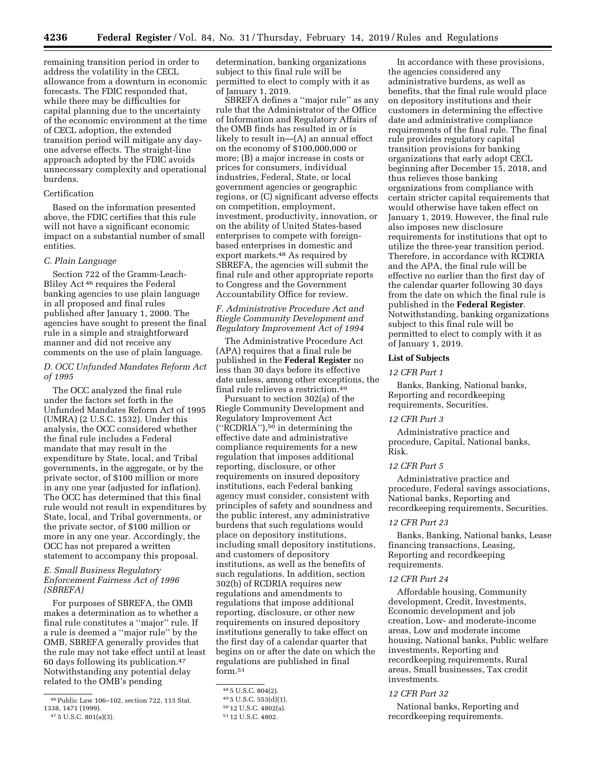remaining transition period in order to address the volatility in the CECL allowance from a downturn in economic forecasts. The FDIC responded that, while there may be difficulties for capital planning due to the uncertainty of the economic environment at the time of CECL adoption, the extended transition period will mitigate any day-one adverse effects. The straight-line approach adopted by the FDIC avoids unnecessary complexity and operational burdens.

Certification

Based on the information presented above, the FDIC certifies that this rule will not have a significant economic impact on a substantial number of small entities.

### *C. Plain Language*

Section 722 of the Gramm-Leach-Bliley Act [46] requires the Federal banking agencies to use plain language in all proposed and final rules published after January 1, 2000. The agencies have sought to present the final rule in a simple and straightforward manner and did not receive any comments on the use of plain language.

### *D. OCC Unfunded Mandates Reform Act of 1995*

The OCC analyzed the final rule under the factors set forth in the Unfunded Mandates Reform Act of 1995 (UMRA) (2 U.S.C. 1532). Under this analysis, the OCC considered whether the final rule includes a Federal mandate that may result in the expenditure by State, local, and Tribal governments, in the aggregate, or by the private sector, of $100 million or more in any one year (adjusted for inflation). The OCC has determined that this final rule would not result in expenditures by State, local, and Tribal governments, or the private sector, of $100 million or more in any one year. Accordingly, the OCC has not prepared a written statement to accompany this proposal.

### *E. Small Business Regulatory Enforcement Fairness Act of 1996 (SBREFA)*

For purposes of SBREFA, the OMB makes a determination as to whether a final rule constitutes a ''major'' rule. If a rule is deemed a ''major rule'' by the OMB, SBREFA generally provides that the rule may not take effect until at least 60 days following its publication.[47] Notwithstanding any potential delay related to the OMB's pending determination, banking organizations subject to this final rule will be permitted to elect to comply with it as of January 1, 2019.

SBREFA defines a ''major rule'' as any rule that the Administrator of the Office of Information and Regulatory Affairs of the OMB finds has resulted in or is likely to result in—(A) an annual effect on the economy of $100,000,000 or more; (B) a major increase in costs or prices for consumers, individual industries, Federal, State, or local government agencies or geographic regions, or (C) significant adverse effects on competition, employment, investment, productivity, innovation, or on the ability of United States-based enterprises to compete with foreign-based enterprises in domestic and export markets.[48] As required by SBREFA, the agencies will submit the final rule and other appropriate reports to Congress and the Government Accountability Office for review.

### *F. Administrative Procedure Act and Riegle Community Development and Regulatory Improvement Act of 1994*

The Administrative Procedure Act (APA) requires that a final rule be published in the **Federal Register** no less than 30 days before its effective date unless, among other exceptions, the final rule relieves a restriction.[49]

Pursuant to section 302(a) of the Riegle Community Development and Regulatory Improvement Act (''RCDRIA''),[50] in determining the effective date and administrative compliance requirements for a new regulation that imposes additional reporting, disclosure, or other requirements on insured depository institutions, each Federal banking agency must consider, consistent with principles of safety and soundness and the public interest, any administrative burdens that such regulations would place on depository institutions, including small depository institutions, and customers of depository institutions, as well as the benefits of such regulations. In addition, section 302(b) of RCDRIA requires new regulations and amendments to regulations that impose additional reporting, disclosure, or other new requirements on insured depository institutions generally to take effect on the first day of a calendar quarter that begins on or after the date on which the regulations are published in final form.[51]

In accordance with these provisions, the agencies considered any administrative burdens, as well as benefits, that the final rule would place on depository institutions and their customers in determining the effective date and administrative compliance requirements of the final rule. The final rule provides regulatory capital transition provisions for banking organizations that early adopt CECL beginning after December 15, 2018, and thus relieves those banking organizations from compliance with certain stricter capital requirements that would otherwise have taken effect on January 1, 2019. However, the final rule also imposes new disclosure requirements for institutions that opt to utilize the three-year transition period. Therefore, in accordance with RCDRIA and the APA, the final rule will be effective no earlier than the first day of the calendar quarter following 30 days from the date on which the final rule is published in the **Federal Register**. Notwithstanding, banking organizations subject to this final rule will be permitted to elect to comply with it as of January 1, 2019.

## List of Subjects

### *12 CFR Part 1*

Banks, Banking, National banks, Reporting and recordkeeping requirements, Securities.

### *12 CFR Part 3*

Administrative practice and procedure, Capital, National banks, Risk.

### *12 CFR Part 5*

Administrative practice and procedure, Federal savings associations, National banks, Reporting and recordkeeping requirements, Securities.

### *12 CFR Part 23*

Banks, Banking, National banks, Lease financing transactions, Leasing, Reporting and recordkeeping requirements.

### *12 CFR Part 24*

Affordable housing, Community development, Credit, Investments, Economic development and job creation, Low- and moderate-income areas, Low and moderate income housing, National banks, Public welfare investments, Reporting and recordkeeping requirements, Rural areas, Small businesses, Tax credit investments.

### *12 CFR Part 32*

National banks, Reporting and recordkeeping requirements.

---

[46] Public Law 106–102, section 722, 113 Stat. 1338, 1471 (1999).

[47] 5 U.S.C. 801(a)(3).

[48] 5 U.S.C. 804(2).

[49] 5 U.S.C. 553(d)(1).

[50] 12 U.S.C. 4802(a).

[51] 12 U.S.C. 4802.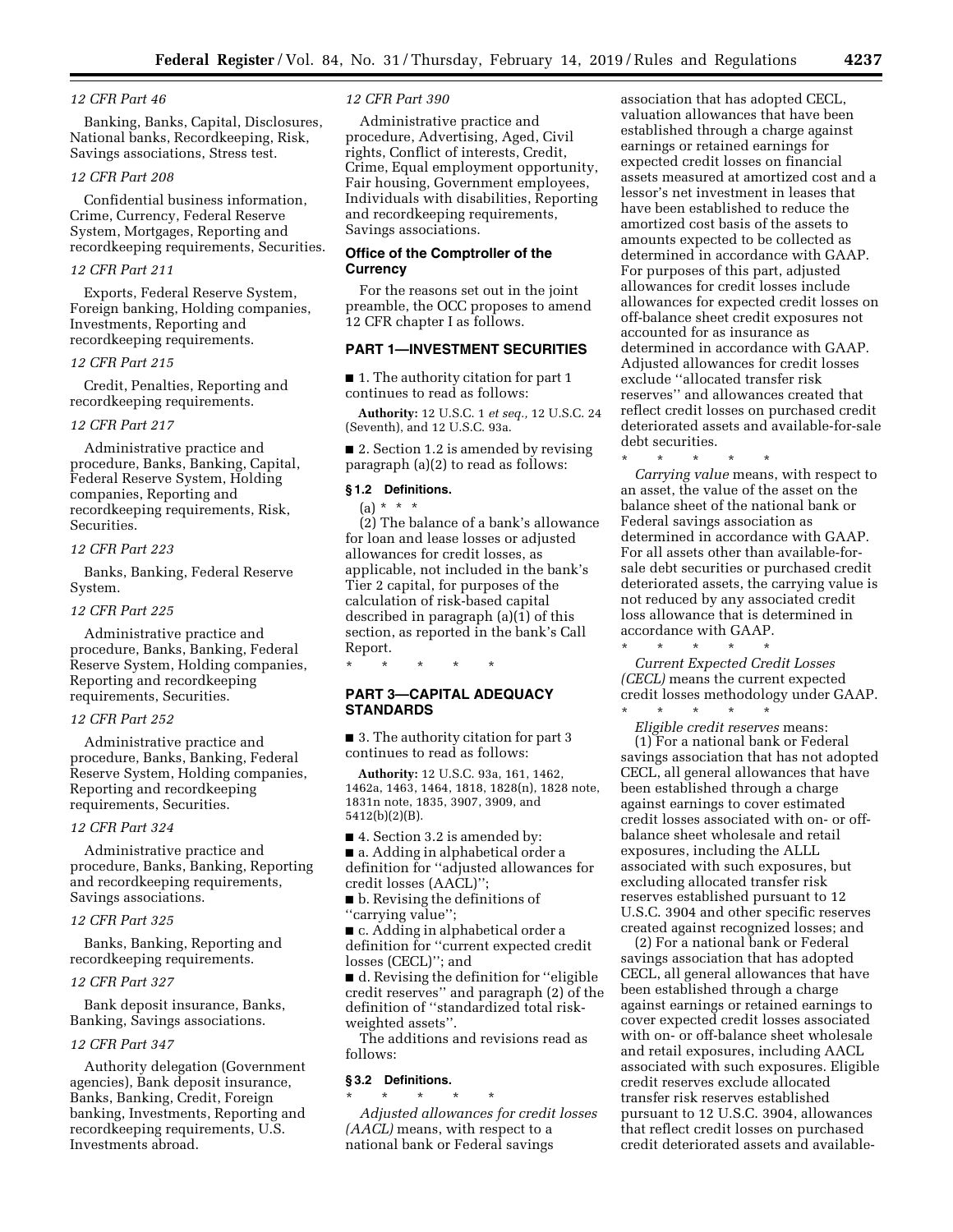*12 CFR Part 46*

Banking, Banks, Capital, Disclosures, National banks, Recordkeeping, Risk, Savings associations, Stress test.

*12 CFR Part 208*

Confidential business information, Crime, Currency, Federal Reserve System, Mortgages, Reporting and recordkeeping requirements, Securities.

*12 CFR Part 211*

Exports, Federal Reserve System, Foreign banking, Holding companies, Investments, Reporting and recordkeeping requirements.

*12 CFR Part 215*

Credit, Penalties, Reporting and recordkeeping requirements.

*12 CFR Part 217*

Administrative practice and procedure, Banks, Banking, Capital, Federal Reserve System, Holding companies, Reporting and recordkeeping requirements, Risk, Securities.

*12 CFR Part 223*

Banks, Banking, Federal Reserve System.

*12 CFR Part 225*

Administrative practice and procedure, Banks, Banking, Federal Reserve System, Holding companies, Reporting and recordkeeping requirements, Securities.

*12 CFR Part 252*

Administrative practice and procedure, Banks, Banking, Federal Reserve System, Holding companies, Reporting and recordkeeping requirements, Securities.

*12 CFR Part 324*

Administrative practice and procedure, Banks, Banking, Reporting and recordkeeping requirements, Savings associations.

*12 CFR Part 325*

Banks, Banking, Reporting and recordkeeping requirements.

*12 CFR Part 327*

Bank deposit insurance, Banks, Banking, Savings associations.

*12 CFR Part 347*

Authority delegation (Government agencies), Bank deposit insurance, Banks, Banking, Credit, Foreign banking, Investments, Reporting and recordkeeping requirements, U.S. Investments abroad.

*12 CFR Part 390*

Administrative practice and procedure, Advertising, Aged, Civil rights, Conflict of interests, Credit, Crime, Equal employment opportunity, Fair housing, Government employees, Individuals with disabilities, Reporting and recordkeeping requirements, Savings associations.

**Office of the Comptroller of the Currency**

For the reasons set out in the joint preamble, the OCC proposes to amend 12 CFR chapter I as follows.

**PART 1—INVESTMENT SECURITIES**

■ 1. The authority citation for part 1 continues to read as follows:

**Authority:** 12 U.S.C. 1 *et seq.,* 12 U.S.C. 24 (Seventh), and 12 U.S.C. 93a.

■ 2. Section 1.2 is amended by revising paragraph (a)(2) to read as follows:

**§ 1.2 Definitions.**

(a) * * *

(2) The balance of a bank's allowance for loan and lease losses or adjusted allowances for credit losses, as applicable, not included in the bank's Tier 2 capital, for purposes of the calculation of risk-based capital described in paragraph (a)(1) of this section, as reported in the bank's Call Report.

\* \* \* \* \*

**PART 3—CAPITAL ADEQUACY STANDARDS**

■ 3. The authority citation for part 3 continues to read as follows:

**Authority:** 12 U.S.C. 93a, 161, 1462, 1462a, 1463, 1464, 1818, 1828(n), 1828 note, 1831n note, 1835, 3907, 3909, and 5412(b)(2)(B).

■ 4. Section 3.2 is amended by:

■ a. Adding in alphabetical order a definition for ''adjusted allowances for credit losses (AACL)'';

■ b. Revising the definitions of ''carrying value'';

■ c. Adding in alphabetical order a definition for ''current expected credit losses (CECL)''; and

■ d. Revising the definition for ''eligible credit reserves'' and paragraph (2) of the definition of ''standardized total risk-weighted assets''.

The additions and revisions read as follows:

**§ 3.2 Definitions.**

\* \* \* \* \*

*Adjusted allowances for credit losses (AACL)* means, with respect to a national bank or Federal savings association that has adopted CECL, valuation allowances that have been established through a charge against earnings or retained earnings for expected credit losses on financial assets measured at amortized cost and a lessor's net investment in leases that have been established to reduce the amortized cost basis of the assets to amounts expected to be collected as determined in accordance with GAAP. For purposes of this part, adjusted allowances for credit losses include allowances for expected credit losses on off-balance sheet credit exposures not accounted for as insurance as determined in accordance with GAAP. Adjusted allowances for credit losses exclude ''allocated transfer risk reserves'' and allowances created that reflect credit losses on purchased credit deteriorated assets and available-for-sale debt securities.

\* \* \* \* \*

*Carrying value* means, with respect to an asset, the value of the asset on the balance sheet of the national bank or Federal savings association as determined in accordance with GAAP. For all assets other than available-for-sale debt securities or purchased credit deteriorated assets, the carrying value is not reduced by any associated credit loss allowance that is determined in accordance with GAAP.

\* \* \* \* \*

*Current Expected Credit Losses (CECL)* means the current expected credit losses methodology under GAAP.

\* \* \* \* \*

*Eligible credit reserves* means:

(1) For a national bank or Federal savings association that has not adopted CECL, all general allowances that have been established through a charge against earnings to cover estimated credit losses associated with on- or off-balance sheet wholesale and retail exposures, including the ALLL associated with such exposures, but excluding allocated transfer risk reserves established pursuant to 12 U.S.C. 3904 and other specific reserves created against recognized losses; and

(2) For a national bank or Federal savings association that has adopted CECL, all general allowances that have been established through a charge against earnings or retained earnings to cover expected credit losses associated with on- or off-balance sheet wholesale and retail exposures, including AACL associated with such exposures. Eligible credit reserves exclude allocated transfer risk reserves established pursuant to 12 U.S.C. 3904, allowances that reflect credit losses on purchased credit deteriorated assets and available-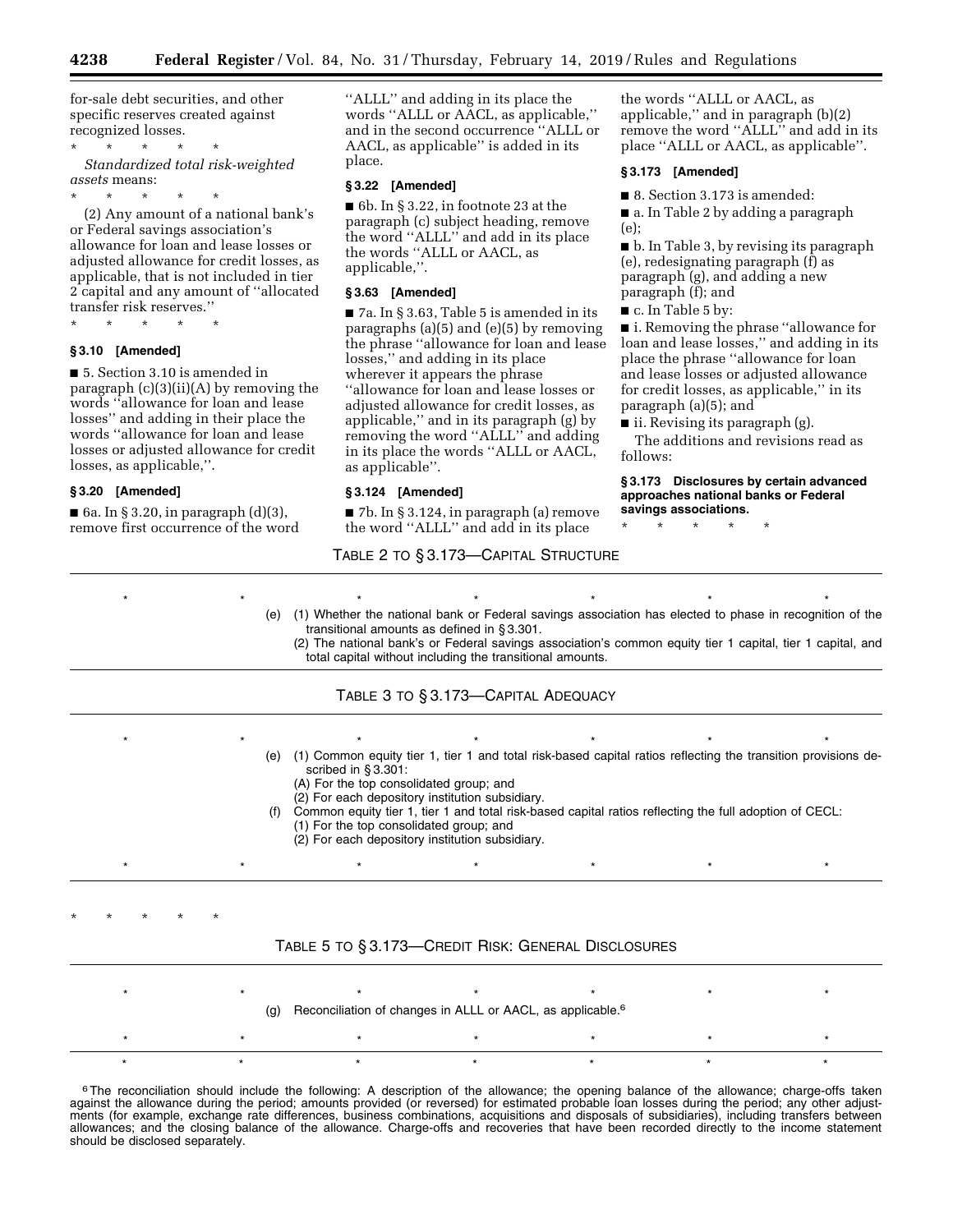for-sale debt securities, and other specific reserves created against recognized losses.

\* \* \* \* \*

*Standardized total risk-weighted assets* means:

\* \* \* \* \*

(2) Any amount of a national bank's or Federal savings association's allowance for loan and lease losses or adjusted allowance for credit losses, as applicable, that is not included in tier 2 capital and any amount of ''allocated transfer risk reserves.''

\* \* \* \* \*

### § 3.10 [Amended]

■ 5. Section 3.10 is amended in paragraph (c)(3)(ii)(A) by removing the words ''allowance for loan and lease losses'' and adding in their place the words ''allowance for loan and lease losses or adjusted allowance for credit losses, as applicable,''.

### § 3.20 [Amended]

■ 6a. In § 3.20, in paragraph (d)(3), remove first occurrence of the word ''ALLL'' and adding in its place the words ''ALLL or AACL, as applicable,'' and in the second occurrence ''ALLL or AACL, as applicable'' is added in its place.

### § 3.22 [Amended]

■ 6b. In § 3.22, in footnote 23 at the paragraph (c) subject heading, remove the word ''ALLL'' and add in its place the words ''ALLL or AACL, as applicable,''.

### § 3.63 [Amended]

■ 7a. In § 3.63, Table 5 is amended in its paragraphs (a)(5) and (e)(5) by removing the phrase ''allowance for loan and lease losses,'' and adding in its place wherever it appears the phrase ''allowance for loan and lease losses or adjusted allowance for credit losses, as applicable,'' and in its paragraph (g) by removing the word ''ALLL'' and adding in its place the words ''ALLL or AACL, as applicable''.

### § 3.124 [Amended]

■ 7b. In § 3.124, in paragraph (a) remove the word ''ALLL'' and add in its place the words ''ALLL or AACL, as applicable,'' and in paragraph (b)(2) remove the word ''ALLL'' and add in its place ''ALLL or AACL, as applicable''.

### § 3.173 [Amended]

■ 8. Section 3.173 is amended:

■ a. In Table 2 by adding a paragraph (e);

■ b. In Table 3, by revising its paragraph (e), redesignating paragraph (f) as paragraph (g), and adding a new paragraph (f); and

■ c. In Table 5 by:

■ i. Removing the phrase ''allowance for loan and lease losses,'' and adding in its place the phrase ''allowance for loan and lease losses or adjusted allowance for credit losses, as applicable,'' in its paragraph (a)(5); and

■ ii. Revising its paragraph (g).

The additions and revisions read as follows:

### § 3.173 Disclosures by certain advanced approaches national banks or Federal savings associations.

\* \* \* \* \*

TABLE 2 TO § 3.173—CAPITAL STRUCTURE

| | |
|---|---|
| \* | \* \* \* \* \* \* |
| (e) | (1) Whether the national bank or Federal savings association has elected to phase in recognition of the transitional amounts as defined in § 3.301.<br>(2) The national bank's or Federal savings association's common equity tier 1 capital, tier 1 capital, and total capital without including the transitional amounts. |

TABLE 3 TO § 3.173—CAPITAL ADEQUACY

| | |
|---|---|
| \* | \* \* \* \* \* \* |
| (e) | (1) Common equity tier 1, tier 1 and total risk-based capital ratios reflecting the transition provisions described in § 3.301:<br>(A) For the top consolidated group; and<br>(2) For each depository institution subsidiary. |
| (f) | Common equity tier 1, tier 1 and total risk-based capital ratios reflecting the full adoption of CECL:<br>(1) For the top consolidated group; and<br>(2) For each depository institution subsidiary. |
| \* | \* \* \* \* \* \* |

\* \* \* \* \*

TABLE 5 TO § 3.173—CREDIT RISK: GENERAL DISCLOSURES

| | |
|---|---|
| \* | \* \* \* \* \* \* |
| (g) | Reconciliation of changes in ALLL or AACL, as applicable.[6] |
| \* | \* \* \* \* \* \* |
| \* | \* \* \* \* \* \* |

[6] The reconciliation should include the following: A description of the allowance; the opening balance of the allowance; charge-offs taken against the allowance during the period; amounts provided (or reversed) for estimated probable loan losses during the period; any other adjustments (for example, exchange rate differences, business combinations, acquisitions and disposals of subsidiaries), including transfers between allowances; and the closing balance of the allowance. Charge-offs and recoveries that have been recorded directly to the income statement should be disclosed separately.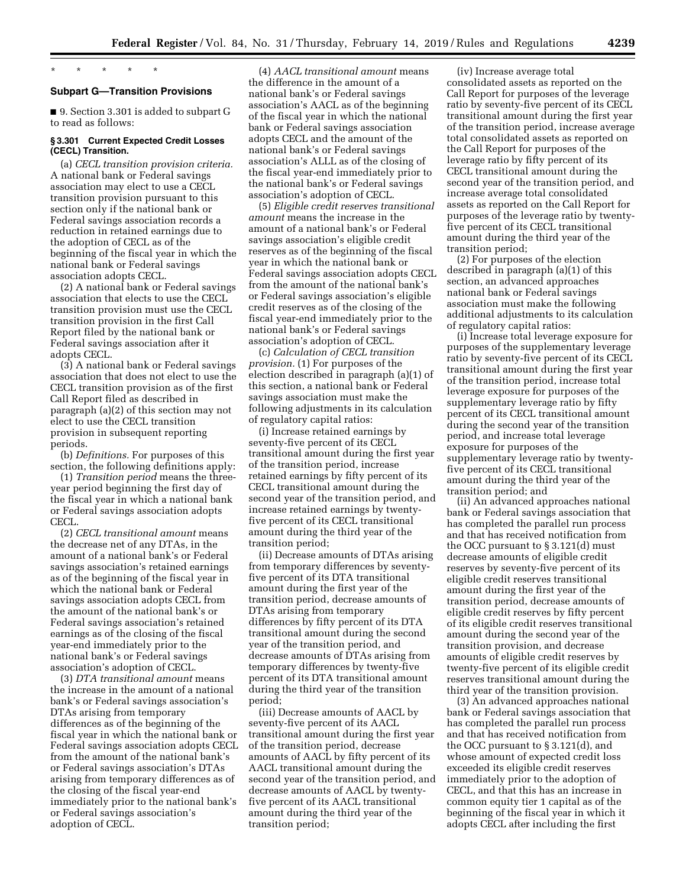\* \* \* \* \*

## Subpart G—Transition Provisions

■ 9. Section 3.301 is added to subpart G to read as follows:

### § 3.301 Current Expected Credit Losses (CECL) Transition.

(a) *CECL transition provision criteria.* A national bank or Federal savings association may elect to use a CECL transition provision pursuant to this section only if the national bank or Federal savings association records a reduction in retained earnings due to the adoption of CECL as of the beginning of the fiscal year in which the national bank or Federal savings association adopts CECL.

(2) A national bank or Federal savings association that elects to use the CECL transition provision must use the CECL transition provision in the first Call Report filed by the national bank or Federal savings association after it adopts CECL.

(3) A national bank or Federal savings association that does not elect to use the CECL transition provision as of the first Call Report filed as described in paragraph (a)(2) of this section may not elect to use the CECL transition provision in subsequent reporting periods.

(b) *Definitions.* For purposes of this section, the following definitions apply:

(1) *Transition period* means the three-year period beginning the first day of the fiscal year in which a national bank or Federal savings association adopts CECL.

(2) *CECL transitional amount* means the decrease net of any DTAs, in the amount of a national bank's or Federal savings association's retained earnings as of the beginning of the fiscal year in which the national bank or Federal savings association adopts CECL from the amount of the national bank's or Federal savings association's retained earnings as of the closing of the fiscal year-end immediately prior to the national bank's or Federal savings association's adoption of CECL.

(3) *DTA transitional amount* means the increase in the amount of a national bank's or Federal savings association's DTAs arising from temporary differences as of the beginning of the fiscal year in which the national bank or Federal savings association adopts CECL from the amount of the national bank's or Federal savings association's DTAs arising from temporary differences as of the closing of the fiscal year-end immediately prior to the national bank's or Federal savings association's adoption of CECL.

(4) *AACL transitional amount* means the difference in the amount of a national bank's or Federal savings association's AACL as of the beginning of the fiscal year in which the national bank or Federal savings association adopts CECL and the amount of the national bank's or Federal savings association's ALLL as of the closing of the fiscal year-end immediately prior to the national bank's or Federal savings association's adoption of CECL.

(5) *Eligible credit reserves transitional amount* means the increase in the amount of a national bank's or Federal savings association's eligible credit reserves as of the beginning of the fiscal year in which the national bank or Federal savings association adopts CECL from the amount of the national bank's or Federal savings association's eligible credit reserves as of the closing of the fiscal year-end immediately prior to the national bank's or Federal savings association's adoption of CECL.

(c) *Calculation of CECL transition provision.* (1) For purposes of the election described in paragraph (a)(1) of this section, a national bank or Federal savings association must make the following adjustments in its calculation of regulatory capital ratios:

(i) Increase retained earnings by seventy-five percent of its CECL transitional amount during the first year of the transition period, increase retained earnings by fifty percent of its CECL transitional amount during the second year of the transition period, and increase retained earnings by twenty-five percent of its CECL transitional amount during the third year of the transition period;

(ii) Decrease amounts of DTAs arising from temporary differences by seventy-five percent of its DTA transitional amount during the first year of the transition period, decrease amounts of DTAs arising from temporary differences by fifty percent of its DTA transitional amount during the second year of the transition period, and decrease amounts of DTAs arising from temporary differences by twenty-five percent of its DTA transitional amount during the third year of the transition period;

(iii) Decrease amounts of AACL by seventy-five percent of its AACL transitional amount during the first year of the transition period, decrease amounts of AACL by fifty percent of its AACL transitional amount during the second year of the transition period, and decrease amounts of AACL by twenty-five percent of its AACL transitional amount during the third year of the transition period;

(iv) Increase average total consolidated assets as reported on the Call Report for purposes of the leverage ratio by seventy-five percent of its CECL transitional amount during the first year of the transition period, increase average total consolidated assets as reported on the Call Report for purposes of the leverage ratio by fifty percent of its CECL transitional amount during the second year of the transition period, and increase average total consolidated assets as reported on the Call Report for purposes of the leverage ratio by twenty-five percent of its CECL transitional amount during the third year of the transition period;

(2) For purposes of the election described in paragraph (a)(1) of this section, an advanced approaches national bank or Federal savings association must make the following additional adjustments to its calculation of regulatory capital ratios:

(i) Increase total leverage exposure for purposes of the supplementary leverage ratio by seventy-five percent of its CECL transitional amount during the first year of the transition period, increase total leverage exposure for purposes of the supplementary leverage ratio by fifty percent of its CECL transitional amount during the second year of the transition period, and increase total leverage exposure for purposes of the supplementary leverage ratio by twenty-five percent of its CECL transitional amount during the third year of the transition period; and

(ii) An advanced approaches national bank or Federal savings association that has completed the parallel run process and that has received notification from the OCC pursuant to § 3.121(d) must decrease amounts of eligible credit reserves by seventy-five percent of its eligible credit reserves transitional amount during the first year of the transition period, decrease amounts of eligible credit reserves by fifty percent of its eligible credit reserves transitional amount during the second year of the transition provision, and decrease amounts of eligible credit reserves by twenty-five percent of its eligible credit reserves transitional amount during the third year of the transition provision.

(3) An advanced approaches national bank or Federal savings association that has completed the parallel run process and that has received notification from the OCC pursuant to § 3.121(d), and whose amount of expected credit loss exceeded its eligible credit reserves immediately prior to the adoption of CECL, and that this has an increase in common equity tier 1 capital as of the beginning of the fiscal year in which it adopts CECL after including the first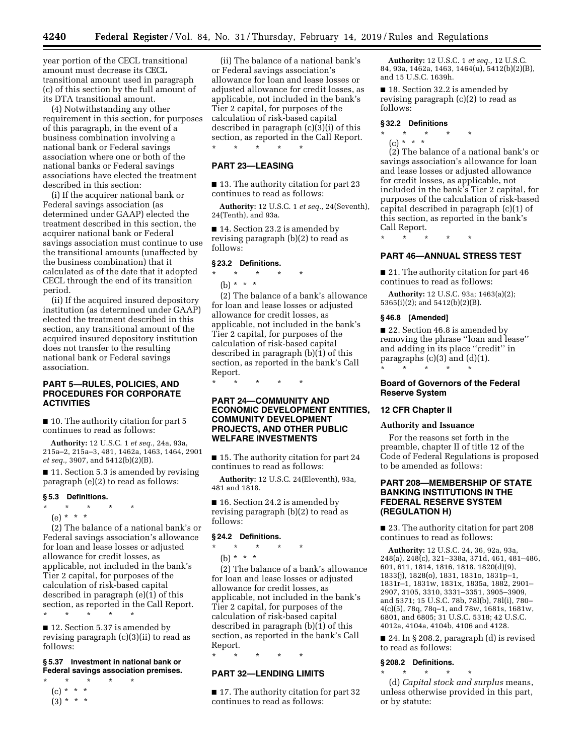year portion of the CECL transitional amount must decrease its CECL transitional amount used in paragraph (c) of this section by the full amount of its DTA transitional amount.

(4) Notwithstanding any other requirement in this section, for purposes of this paragraph, in the event of a business combination involving a national bank or Federal savings association where one or both of the national banks or Federal savings associations have elected the treatment described in this section:

(i) If the acquirer national bank or Federal savings association (as determined under GAAP) elected the treatment described in this section, the acquirer national bank or Federal savings association must continue to use the transitional amounts (unaffected by the business combination) that it calculated as of the date that it adopted CECL through the end of its transition period.

(ii) If the acquired insured depository institution (as determined under GAAP) elected the treatment described in this section, any transitional amount of the acquired insured depository institution does not transfer to the resulting national bank or Federal savings association.

## PART 5—RULES, POLICIES, AND PROCEDURES FOR CORPORATE ACTIVITIES

■ 10. The authority citation for part 5 continues to read as follows:

**Authority:** 12 U.S.C. 1 *et seq.,* 24a, 93a, 215a–2, 215a–3, 481, 1462a, 1463, 1464, 2901 *et seq.,* 3907, and 5412(b)(2)(B).

■ 11. Section 5.3 is amended by revising paragraph (e)(2) to read as follows:

### § 5.3 Definitions.

\* \* \* \* \*

(e) \* \* \*

(2) The balance of a national bank's or Federal savings association's allowance for loan and lease losses or adjusted allowance for credit losses, as applicable, not included in the bank's Tier 2 capital, for purposes of the calculation of risk-based capital described in paragraph (e)(1) of this section, as reported in the Call Report.

\* \* \* \* \*

■ 12. Section 5.37 is amended by revising paragraph (c)(3)(ii) to read as follows:

### § 5.37 Investment in national bank or Federal savings association premises.

\* \* \* \* \*

(c) \* \* \*

(3) \* \* \*

(ii) The balance of a national bank's or Federal savings association's allowance for loan and lease losses or adjusted allowance for credit losses, as applicable, not included in the bank's Tier 2 capital, for purposes of the calculation of risk-based capital described in paragraph (c)(3)(i) of this section, as reported in the Call Report.

\* \* \* \* \*

## PART 23—LEASING

■ 13. The authority citation for part 23 continues to read as follows:

**Authority:** 12 U.S.C. 1 *et seq.,* 24(Seventh), 24(Tenth), and 93a.

■ 14. Section 23.2 is amended by revising paragraph (b)(2) to read as follows:

### § 23.2 Definitions.

\* \* \* \* \*

(b) \* \* \*

(2) The balance of a bank's allowance for loan and lease losses or adjusted allowance for credit losses, as applicable, not included in the bank's Tier 2 capital, for purposes of the calculation of risk-based capital described in paragraph (b)(1) of this section, as reported in the bank's Call Report.

\* \* \* \* \*

## PART 24—COMMUNITY AND ECONOMIC DEVELOPMENT ENTITIES, COMMUNITY DEVELOPMENT PROJECTS, AND OTHER PUBLIC WELFARE INVESTMENTS

■ 15. The authority citation for part 24 continues to read as follows:

**Authority:** 12 U.S.C. 24(Eleventh), 93a, 481 and 1818.

■ 16. Section 24.2 is amended by revising paragraph (b)(2) to read as follows:

### § 24.2 Definitions.

\* \* \* \* \*

(b) \* \* \*

(2) The balance of a bank's allowance for loan and lease losses or adjusted allowance for credit losses, as applicable, not included in the bank's Tier 2 capital, for purposes of the calculation of risk-based capital described in paragraph (b)(1) of this section, as reported in the bank's Call Report.

\* \* \* \* \*

## PART 32—LENDING LIMITS

■ 17. The authority citation for part 32 continues to read as follows:

**Authority:** 12 U.S.C. 1 *et seq.,* 12 U.S.C. 84, 93a, 1462a, 1463, 1464(u), 5412(b)(2)(B), and 15 U.S.C. 1639h.

■ 18. Section 32.2 is amended by revising paragraph (c)(2) to read as follows:

### § 32.2 Definitions

\* \* \* \* \*

(c) \* \* \*

(2) The balance of a national bank's or savings association's allowance for loan and lease losses or adjusted allowance for credit losses, as applicable, not included in the bank's Tier 2 capital, for purposes of the calculation of risk-based capital described in paragraph (c)(1) of this section, as reported in the bank's Call Report.

\* \* \* \* \*

## PART 46—ANNUAL STRESS TEST

■ 21. The authority citation for part 46 continues to read as follows:

**Authority:** 12 U.S.C. 93a; 1463(a)(2); 5365(i)(2); and 5412(b)(2)(B).

### § 46.8 [Amended]

■ 22. Section 46.8 is amended by removing the phrase ''loan and lease'' and adding in its place ''credit'' in paragraphs (c)(3) and (d)(1).

\* \* \* \* \*

## Board of Governors of the Federal Reserve System

## 12 CFR Chapter II

### Authority and Issuance

For the reasons set forth in the preamble, chapter II of title 12 of the Code of Federal Regulations is proposed to be amended as follows:

## PART 208—MEMBERSHIP OF STATE BANKING INSTITUTIONS IN THE FEDERAL RESERVE SYSTEM (REGULATION H)

■ 23. The authority citation for part 208 continues to read as follows:

**Authority:** 12 U.S.C. 24, 36, 92a, 93a, 248(a), 248(c), 321–338a, 371d, 461, 481–486, 601, 611, 1814, 1816, 1818, 1820(d)(9), 1833(j), 1828(o), 1831, 1831o, 1831p–1, 1831r–1, 1831w, 1831x, 1835a, 1882, 2901–2907, 3105, 3310, 3331–3351, 3905–3909, and 5371; 15 U.S.C. 78b, 78I(b), 78l(i), 780–4(c)(5), 78q, 78q–1, and 78w, 1681s, 1681w, 6801, and 6805; 31 U.S.C. 5318; 42 U.S.C. 4012a, 4104a, 4104b, 4106 and 4128.

■ 24. In § 208.2, paragraph (d) is revised to read as follows:

### § 208.2 Definitions.

\* \* \* \* \*

(d) *Capital stock and surplus* means, unless otherwise provided in this part, or by statute: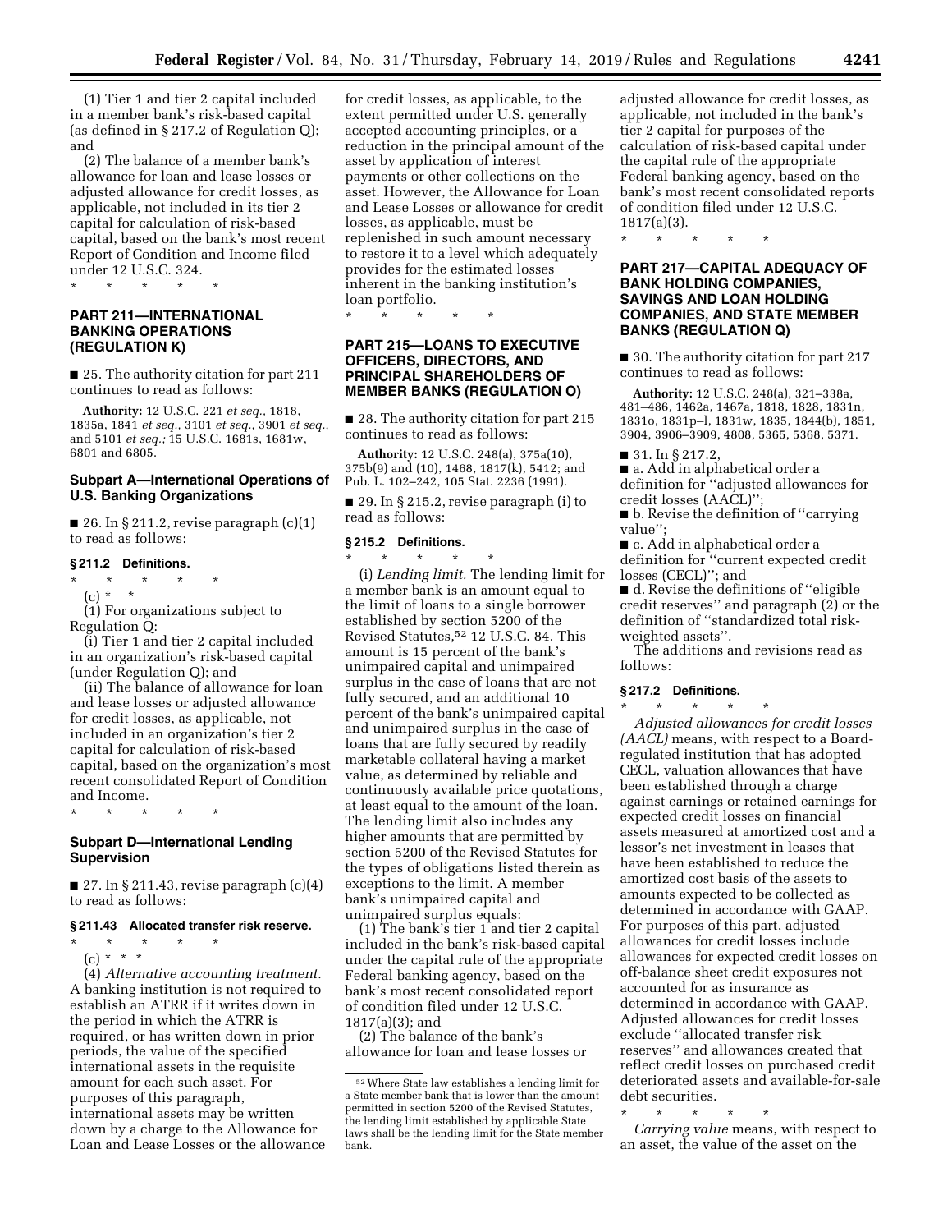(1) Tier 1 and tier 2 capital included in a member bank's risk-based capital (as defined in § 217.2 of Regulation Q); and

(2) The balance of a member bank's allowance for loan and lease losses or adjusted allowance for credit losses, as applicable, not included in its tier 2 capital for calculation of risk-based capital, based on the bank's most recent Report of Condition and Income filed under 12 U.S.C. 324.

\* \* \* \* \*

## PART 211—INTERNATIONAL BANKING OPERATIONS (REGULATION K)

■ 25. The authority citation for part 211 continues to read as follows:

**Authority:** 12 U.S.C. 221 *et seq.,* 1818, 1835a, 1841 *et seq.,* 3101 *et seq.,* 3901 *et seq.,* and 5101 *et seq.;* 15 U.S.C. 1681s, 1681w, 6801 and 6805.

### Subpart A—International Operations of U.S. Banking Organizations

■ 26. In § 211.2, revise paragraph (c)(1) to read as follows:

#### § 211.2 Definitions.

\* \* \* \* \*

(c) \* \*

(1) For organizations subject to Regulation Q:

(i) Tier 1 and tier 2 capital included in an organization's risk-based capital (under Regulation Q); and

(ii) The balance of allowance for loan and lease losses or adjusted allowance for credit losses, as applicable, not included in an organization's tier 2 capital for calculation of risk-based capital, based on the organization's most recent consolidated Report of Condition and Income.

\* \* \* \* \*

### Subpart D—International Lending Supervision

■ 27. In § 211.43, revise paragraph (c)(4) to read as follows:

#### § 211.43 Allocated transfer risk reserve.

\* \* \* \* \*

(c) \* \* \*

(4) *Alternative accounting treatment.* A banking institution is not required to establish an ATRR if it writes down in the period in which the ATRR is required, or has written down in prior periods, the value of the specified international assets in the requisite amount for each such asset. For purposes of this paragraph, international assets may be written down by a charge to the Allowance for Loan and Lease Losses or the allowance for credit losses, as applicable, to the extent permitted under U.S. generally accepted accounting principles, or a reduction in the principal amount of the asset by application of interest payments or other collections on the asset. However, the Allowance for Loan and Lease Losses or allowance for credit losses, as applicable, must be replenished in such amount necessary to restore it to a level which adequately provides for the estimated losses inherent in the banking institution's loan portfolio.

\* \* \* \* \*

## PART 215—LOANS TO EXECUTIVE OFFICERS, DIRECTORS, AND PRINCIPAL SHAREHOLDERS OF MEMBER BANKS (REGULATION O)

■ 28. The authority citation for part 215 continues to read as follows:

**Authority:** 12 U.S.C. 248(a), 375a(10), 375b(9) and (10), 1468, 1817(k), 5412; and Pub. L. 102–242, 105 Stat. 2236 (1991).

■ 29. In § 215.2, revise paragraph (i) to read as follows:

#### § 215.2 Definitions.

\* \* \* \* \*

(i) *Lending limit.* The lending limit for a member bank is an amount equal to the limit of loans to a single borrower established by section 5200 of the Revised Statutes,[52] 12 U.S.C. 84. This amount is 15 percent of the bank's unimpaired capital and unimpaired surplus in the case of loans that are not fully secured, and an additional 10 percent of the bank's unimpaired capital and unimpaired surplus in the case of loans that are fully secured by readily marketable collateral having a market value, as determined by reliable and continuously available price quotations, at least equal to the amount of the loan. The lending limit also includes any higher amounts that are permitted by section 5200 of the Revised Statutes for the types of obligations listed therein as exceptions to the limit. A member bank's unimpaired capital and unimpaired surplus equals:

(1) The bank's tier 1 and tier 2 capital included in the bank's risk-based capital under the capital rule of the appropriate Federal banking agency, based on the bank's most recent consolidated report of condition filed under 12 U.S.C. 1817(a)(3); and

(2) The balance of the bank's allowance for loan and lease losses or adjusted allowance for credit losses, as applicable, not included in the bank's tier 2 capital for purposes of the calculation of risk-based capital under the capital rule of the appropriate Federal banking agency, based on the bank's most recent consolidated reports of condition filed under 12 U.S.C. 1817(a)(3).

\* \* \* \* \*

[52] Where State law establishes a lending limit for a State member bank that is lower than the amount permitted in section 5200 of the Revised Statutes, the lending limit established by applicable State laws shall be the lending limit for the State member bank.

## PART 217—CAPITAL ADEQUACY OF BANK HOLDING COMPANIES, SAVINGS AND LOAN HOLDING COMPANIES, AND STATE MEMBER BANKS (REGULATION Q)

■ 30. The authority citation for part 217 continues to read as follows:

**Authority:** 12 U.S.C. 248(a), 321–338a, 481–486, 1462a, 1467a, 1818, 1828, 1831n, 1831o, 1831p–l, 1831w, 1835, 1844(b), 1851, 3904, 3906–3909, 4808, 5365, 5368, 5371.

■ 31. In § 217.2,

■ a. Add in alphabetical order a definition for ''adjusted allowances for credit losses (AACL)'';

■ b. Revise the definition of ''carrying value'';

■ c. Add in alphabetical order a definition for ''current expected credit losses (CECL)''; and

■ d. Revise the definitions of ''eligible credit reserves'' and paragraph (2) or the definition of ''standardized total risk-weighted assets''.

The additions and revisions read as follows:

#### § 217.2 Definitions.

\* \* \* \* \*

*Adjusted allowances for credit losses (AACL)* means, with respect to a Board-regulated institution that has adopted CECL, valuation allowances that have been established through a charge against earnings or retained earnings for expected credit losses on financial assets measured at amortized cost and a lessor's net investment in leases that have been established to reduce the amortized cost basis of the assets to amounts expected to be collected as determined in accordance with GAAP. For purposes of this part, adjusted allowances for credit losses include allowances for expected credit losses on off-balance sheet credit exposures not accounted for as insurance as determined in accordance with GAAP. Adjusted allowances for credit losses exclude ''allocated transfer risk reserves'' and allowances created that reflect credit losses on purchased credit deteriorated assets and available-for-sale debt securities.

\* \* \* \* \*

*Carrying value* means, with respect to an asset, the value of the asset on the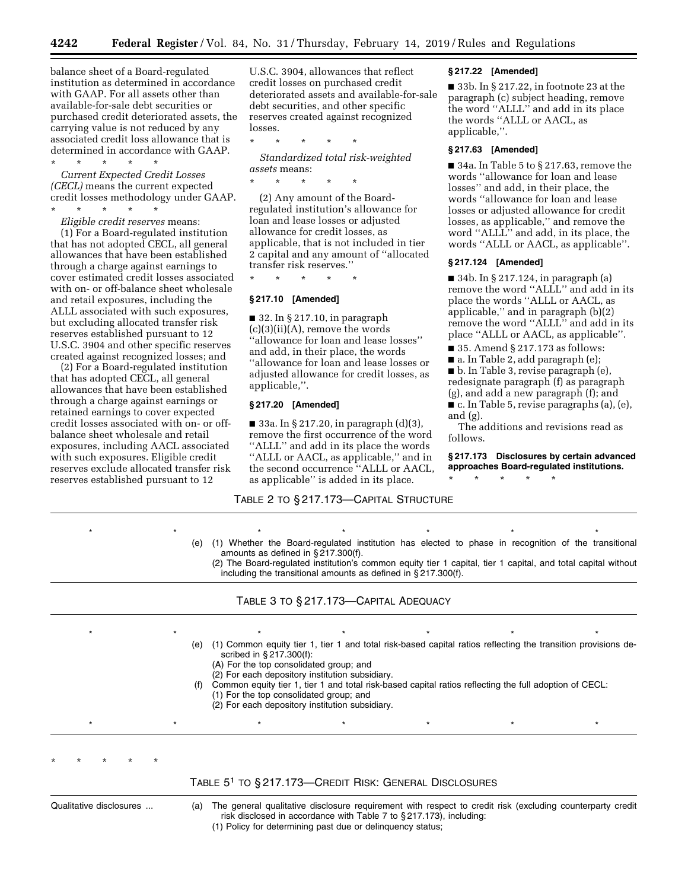balance sheet of a Board-regulated institution as determined in accordance with GAAP. For all assets other than available-for-sale debt securities or purchased credit deteriorated assets, the carrying value is not reduced by any associated credit loss allowance that is determined in accordance with GAAP.

\* \* \* \* \*

*Current Expected Credit Losses (CECL)* means the current expected credit losses methodology under GAAP.

\* \* \* \* \*

*Eligible credit reserves* means:

(1) For a Board-regulated institution that has not adopted CECL, all general allowances that have been established through a charge against earnings to cover estimated credit losses associated with on- or off-balance sheet wholesale and retail exposures, including the ALLL associated with such exposures, but excluding allocated transfer risk reserves established pursuant to 12 U.S.C. 3904 and other specific reserves created against recognized losses; and

(2) For a Board-regulated institution that has adopted CECL, all general allowances that have been established through a charge against earnings or retained earnings to cover expected credit losses associated with on- or off-balance sheet wholesale and retail exposures, including AACL associated with such exposures. Eligible credit reserves exclude allocated transfer risk reserves established pursuant to 12 U.S.C. 3904, allowances that reflect credit losses on purchased credit deteriorated assets and available-for-sale debt securities, and other specific reserves created against recognized losses.

\* \* \* \* \*

*Standardized total risk-weighted assets* means:

\* \* \* \* \*

(2) Any amount of the Board-regulated institution's allowance for loan and lease losses or adjusted allowance for credit losses, as applicable, that is not included in tier 2 capital and any amount of ''allocated transfer risk reserves.''

\* \* \* \* \*

**§ 217.10 [Amended]**

■ 32. In § 217.10, in paragraph (c)(3)(ii)(A), remove the words ''allowance for loan and lease losses'' and add, in their place, the words ''allowance for loan and lease losses or adjusted allowance for credit losses, as applicable,''.

**§ 217.20 [Amended]**

■ 33a. In § 217.20, in paragraph (d)(3), remove the first occurrence of the word ''ALLL'' and add in its place the words ''ALLL or AACL, as applicable,'' and in the second occurrence ''ALLL or AACL, as applicable'' is added in its place.

**§ 217.22 [Amended]**

■ 33b. In § 217.22, in footnote 23 at the paragraph (c) subject heading, remove the word ''ALLL'' and add in its place the words ''ALLL or AACL, as applicable,''.

**§ 217.63 [Amended]**

■ 34a. In Table 5 to § 217.63, remove the words ''allowance for loan and lease losses'' and add, in their place, the words ''allowance for loan and lease losses or adjusted allowance for credit losses, as applicable,'' and remove the word ''ALLL'' and add, in its place, the words ''ALLL or AACL, as applicable''.

**§ 217.124 [Amended]**

■ 34b. In § 217.124, in paragraph (a) remove the word ''ALLL'' and add in its place the words ''ALLL or AACL, as applicable,'' and in paragraph (b)(2) remove the word ''ALLL'' and add in its place ''ALLL or AACL, as applicable''.

■ 35. Amend § 217.173 as follows:

■ a. In Table 2, add paragraph (e);

■ b. In Table 3, revise paragraph (e), redesignate paragraph (f) as paragraph (g), and add a new paragraph (f); and

■ c. In Table 5, revise paragraphs (a), (e), and (g).

The additions and revisions read as follows.

**§ 217.173 Disclosures by certain advanced approaches Board-regulated institutions.**

\* \* \* \* \*

TABLE 2 TO § 217.173—CAPITAL STRUCTURE

| | | |
|---|---|---|
| \* | \* | \* \* \* \* \* |
| | (e) | (1) Whether the Board-regulated institution has elected to phase in recognition of the transitional amounts as defined in § 217.300(f). |
| | | (2) The Board-regulated institution's common equity tier 1 capital, tier 1 capital, and total capital without including the transitional amounts as defined in § 217.300(f). |

TABLE 3 TO § 217.173—CAPITAL ADEQUACY

| | | |
|---|---|---|
| \* | \* | \* \* \* \* \* |
| | (e) | (1) Common equity tier 1, tier 1 and total risk-based capital ratios reflecting the transition provisions described in § 217.300(f):<br>(A) For the top consolidated group; and<br>(2) For each depository institution subsidiary. |
| | (f) | Common equity tier 1, tier 1 and total risk-based capital ratios reflecting the full adoption of CECL:<br>(1) For the top consolidated group; and<br>(2) For each depository institution subsidiary. |
| \* | \* | \* \* \* \* \* |

\* \* \* \* \*

TABLE 5[1] TO § 217.173—CREDIT RISK: GENERAL DISCLOSURES

| | | |
|---|---|---|
| Qualitative disclosures ... | (a) | The general qualitative disclosure requirement with respect to credit risk (excluding counterparty credit risk disclosed in accordance with Table 7 to § 217.173), including:<br>(1) Policy for determining past due or delinquency status; |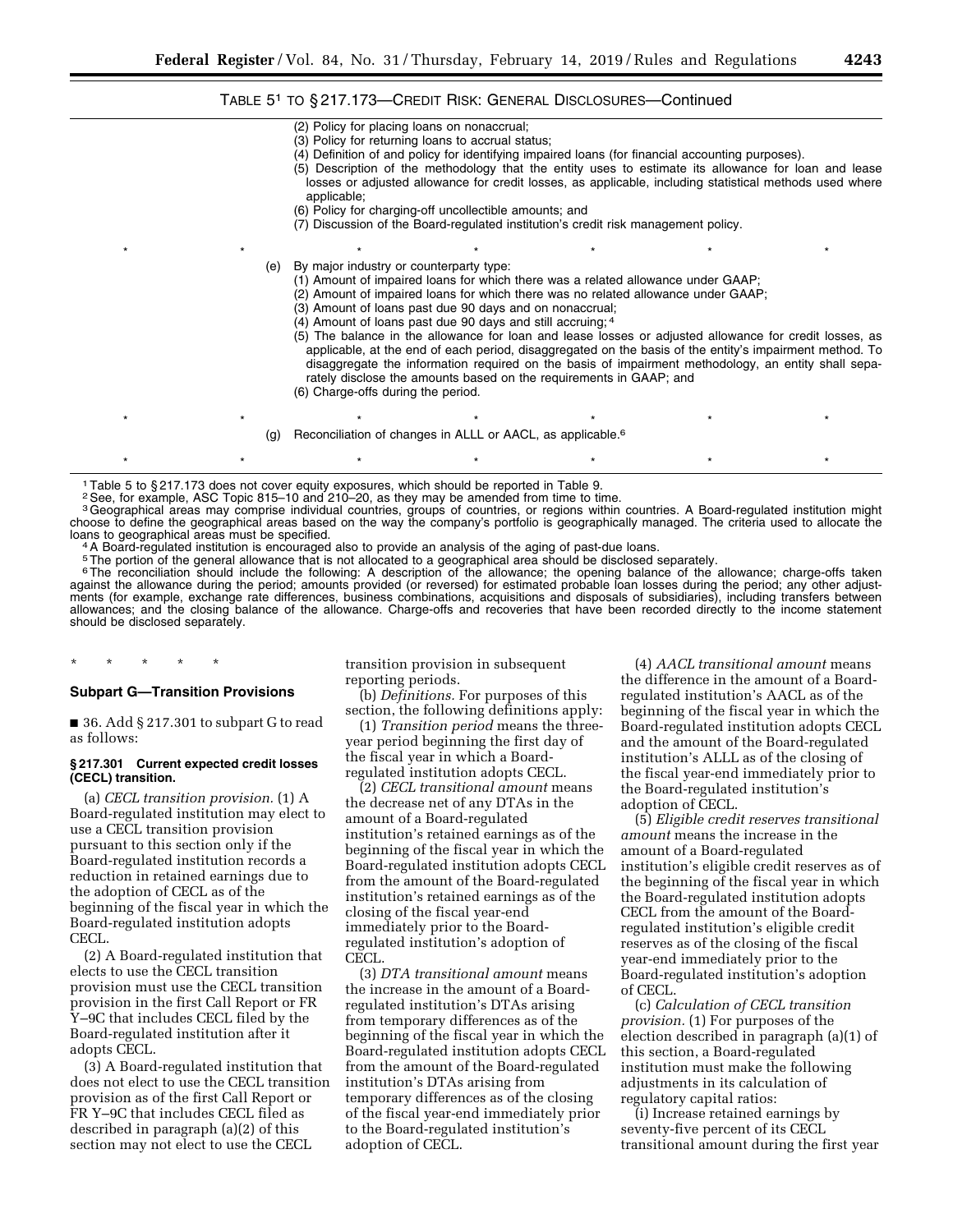TABLE 5[1] TO § 217.173—CREDIT RISK: GENERAL DISCLOSURES—Continued

| | | |
|---|---|---|
| | | (2) Policy for placing loans on nonaccrual;<br>(3) Policy for returning loans to accrual status;<br>(4) Definition of and policy for identifying impaired loans (for financial accounting purposes).<br>(5) Description of the methodology that the entity uses to estimate its allowance for loan and lease losses or adjusted allowance for credit losses, as applicable, including statistical methods used where applicable;<br>(6) Policy for charging-off uncollectible amounts; and<br>(7) Discussion of the Board-regulated institution's credit risk management policy. |
| * | * | * * * * * |
| | (e) | By major industry or counterparty type:<br>(1) Amount of impaired loans for which there was a related allowance under GAAP;<br>(2) Amount of impaired loans for which there was no related allowance under GAAP;<br>(3) Amount of loans past due 90 days and on nonaccrual;<br>(4) Amount of loans past due 90 days and still accruing;[4]<br>(5) The balance in the allowance for loan and lease losses or adjusted allowance for credit losses, as applicable, at the end of each period, disaggregated on the basis of the entity's impairment method. To disaggregate the information required on the basis of impairment methodology, an entity shall separately disclose the amounts based on the requirements in GAAP; and<br>(6) Charge-offs during the period. |
| * | * | * * * * * |
| | (g) | Reconciliation of changes in ALLL or AACL, as applicable.[6] |
| * | * | * * * * * |

[1] Table 5 to § 217.173 does not cover equity exposures, which should be reported in Table 9.
[2] See, for example, ASC Topic 815–10 and 210–20, as they may be amended from time to time.
[3] Geographical areas may comprise individual countries, groups of countries, or regions within countries. A Board-regulated institution might choose to define the geographical areas based on the way the company's portfolio is geographically managed. The criteria used to allocate the loans to geographical areas must be specified.
[4] A Board-regulated institution is encouraged also to provide an analysis of the aging of past-due loans.
[5] The portion of the general allowance that is not allocated to a geographical area should be disclosed separately.
[6] The reconciliation should include the following: A description of the allowance; the opening balance of the allowance; charge-offs taken against the allowance during the period; amounts provided (or reversed) for estimated probable loan losses during the period; any other adjustments (for example, exchange rate differences, business combinations, acquisitions and disposals of subsidiaries), including transfers between allowances; and the closing balance of the allowance. Charge-offs and recoveries that have been recorded directly to the income statement should be disclosed separately.

\* \* \* \* \*

## Subpart G—Transition Provisions

■ 36. Add § 217.301 to subpart G to read as follows:

### § 217.301 Current expected credit losses (CECL) transition.

(a) *CECL transition provision.* (1) A Board-regulated institution may elect to use a CECL transition provision pursuant to this section only if the Board-regulated institution records a reduction in retained earnings due to the adoption of CECL as of the beginning of the fiscal year in which the Board-regulated institution adopts CECL.

(2) A Board-regulated institution that elects to use the CECL transition provision must use the CECL transition provision in the first Call Report or FR Y–9C that includes CECL filed by the Board-regulated institution after it adopts CECL.

(3) A Board-regulated institution that does not elect to use the CECL transition provision as of the first Call Report or FR Y–9C that includes CECL filed as described in paragraph (a)(2) of this section may not elect to use the CECL transition provision in subsequent reporting periods.

(b) *Definitions.* For purposes of this section, the following definitions apply:

(1) *Transition period* means the three-year period beginning the first day of the fiscal year in which a Board-regulated institution adopts CECL.

(2) *CECL transitional amount* means the decrease net of any DTAs in the amount of a Board-regulated institution's retained earnings as of the beginning of the fiscal year in which the Board-regulated institution adopts CECL from the amount of the Board-regulated institution's retained earnings as of the closing of the fiscal year-end immediately prior to the Board-regulated institution's adoption of CECL.

(3) *DTA transitional amount* means the increase in the amount of a Board-regulated institution's DTAs arising from temporary differences as of the beginning of the fiscal year in which the Board-regulated institution adopts CECL from the amount of the Board-regulated institution's DTAs arising from temporary differences as of the closing of the fiscal year-end immediately prior to the Board-regulated institution's adoption of CECL.

(4) *AACL transitional amount* means the difference in the amount of a Board-regulated institution's AACL as of the beginning of the fiscal year in which the Board-regulated institution adopts CECL and the amount of the Board-regulated institution's ALLL as of the closing of the fiscal year-end immediately prior to the Board-regulated institution's adoption of CECL.

(5) *Eligible credit reserves transitional amount* means the increase in the amount of a Board-regulated institution's eligible credit reserves as of the beginning of the fiscal year in which the Board-regulated institution adopts CECL from the amount of the Board-regulated institution's eligible credit reserves as of the closing of the fiscal year-end immediately prior to the Board-regulated institution's adoption of CECL.

(c) *Calculation of CECL transition provision.* (1) For purposes of the election described in paragraph (a)(1) of this section, a Board-regulated institution must make the following adjustments in its calculation of regulatory capital ratios:

(i) Increase retained earnings by seventy-five percent of its CECL transitional amount during the first year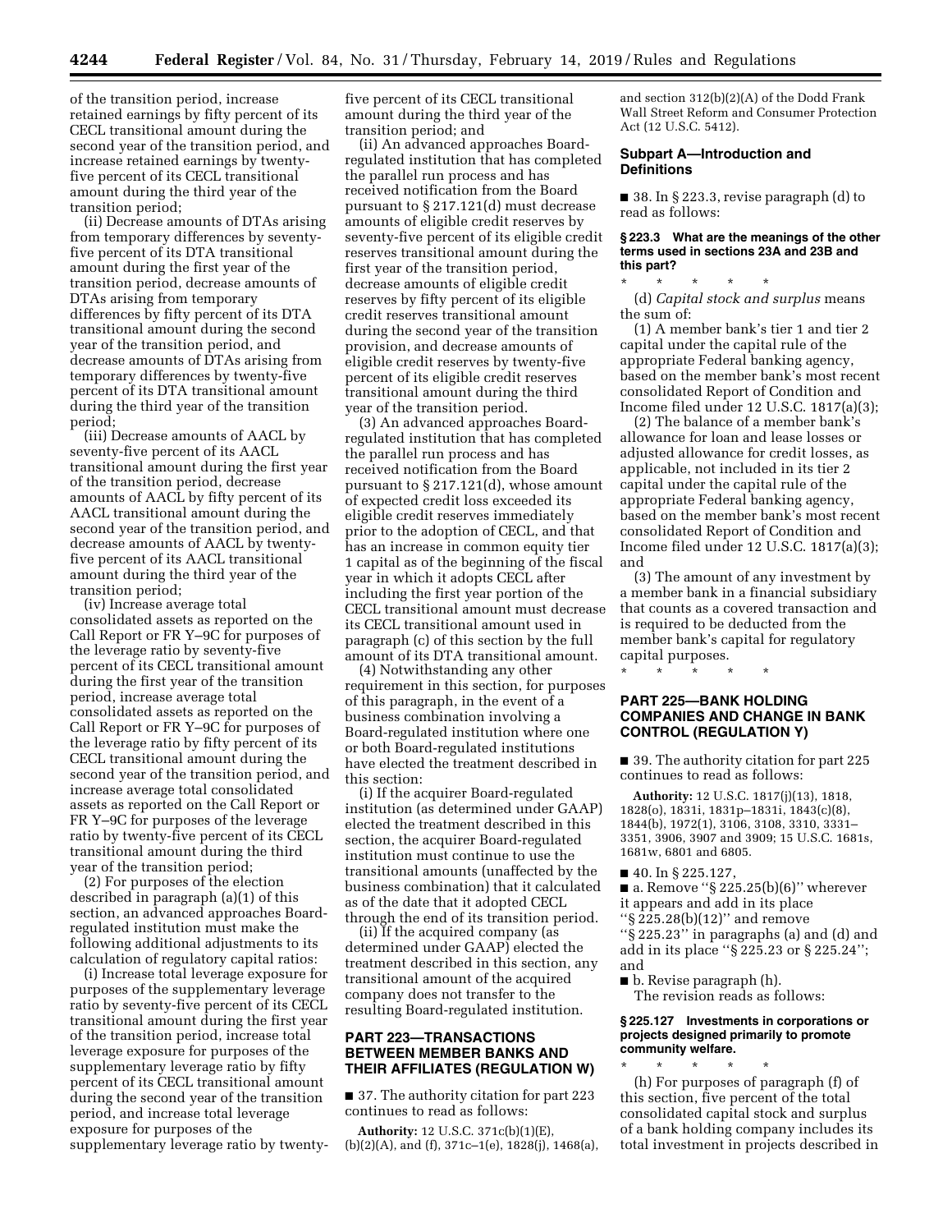of the transition period, increase retained earnings by fifty percent of its CECL transitional amount during the second year of the transition period, and increase retained earnings by twenty-five percent of its CECL transitional amount during the third year of the transition period;

(ii) Decrease amounts of DTAs arising from temporary differences by seventy-five percent of its DTA transitional amount during the first year of the transition period, decrease amounts of DTAs arising from temporary differences by fifty percent of its DTA transitional amount during the second year of the transition period, and decrease amounts of DTAs arising from temporary differences by twenty-five percent of its DTA transitional amount during the third year of the transition period;

(iii) Decrease amounts of AACL by seventy-five percent of its AACL transitional amount during the first year of the transition period, decrease amounts of AACL by fifty percent of its AACL transitional amount during the second year of the transition period, and decrease amounts of AACL by twenty-five percent of its AACL transitional amount during the third year of the transition period;

(iv) Increase average total consolidated assets as reported on the Call Report or FR Y–9C for purposes of the leverage ratio by seventy-five percent of its CECL transitional amount during the first year of the transition period, increase average total consolidated assets as reported on the Call Report or FR Y–9C for purposes of the leverage ratio by fifty percent of its CECL transitional amount during the second year of the transition period, and increase average total consolidated assets as reported on the Call Report or FR Y–9C for purposes of the leverage ratio by twenty-five percent of its CECL transitional amount during the third year of the transition period;

(2) For purposes of the election described in paragraph (a)(1) of this section, an advanced approaches Board-regulated institution must make the following additional adjustments to its calculation of regulatory capital ratios:

(i) Increase total leverage exposure for purposes of the supplementary leverage ratio by seventy-five percent of its CECL transitional amount during the first year of the transition period, increase total leverage exposure for purposes of the supplementary leverage ratio by fifty percent of its CECL transitional amount during the second year of the transition period, and increase total leverage exposure for purposes of the supplementary leverage ratio by twenty-five percent of its CECL transitional amount during the third year of the transition period; and

(ii) An advanced approaches Board-regulated institution that has completed the parallel run process and has received notification from the Board pursuant to § 217.121(d) must decrease amounts of eligible credit reserves by seventy-five percent of its eligible credit reserves transitional amount during the first year of the transition period, decrease amounts of eligible credit reserves by fifty percent of its eligible credit reserves transitional amount during the second year of the transition provision, and decrease amounts of eligible credit reserves by twenty-five percent of its eligible credit reserves transitional amount during the third year of the transition period.

(3) An advanced approaches Board-regulated institution that has completed the parallel run process and has received notification from the Board pursuant to § 217.121(d), whose amount of expected credit loss exceeded its eligible credit reserves immediately prior to the adoption of CECL, and that has an increase in common equity tier 1 capital as of the beginning of the fiscal year in which it adopts CECL after including the first year portion of the CECL transitional amount must decrease its CECL transitional amount used in paragraph (c) of this section by the full amount of its DTA transitional amount.

(4) Notwithstanding any other requirement in this section, for purposes of this paragraph, in the event of a business combination involving a Board-regulated institution where one or both Board-regulated institutions have elected the treatment described in this section:

(i) If the acquirer Board-regulated institution (as determined under GAAP) elected the treatment described in this section, the acquirer Board-regulated institution must continue to use the transitional amounts (unaffected by the business combination) that it calculated as of the date that it adopted CECL through the end of its transition period.

(ii) If the acquired company (as determined under GAAP) elected the treatment described in this section, any transitional amount of the acquired company does not transfer to the resulting Board-regulated institution.

## PART 223—TRANSACTIONS BETWEEN MEMBER BANKS AND THEIR AFFILIATES (REGULATION W)

■ 37. The authority citation for part 223 continues to read as follows:

**Authority:** 12 U.S.C. 371c(b)(1)(E), (b)(2)(A), and (f), 371c–1(e), 1828(j), 1468(a), and section 312(b)(2)(A) of the Dodd Frank Wall Street Reform and Consumer Protection Act (12 U.S.C. 5412).

### Subpart A—Introduction and Definitions

■ 38. In § 223.3, revise paragraph (d) to read as follows:

#### § 223.3 What are the meanings of the other terms used in sections 23A and 23B and this part?

\* \* \* \* \*

(d) *Capital stock and surplus* means the sum of:

(1) A member bank's tier 1 and tier 2 capital under the capital rule of the appropriate Federal banking agency, based on the member bank's most recent consolidated Report of Condition and Income filed under 12 U.S.C. 1817(a)(3);

(2) The balance of a member bank's allowance for loan and lease losses or adjusted allowance for credit losses, as applicable, not included in its tier 2 capital under the capital rule of the appropriate Federal banking agency, based on the member bank's most recent consolidated Report of Condition and Income filed under 12 U.S.C. 1817(a)(3); and

(3) The amount of any investment by a member bank in a financial subsidiary that counts as a covered transaction and is required to be deducted from the member bank's capital for regulatory capital purposes.

\* \* \* \* \*

## PART 225—BANK HOLDING COMPANIES AND CHANGE IN BANK CONTROL (REGULATION Y)

■ 39. The authority citation for part 225 continues to read as follows:

**Authority:** 12 U.S.C. 1817(j)(13), 1818, 1828(o), 1831i, 1831p–1831i, 1843(c)(8), 1844(b), 1972(1), 3106, 3108, 3310, 3331–3351, 3906, 3907 and 3909; 15 U.S.C. 1681s, 1681w, 6801 and 6805.

■ 40. In § 225.127,

■ a. Remove "§ 225.25(b)(6)" wherever it appears and add in its place "§ 225.28(b)(12)" and remove "§ 225.23" in paragraphs (a) and (d) and add in its place "§ 225.23 or § 225.24"; and

■ b. Revise paragraph (h).

The revision reads as follows:

#### § 225.127 Investments in corporations or projects designed primarily to promote community welfare.

\* \* \* \* \*

(h) For purposes of paragraph (f) of this section, five percent of the total consolidated capital stock and surplus of a bank holding company includes its total investment in projects described in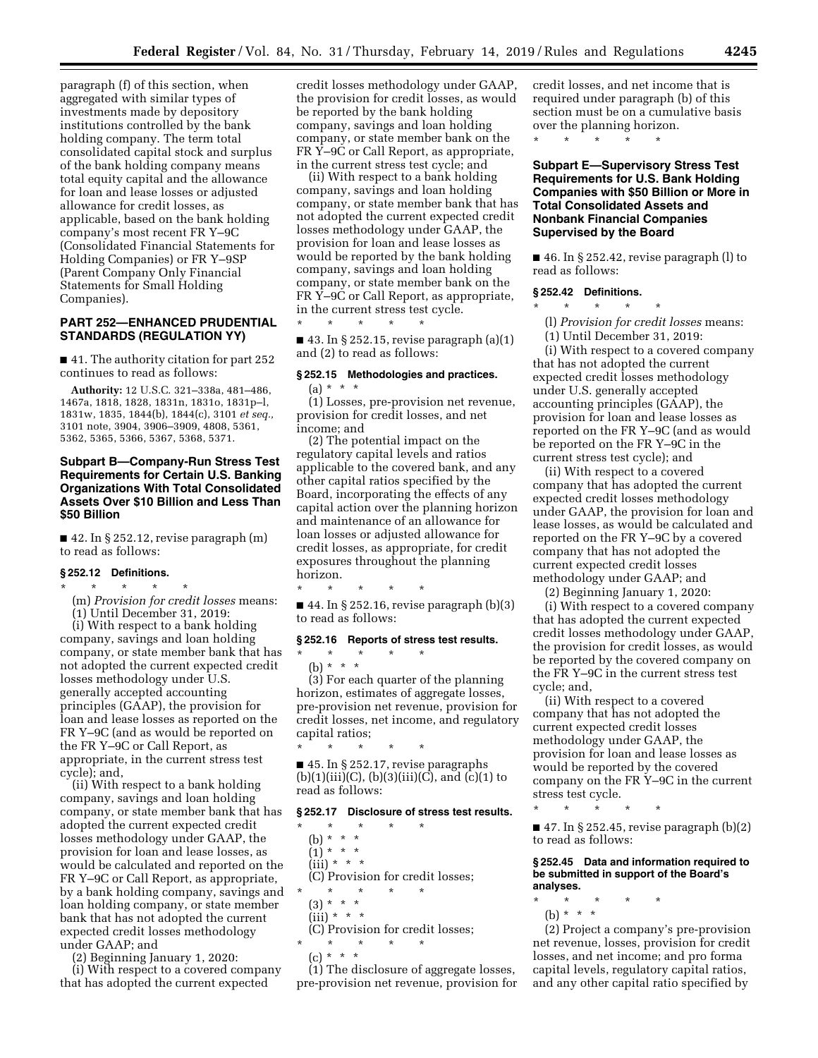paragraph (f) of this section, when aggregated with similar types of investments made by depository institutions controlled by the bank holding company. The term total consolidated capital stock and surplus of the bank holding company means total equity capital and the allowance for loan and lease losses or adjusted allowance for credit losses, as applicable, based on the bank holding company's most recent FR Y–9C (Consolidated Financial Statements for Holding Companies) or FR Y–9SP (Parent Company Only Financial Statements for Small Holding Companies).

## PART 252—ENHANCED PRUDENTIAL STANDARDS (REGULATION YY)

■ 41. The authority citation for part 252 continues to read as follows:

**Authority:** 12 U.S.C. 321–338a, 481–486, 1467a, 1818, 1828, 1831n, 1831o, 1831p–l, 1831w, 1835, 1844(b), 1844(c), 3101 *et seq.,* 3101 note, 3904, 3906–3909, 4808, 5361, 5362, 5365, 5366, 5367, 5368, 5371.

### Subpart B—Company-Run Stress Test Requirements for Certain U.S. Banking Organizations With Total Consolidated Assets Over $10 Billion and Less Than $50 Billion

■ 42. In § 252.12, revise paragraph (m) to read as follows:

#### § 252.12 Definitions.

\* \* \* \* \*

(m) *Provision for credit losses* means:

(1) Until December 31, 2019:

(i) With respect to a bank holding company, savings and loan holding company, or state member bank that has not adopted the current expected credit losses methodology under U.S. generally accepted accounting principles (GAAP), the provision for loan and lease losses as reported on the FR Y–9C (and as would be reported on the FR Y–9C or Call Report, as appropriate, in the current stress test cycle); and,

(ii) With respect to a bank holding company, savings and loan holding company, or state member bank that has adopted the current expected credit losses methodology under GAAP, the provision for loan and lease losses, as would be calculated and reported on the FR Y–9C or Call Report, as appropriate, by a bank holding company, savings and loan holding company, or state member bank that has not adopted the current expected credit losses methodology under GAAP; and

(2) Beginning January 1, 2020:

(i) With respect to a covered company that has adopted the current expected credit losses methodology under GAAP, the provision for credit losses, as would be reported by the bank holding company, savings and loan holding company, or state member bank on the FR Y–9C or Call Report, as appropriate, in the current stress test cycle; and

(ii) With respect to a bank holding company, savings and loan holding company, or state member bank that has not adopted the current expected credit losses methodology under GAAP, the provision for loan and lease losses as would be reported by the bank holding company, savings and loan holding company, or state member bank on the FR Y–9C or Call Report, as appropriate, in the current stress test cycle.

\* \* \* \* \*

■ 43. In § 252.15, revise paragraph (a)(1) and (2) to read as follows:

#### § 252.15 Methodologies and practices.

(a) \* \* \*

(1) Losses, pre-provision net revenue, provision for credit losses, and net income; and

(2) The potential impact on the regulatory capital levels and ratios applicable to the covered bank, and any other capital ratios specified by the Board, incorporating the effects of any capital action over the planning horizon and maintenance of an allowance for loan losses or adjusted allowance for credit losses, as appropriate, for credit exposures throughout the planning horizon.

\* \* \* \* \*

■ 44. In § 252.16, revise paragraph (b)(3) to read as follows:

#### § 252.16 Reports of stress test results.

\* \* \* \* \*

(b) \* \* \*

(3) For each quarter of the planning horizon, estimates of aggregate losses, pre-provision net revenue, provision for credit losses, net income, and regulatory capital ratios;

\* \* \* \* \*

■ 45. In § 252.17, revise paragraphs (b)(1)(iii)(C), (b)(3)(iii)(C), and (c)(1) to read as follows:

#### § 252.17 Disclosure of stress test results.

\* \* \* \* \*

(b) \* \* \*

(1) \* \* \*

(iii) \* \* \*

(C) Provision for credit losses;

\* \* \* \* \*

(3) \* \* \*

(iii) \* \* \*

(C) Provision for credit losses;

\* \* \* \* \*

(c) \* \* \*

(1) The disclosure of aggregate losses, pre-provision net revenue, provision for credit losses, and net income that is required under paragraph (b) of this section must be on a cumulative basis over the planning horizon.

\* \* \* \* \*

### Subpart E—Supervisory Stress Test Requirements for U.S. Bank Holding Companies with $50 Billion or More in Total Consolidated Assets and Nonbank Financial Companies Supervised by the Board

■ 46. In § 252.42, revise paragraph (l) to read as follows:

#### § 252.42 Definitions.

\* \* \* \* \*

(l) *Provision for credit losses* means:

(1) Until December 31, 2019:

(i) With respect to a covered company that has not adopted the current expected credit losses methodology under U.S. generally accepted accounting principles (GAAP), the provision for loan and lease losses as reported on the FR Y–9C (and as would be reported on the FR Y–9C in the current stress test cycle); and

(ii) With respect to a covered company that has adopted the current expected credit losses methodology under GAAP, the provision for loan and lease losses, as would be calculated and reported on the FR Y–9C by a covered company that has not adopted the current expected credit losses methodology under GAAP; and

(2) Beginning January 1, 2020:

(i) With respect to a covered company that has adopted the current expected credit losses methodology under GAAP, the provision for credit losses, as would be reported by the covered company on the FR Y–9C in the current stress test cycle; and,

(ii) With respect to a covered company that has not adopted the current expected credit losses methodology under GAAP, the provision for loan and lease losses as would be reported by the covered company on the FR Y–9C in the current stress test cycle.

\* \* \* \* \*

■ 47. In § 252.45, revise paragraph (b)(2) to read as follows:

#### § 252.45 Data and information required to be submitted in support of the Board's analyses.

\* \* \* \* \*

(b) \* \* \*

(2) Project a company's pre-provision net revenue, losses, provision for credit losses, and net income; and pro forma capital levels, regulatory capital ratios, and any other capital ratio specified by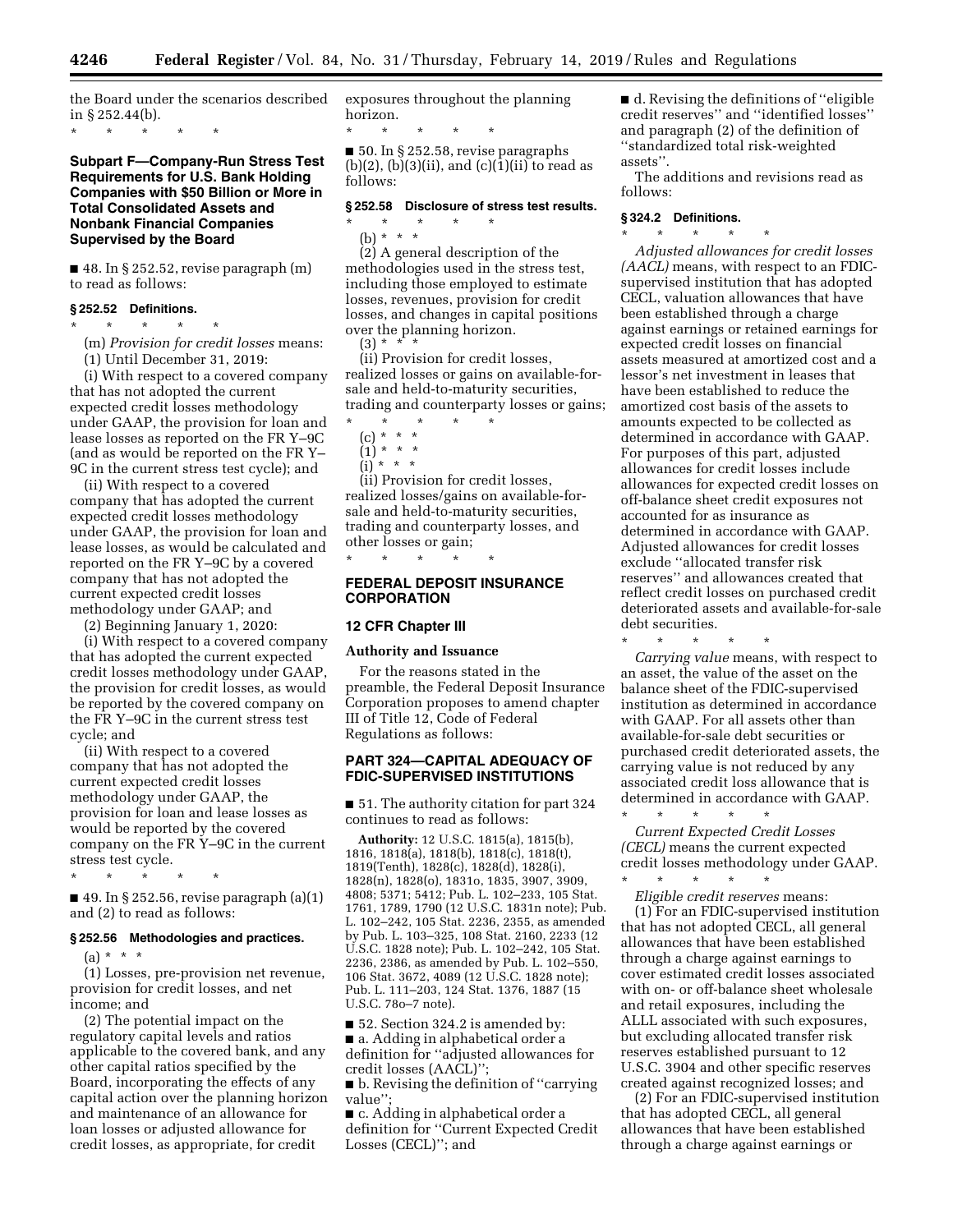the Board under the scenarios described in § 252.44(b).

\* \* \* \* \*

## Subpart F—Company-Run Stress Test Requirements for U.S. Bank Holding Companies with $50 Billion or More in Total Consolidated Assets and Nonbank Financial Companies Supervised by the Board

■ 48. In § 252.52, revise paragraph (m) to read as follows:

### § 252.52 Definitions.

\* \* \* \* \*

(m) *Provision for credit losses* means:

(1) Until December 31, 2019:

(i) With respect to a covered company that has not adopted the current expected credit losses methodology under GAAP, the provision for loan and lease losses as reported on the FR Y–9C (and as would be reported on the FR Y–9C in the current stress test cycle); and

(ii) With respect to a covered company that has adopted the current expected credit losses methodology under GAAP, the provision for loan and lease losses, as would be calculated and reported on the FR Y–9C by a covered company that has not adopted the current expected credit losses methodology under GAAP; and

(2) Beginning January 1, 2020:

(i) With respect to a covered company that has adopted the current expected credit losses methodology under GAAP, the provision for credit losses, as would be reported by the covered company on the FR Y–9C in the current stress test cycle; and

(ii) With respect to a covered company that has not adopted the current expected credit losses methodology under GAAP, the provision for loan and lease losses as would be reported by the covered company on the FR Y–9C in the current stress test cycle.

\* \* \* \* \*

■ 49. In § 252.56, revise paragraph (a)(1) and (2) to read as follows:

### § 252.56 Methodologies and practices.

(a) \* \* \*

(1) Losses, pre-provision net revenue, provision for credit losses, and net income; and

(2) The potential impact on the regulatory capital levels and ratios applicable to the covered bank, and any other capital ratios specified by the Board, incorporating the effects of any capital action over the planning horizon and maintenance of an allowance for loan losses or adjusted allowance for credit losses, as appropriate, for credit exposures throughout the planning horizon.

\* \* \* \* \*

■ 50. In § 252.58, revise paragraphs (b)(2), (b)(3)(ii), and (c)(1)(ii) to read as follows:

### § 252.58 Disclosure of stress test results.

\* \* \* \* \*

(b) \* \* \*

(2) A general description of the methodologies used in the stress test, including those employed to estimate losses, revenues, provision for credit losses, and changes in capital positions over the planning horizon.

(3) \* \* \*

(ii) Provision for credit losses, realized losses or gains on available-for-sale and held-to-maturity securities, trading and counterparty losses or gains;

\* \* \* \* \*

(c) \* \* \*

(1) \* \* \*

(i) \* \* \*

(ii) Provision for credit losses, realized losses/gains on available-for-sale and held-to-maturity securities, trading and counterparty losses, and other losses or gain;

\* \* \* \* \*

## FEDERAL DEPOSIT INSURANCE CORPORATION

### 12 CFR Chapter III

### Authority and Issuance

For the reasons stated in the preamble, the Federal Deposit Insurance Corporation proposes to amend chapter III of Title 12, Code of Federal Regulations as follows:

## PART 324—CAPITAL ADEQUACY OF FDIC-SUPERVISED INSTITUTIONS

■ 51. The authority citation for part 324 continues to read as follows:

**Authority:** 12 U.S.C. 1815(a), 1815(b), 1816, 1818(a), 1818(b), 1818(c), 1818(t), 1819(Tenth), 1828(c), 1828(d), 1828(i), 1828(n), 1828(o), 1831o, 1835, 3907, 3909, 4808; 5371; 5412; Pub. L. 102–233, 105 Stat. 1761, 1789, 1790 (12 U.S.C. 1831n note); Pub. L. 102–242, 105 Stat. 2236, 2355, as amended by Pub. L. 103–325, 108 Stat. 2160, 2233 (12 U.S.C. 1828 note); Pub. L. 102–242, 105 Stat. 2236, 2386, as amended by Pub. L. 102–550, 106 Stat. 3672, 4089 (12 U.S.C. 1828 note); Pub. L. 111–203, 124 Stat. 1376, 1887 (15 U.S.C. 78o–7 note).

■ 52. Section 324.2 is amended by:

■ a. Adding in alphabetical order a definition for ''adjusted allowances for credit losses (AACL)'';

■ b. Revising the definition of ''carrying value'';

■ c. Adding in alphabetical order a definition for ''Current Expected Credit Losses (CECL)''; and

■ d. Revising the definitions of ''eligible credit reserves'' and ''identified losses'' and paragraph (2) of the definition of ''standardized total risk-weighted assets''.

The additions and revisions read as follows:

### § 324.2 Definitions.

\* \* \* \* \*

*Adjusted allowances for credit losses (AACL)* means, with respect to an FDIC-supervised institution that has adopted CECL, valuation allowances that have been established through a charge against earnings or retained earnings for expected credit losses on financial assets measured at amortized cost and a lessor's net investment in leases that have been established to reduce the amortized cost basis of the assets to amounts expected to be collected as determined in accordance with GAAP. For purposes of this part, adjusted allowances for credit losses include allowances for expected credit losses on off-balance sheet credit exposures not accounted for as insurance as determined in accordance with GAAP. Adjusted allowances for credit losses exclude ''allocated transfer risk reserves'' and allowances created that reflect credit losses on purchased credit deteriorated assets and available-for-sale debt securities.

\* \* \* \* \*

*Carrying value* means, with respect to an asset, the value of the asset on the balance sheet of the FDIC-supervised institution as determined in accordance with GAAP. For all assets other than available-for-sale debt securities or purchased credit deteriorated assets, the carrying value is not reduced by any associated credit loss allowance that is determined in accordance with GAAP.

\* \* \* \* \*

*Current Expected Credit Losses (CECL)* means the current expected credit losses methodology under GAAP.

\* \* \* \* \*

*Eligible credit reserves* means:

(1) For an FDIC-supervised institution that has not adopted CECL, all general allowances that have been established through a charge against earnings to cover estimated credit losses associated with on- or off-balance sheet wholesale and retail exposures, including the ALLL associated with such exposures, but excluding allocated transfer risk reserves established pursuant to 12 U.S.C. 3904 and other specific reserves created against recognized losses; and

(2) For an FDIC-supervised institution that has adopted CECL, all general allowances that have been established through a charge against earnings or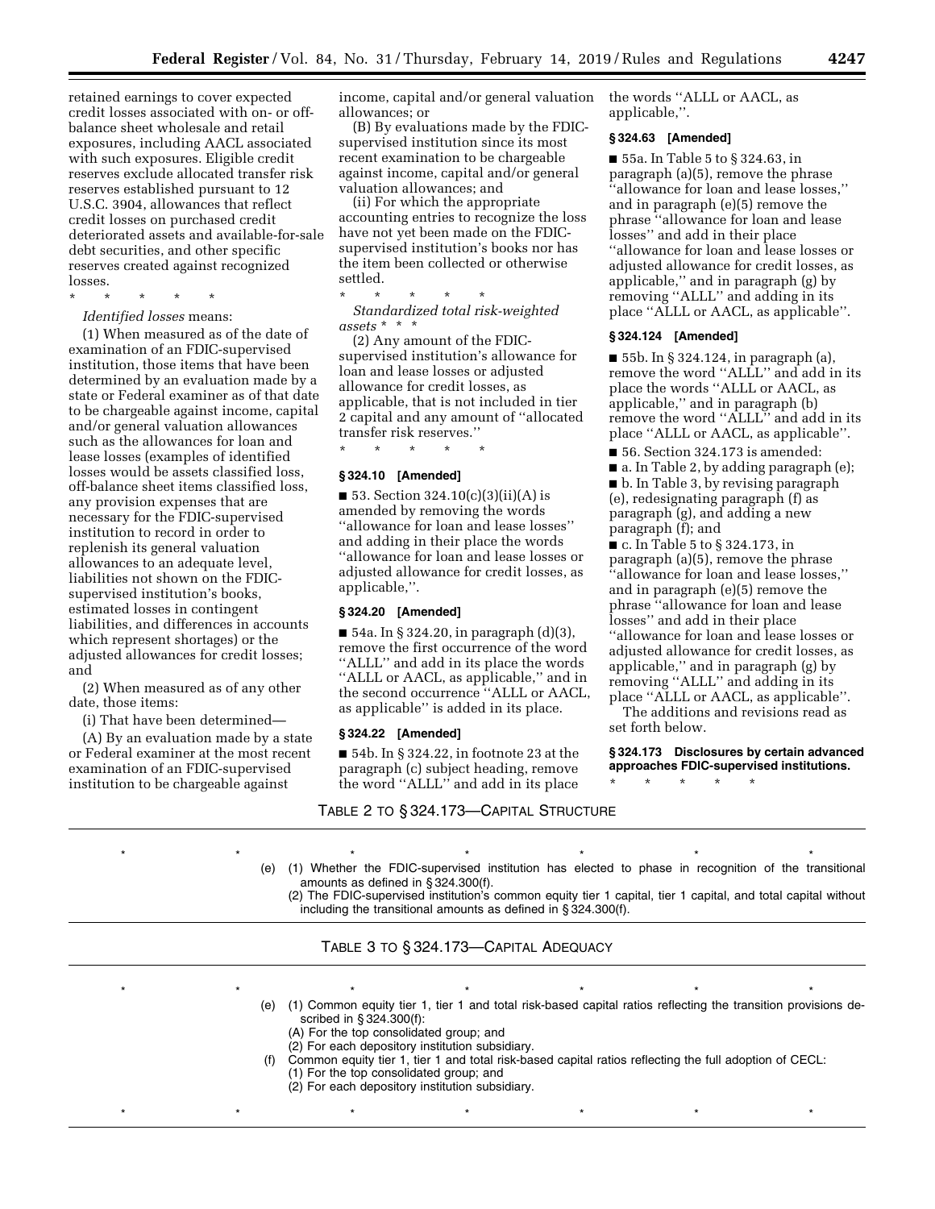retained earnings to cover expected credit losses associated with on- or off-balance sheet wholesale and retail exposures, including AACL associated with such exposures. Eligible credit reserves exclude allocated transfer risk reserves established pursuant to 12 U.S.C. 3904, allowances that reflect credit losses on purchased credit deteriorated assets and available-for-sale debt securities, and other specific reserves created against recognized losses.

\* \* \* \* \*

*Identified losses* means:

(1) When measured as of the date of examination of an FDIC-supervised institution, those items that have been determined by an evaluation made by a state or Federal examiner as of that date to be chargeable against income, capital and/or general valuation allowances such as the allowances for loan and lease losses (examples of identified losses would be assets classified loss, off-balance sheet items classified loss, any provision expenses that are necessary for the FDIC-supervised institution to record in order to replenish its general valuation allowances to an adequate level, liabilities not shown on the FDIC-supervised institution's books, estimated losses in contingent liabilities, and differences in accounts which represent shortages) or the adjusted allowances for credit losses; and

(2) When measured as of any other date, those items:

(i) That have been determined—

(A) By an evaluation made by a state or Federal examiner at the most recent examination of an FDIC-supervised institution to be chargeable against income, capital and/or general valuation allowances; or

(B) By evaluations made by the FDIC-supervised institution since its most recent examination to be chargeable against income, capital and/or general valuation allowances; and

(ii) For which the appropriate accounting entries to recognize the loss have not yet been made on the FDIC-supervised institution's books nor has the item been collected or otherwise settled.

\* \* \* \* \*

*Standardized total risk-weighted assets* \* \* \*

(2) Any amount of the FDIC-supervised institution's allowance for loan and lease losses or adjusted allowance for credit losses, as applicable, that is not included in tier 2 capital and any amount of "allocated transfer risk reserves."

\* \* \* \* \*

**§ 324.10 [Amended]**

■ 53. Section 324.10(c)(3)(ii)(A) is amended by removing the words "allowance for loan and lease losses" and adding in their place the words "allowance for loan and lease losses or adjusted allowance for credit losses, as applicable,".

**§ 324.20 [Amended]**

■ 54a. In § 324.20, in paragraph (d)(3), remove the first occurrence of the word "ALLL" and add in its place the words "ALLL or AACL, as applicable," and in the second occurrence "ALLL or AACL, as applicable" is added in its place.

**§ 324.22 [Amended]**

■ 54b. In § 324.22, in footnote 23 at the paragraph (c) subject heading, remove the word "ALLL" and add in its place the words "ALLL or AACL, as applicable,".

**§ 324.63 [Amended]**

■ 55a. In Table 5 to § 324.63, in paragraph (a)(5), remove the phrase "allowance for loan and lease losses," and in paragraph (e)(5) remove the phrase "allowance for loan and lease losses" and add in their place "allowance for loan and lease losses or adjusted allowance for credit losses, as applicable," and in paragraph (g) by removing "ALLL" and adding in its place "ALLL or AACL, as applicable".

**§ 324.124 [Amended]**

■ 55b. In § 324.124, in paragraph (a), remove the word "ALLL" and add in its place the words "ALLL or AACL, as applicable," and in paragraph (b) remove the word "ALLL" and add in its place "ALLL or AACL, as applicable".

■ 56. Section 324.173 is amended:

■ a. In Table 2, by adding paragraph (e);

■ b. In Table 3, by revising paragraph (e), redesignating paragraph (f) as paragraph (g), and adding a new paragraph (f); and

■ c. In Table 5 to § 324.173, in paragraph (a)(5), remove the phrase "allowance for loan and lease losses," and in paragraph (e)(5) remove the phrase "allowance for loan and lease losses" and add in their place "allowance for loan and lease losses or adjusted allowance for credit losses, as applicable," and in paragraph (g) by removing "ALLL" and adding in its place "ALLL or AACL, as applicable".

The additions and revisions read as set forth below.

**§ 324.173 Disclosures by certain advanced approaches FDIC-supervised institutions.**

\* \* \* \* \*

TABLE 2 TO § 324.173—CAPITAL STRUCTURE

| | |
|---|---|
| \* \* \* | \* \* \* \* |
| (e) | (1) Whether the FDIC-supervised institution has elected to phase in recognition of the transitional amounts as defined in § 324.300(f).<br>(2) The FDIC-supervised institution's common equity tier 1 capital, tier 1 capital, and total capital without including the transitional amounts as defined in § 324.300(f). |

TABLE 3 TO § 324.173—CAPITAL ADEQUACY

| | |
|---|---|
| \* \* \* | \* \* \* \* |
| (e) | (1) Common equity tier 1, tier 1 and total risk-based capital ratios reflecting the transition provisions described in § 324.300(f):<br>(A) For the top consolidated group; and<br>(2) For each depository institution subsidiary. |
| (f) | Common equity tier 1, tier 1 and total risk-based capital ratios reflecting the full adoption of CECL:<br>(1) For the top consolidated group; and<br>(2) For each depository institution subsidiary. |
| \* \* \* | \* \* \* \* |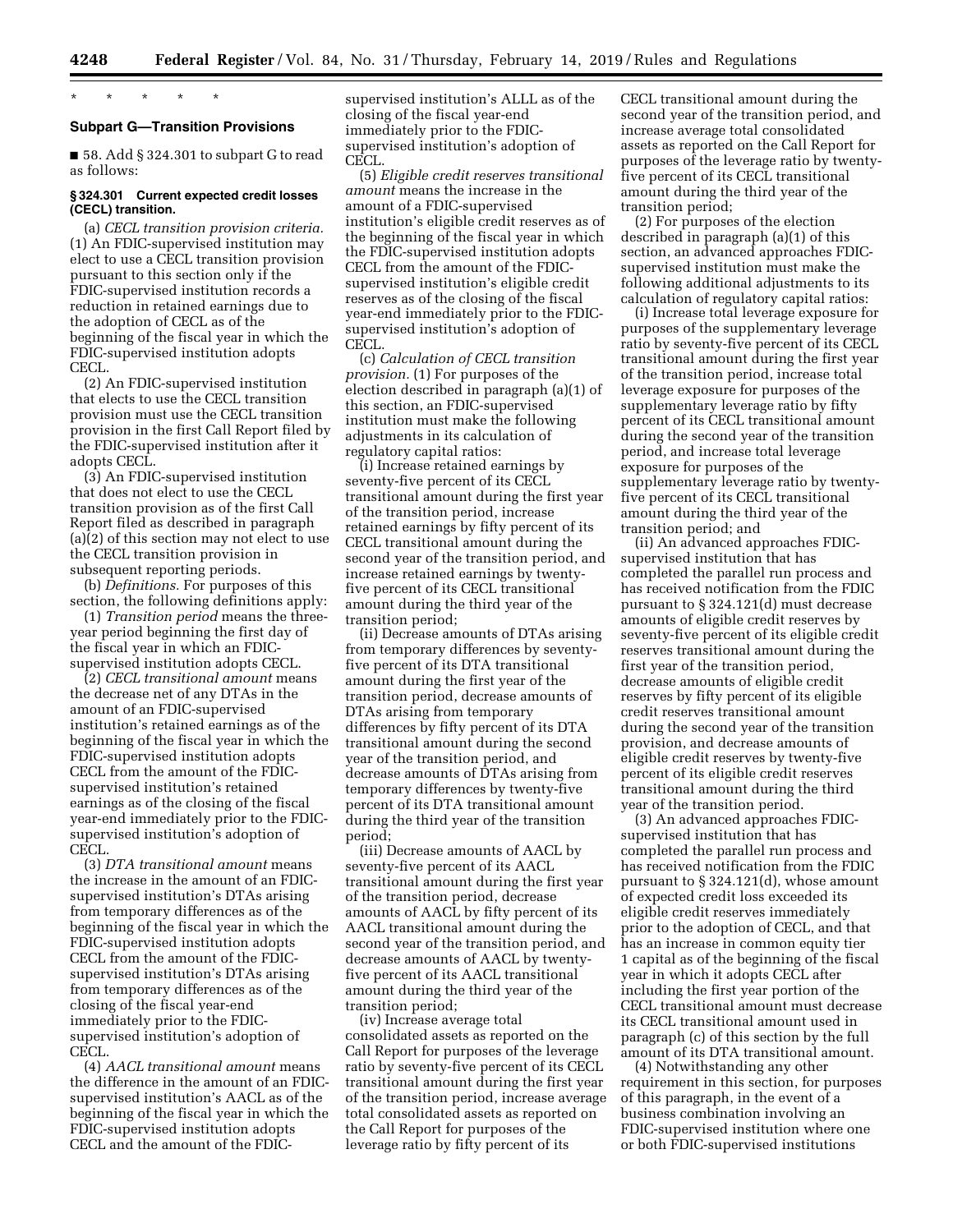\* \* \* \* \*

### Subpart G—Transition Provisions

■ 58. Add § 324.301 to subpart G to read as follows:

#### § 324.301 Current expected credit losses (CECL) transition.

(a) *CECL transition provision criteria.* (1) An FDIC-supervised institution may elect to use a CECL transition provision pursuant to this section only if the FDIC-supervised institution records a reduction in retained earnings due to the adoption of CECL as of the beginning of the fiscal year in which the FDIC-supervised institution adopts CECL.

(2) An FDIC-supervised institution that elects to use the CECL transition provision must use the CECL transition provision in the first Call Report filed by the FDIC-supervised institution after it adopts CECL.

(3) An FDIC-supervised institution that does not elect to use the CECL transition provision as of the first Call Report filed as described in paragraph (a)(2) of this section may not elect to use the CECL transition provision in subsequent reporting periods.

(b) *Definitions.* For purposes of this section, the following definitions apply:

(1) *Transition period* means the three-year period beginning the first day of the fiscal year in which an FDIC-supervised institution adopts CECL.

(2) *CECL transitional amount* means the decrease net of any DTAs in the amount of an FDIC-supervised institution's retained earnings as of the beginning of the fiscal year in which the FDIC-supervised institution adopts CECL from the amount of the FDIC-supervised institution's retained earnings as of the closing of the fiscal year-end immediately prior to the FDIC-supervised institution's adoption of CECL.

(3) *DTA transitional amount* means the increase in the amount of an FDIC-supervised institution's DTAs arising from temporary differences as of the beginning of the fiscal year in which the FDIC-supervised institution adopts CECL from the amount of the FDIC-supervised institution's DTAs arising from temporary differences as of the closing of the fiscal year-end immediately prior to the FDIC-supervised institution's adoption of CECL.

(4) *AACL transitional amount* means the difference in the amount of an FDIC-supervised institution's AACL as of the beginning of the fiscal year in which the FDIC-supervised institution adopts CECL and the amount of the FDIC-supervised institution's ALLL as of the closing of the fiscal year-end immediately prior to the FDIC-supervised institution's adoption of CECL.

(5) *Eligible credit reserves transitional amount* means the increase in the amount of a FDIC-supervised institution's eligible credit reserves as of the beginning of the fiscal year in which the FDIC-supervised institution adopts CECL from the amount of the FDIC-supervised institution's eligible credit reserves as of the closing of the fiscal year-end immediately prior to the FDIC-supervised institution's adoption of CECL.

(c) *Calculation of CECL transition provision.* (1) For purposes of the election described in paragraph (a)(1) of this section, an FDIC-supervised institution must make the following adjustments in its calculation of regulatory capital ratios:

(i) Increase retained earnings by seventy-five percent of its CECL transitional amount during the first year of the transition period, increase retained earnings by fifty percent of its CECL transitional amount during the second year of the transition period, and increase retained earnings by twenty-five percent of its CECL transitional amount during the third year of the transition period;

(ii) Decrease amounts of DTAs arising from temporary differences by seventy-five percent of its DTA transitional amount during the first year of the transition period, decrease amounts of DTAs arising from temporary differences by fifty percent of its DTA transitional amount during the second year of the transition period, and decrease amounts of DTAs arising from temporary differences by twenty-five percent of its DTA transitional amount during the third year of the transition period;

(iii) Decrease amounts of AACL by seventy-five percent of its AACL transitional amount during the first year of the transition period, decrease amounts of AACL by fifty percent of its AACL transitional amount during the second year of the transition period, and decrease amounts of AACL by twenty-five percent of its AACL transitional amount during the third year of the transition period;

(iv) Increase average total consolidated assets as reported on the Call Report for purposes of the leverage ratio by seventy-five percent of its CECL transitional amount during the first year of the transition period, increase average total consolidated assets as reported on the Call Report for purposes of the leverage ratio by fifty percent of its CECL transitional amount during the second year of the transition period, and increase average total consolidated assets as reported on the Call Report for purposes of the leverage ratio by twenty-five percent of its CECL transitional amount during the third year of the transition period;

(2) For purposes of the election described in paragraph (a)(1) of this section, an advanced approaches FDIC-supervised institution must make the following additional adjustments to its calculation of regulatory capital ratios:

(i) Increase total leverage exposure for purposes of the supplementary leverage ratio by seventy-five percent of its CECL transitional amount during the first year of the transition period, increase total leverage exposure for purposes of the supplementary leverage ratio by fifty percent of its CECL transitional amount during the second year of the transition period, and increase total leverage exposure for purposes of the supplementary leverage ratio by twenty-five percent of its CECL transitional amount during the third year of the transition period; and

(ii) An advanced approaches FDIC-supervised institution that has completed the parallel run process and has received notification from the FDIC pursuant to § 324.121(d) must decrease amounts of eligible credit reserves by seventy-five percent of its eligible credit reserves transitional amount during the first year of the transition period, decrease amounts of eligible credit reserves by fifty percent of its eligible credit reserves transitional amount during the second year of the transition provision, and decrease amounts of eligible credit reserves by twenty-five percent of its eligible credit reserves transitional amount during the third year of the transition period.

(3) An advanced approaches FDIC-supervised institution that has completed the parallel run process and has received notification from the FDIC pursuant to § 324.121(d), whose amount of expected credit loss exceeded its eligible credit reserves immediately prior to the adoption of CECL, and that has an increase in common equity tier 1 capital as of the beginning of the fiscal year in which it adopts CECL after including the first year portion of the CECL transitional amount must decrease its CECL transitional amount used in paragraph (c) of this section by the full amount of its DTA transitional amount.

(4) Notwithstanding any other requirement in this section, for purposes of this paragraph, in the event of a business combination involving an FDIC-supervised institution where one or both FDIC-supervised institutions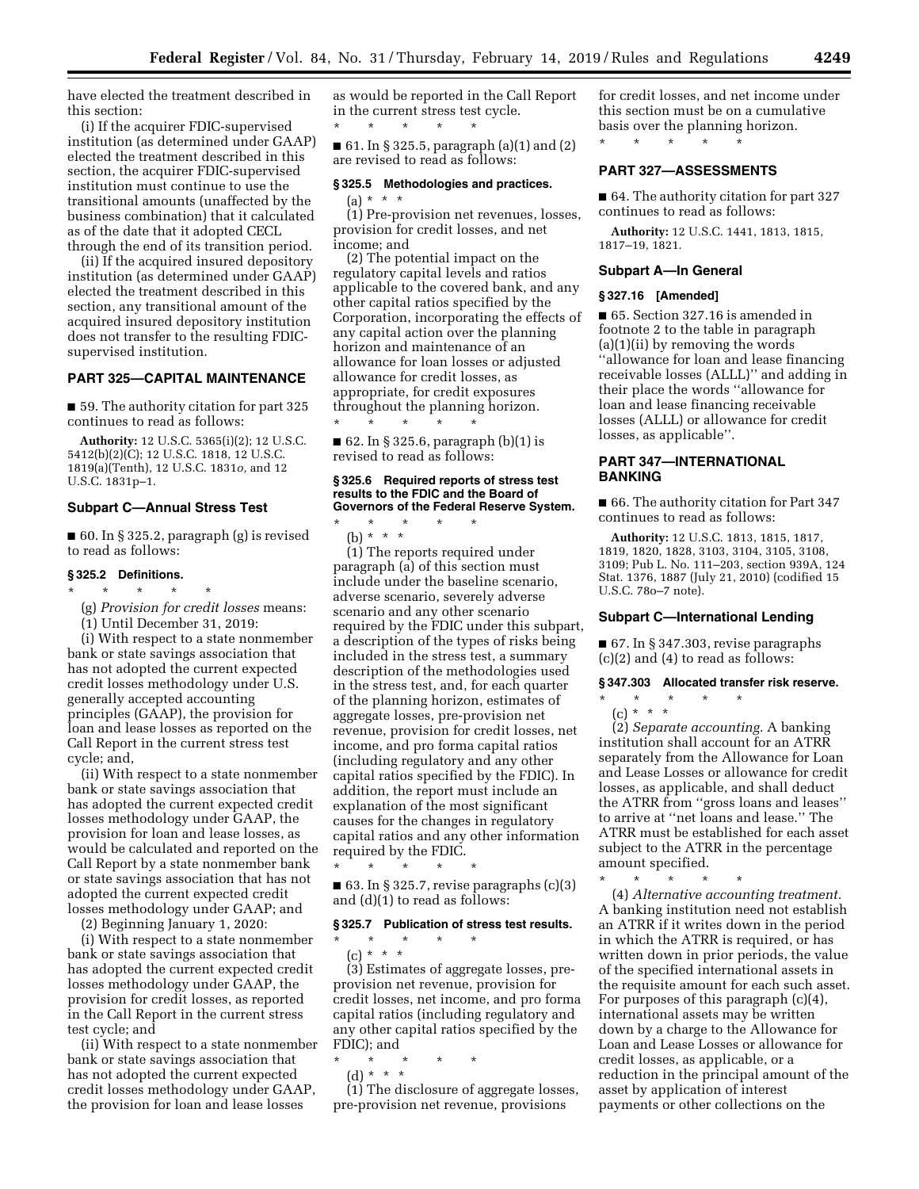have elected the treatment described in this section:

(i) If the acquirer FDIC-supervised institution (as determined under GAAP) elected the treatment described in this section, the acquirer FDIC-supervised institution must continue to use the transitional amounts (unaffected by the business combination) that it calculated as of the date that it adopted CECL through the end of its transition period.

(ii) If the acquired insured depository institution (as determined under GAAP) elected the treatment described in this section, any transitional amount of the acquired insured depository institution does not transfer to the resulting FDIC-supervised institution.

## PART 325—CAPITAL MAINTENANCE

■ 59. The authority citation for part 325 continues to read as follows:

**Authority:** 12 U.S.C. 5365(i)(2); 12 U.S.C. 5412(b)(2)(C); 12 U.S.C. 1818, 12 U.S.C. 1819(a)(Tenth), 12 U.S.C. 1831*o,* and 12 U.S.C. 1831p–1.

### Subpart C—Annual Stress Test

■ 60. In § 325.2, paragraph (g) is revised to read as follows:

#### § 325.2 Definitions.

\* \* \* \* \*

(g) *Provision for credit losses* means:

(1) Until December 31, 2019:

(i) With respect to a state nonmember bank or state savings association that has not adopted the current expected credit losses methodology under U.S. generally accepted accounting principles (GAAP), the provision for loan and lease losses as reported on the Call Report in the current stress test cycle; and,

(ii) With respect to a state nonmember bank or state savings association that has adopted the current expected credit losses methodology under GAAP, the provision for loan and lease losses, as would be calculated and reported on the Call Report by a state nonmember bank or state savings association that has not adopted the current expected credit losses methodology under GAAP; and

(2) Beginning January 1, 2020:

(i) With respect to a state nonmember bank or state savings association that has adopted the current expected credit losses methodology under GAAP, the provision for credit losses, as reported in the Call Report in the current stress test cycle; and

(ii) With respect to a state nonmember bank or state savings association that has not adopted the current expected credit losses methodology under GAAP, the provision for loan and lease losses as would be reported in the Call Report in the current stress test cycle.

\* \* \* \* \*

■ 61. In § 325.5, paragraph (a)(1) and (2) are revised to read as follows:

#### § 325.5 Methodologies and practices.

(a) \* \* \*

(1) Pre-provision net revenues, losses, provision for credit losses, and net income; and

(2) The potential impact on the regulatory capital levels and ratios applicable to the covered bank, and any other capital ratios specified by the Corporation, incorporating the effects of any capital action over the planning horizon and maintenance of an allowance for loan losses or adjusted allowance for credit losses, as appropriate, for credit exposures throughout the planning horizon.

\* \* \* \* \*

■ 62. In § 325.6, paragraph (b)(1) is revised to read as follows:

#### § 325.6 Required reports of stress test results to the FDIC and the Board of Governors of the Federal Reserve System.

\* \* \* \* \*

(b) \* \* \*

(1) The reports required under paragraph (a) of this section must include under the baseline scenario, adverse scenario, severely adverse scenario and any other scenario required by the FDIC under this subpart, a description of the types of risks being included in the stress test, a summary description of the methodologies used in the stress test, and, for each quarter of the planning horizon, estimates of aggregate losses, pre-provision net revenue, provision for credit losses, net income, and pro forma capital ratios (including regulatory and any other capital ratios specified by the FDIC). In addition, the report must include an explanation of the most significant causes for the changes in regulatory capital ratios and any other information required by the FDIC.

\* \* \* \* \*

■ 63. In § 325.7, revise paragraphs (c)(3) and (d)(1) to read as follows:

#### § 325.7 Publication of stress test results.

\* \* \* \* \*

(c) \* \* \*

(3) Estimates of aggregate losses, pre-provision net revenue, provision for credit losses, net income, and pro forma capital ratios (including regulatory and any other capital ratios specified by the FDIC); and

\* \* \* \* \*

(d) \* \* \*

(1) The disclosure of aggregate losses, pre-provision net revenue, provisions for credit losses, and net income under this section must be on a cumulative basis over the planning horizon.

\* \* \* \* \*

## PART 327—ASSESSMENTS

■ 64. The authority citation for part 327 continues to read as follows:

**Authority:** 12 U.S.C. 1441, 1813, 1815, 1817–19, 1821.

### Subpart A—In General

#### § 327.16 [Amended]

■ 65. Section 327.16 is amended in footnote 2 to the table in paragraph (a)(1)(ii) by removing the words ''allowance for loan and lease financing receivable losses (ALLL)'' and adding in their place the words ''allowance for loan and lease financing receivable losses (ALLL) or allowance for credit losses, as applicable''.

## PART 347—INTERNATIONAL BANKING

■ 66. The authority citation for Part 347 continues to read as follows:

**Authority:** 12 U.S.C. 1813, 1815, 1817, 1819, 1820, 1828, 3103, 3104, 3105, 3108, 3109; Pub L. No. 111–203, section 939A, 124 Stat. 1376, 1887 (July 21, 2010) (codified 15 U.S.C. 78o–7 note).

### Subpart C—International Lending

■ 67. In § 347.303, revise paragraphs (c)(2) and (4) to read as follows:

#### § 347.303 Allocated transfer risk reserve.

\* \* \* \* \*

(c) \* \* \*

(2) *Separate accounting.* A banking institution shall account for an ATRR separately from the Allowance for Loan and Lease Losses or allowance for credit losses, as applicable, and shall deduct the ATRR from ''gross loans and leases'' to arrive at ''net loans and lease.'' The ATRR must be established for each asset subject to the ATRR in the percentage amount specified.

\* \* \* \* \*

(4) *Alternative accounting treatment.* A banking institution need not establish an ATRR if it writes down in the period in which the ATRR is required, or has written down in prior periods, the value of the specified international assets in the requisite amount for each such asset. For purposes of this paragraph (c)(4), international assets may be written down by a charge to the Allowance for Loan and Lease Losses or allowance for credit losses, as applicable, or a reduction in the principal amount of the asset by application of interest payments or other collections on the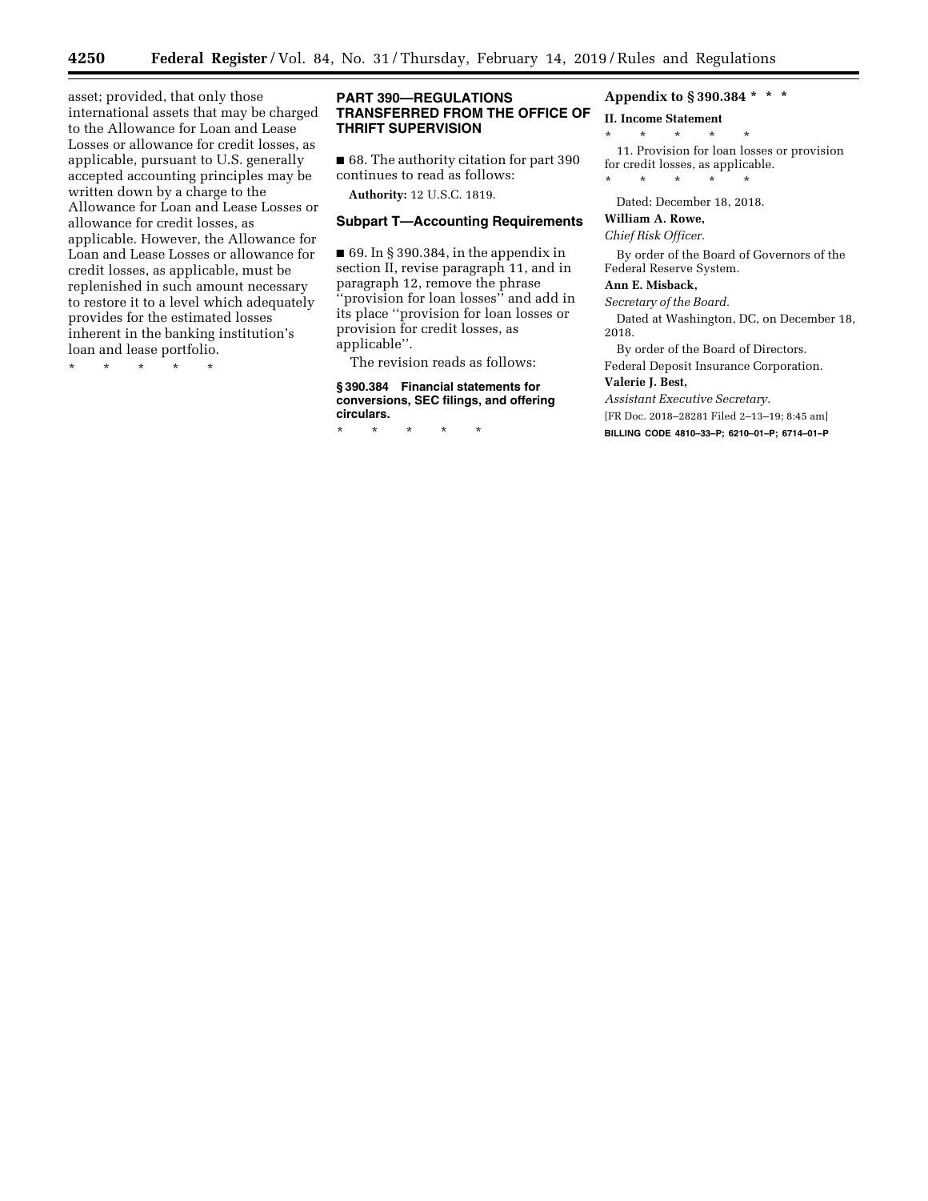asset; provided, that only those international assets that may be charged to the Allowance for Loan and Lease Losses or allowance for credit losses, as applicable, pursuant to U.S. generally accepted accounting principles may be written down by a charge to the Allowance for Loan and Lease Losses or allowance for credit losses, as applicable. However, the Allowance for Loan and Lease Losses or allowance for credit losses, as applicable, must be replenished in such amount necessary to restore it to a level which adequately provides for the estimated losses inherent in the banking institution's loan and lease portfolio.

\* \* \* \* \*

## PART 390—REGULATIONS TRANSFERRED FROM THE OFFICE OF THRIFT SUPERVISION

■ 68. The authority citation for part 390 continues to read as follows:

**Authority:** 12 U.S.C. 1819.

### Subpart T—Accounting Requirements

■ 69. In § 390.384, in the appendix in section II, revise paragraph 11, and in paragraph 12, remove the phrase "provision for loan losses" and add in its place "provision for loan losses or provision for credit losses, as applicable".

The revision reads as follows:

**§ 390.384 Financial statements for conversions, SEC filings, and offering circulars.**

\* \* \* \* \*

### Appendix to § 390.384 \* \* \*

**II. Income Statement**

\* \* \* \* \*

11. Provision for loan losses or provision for credit losses, as applicable.

\* \* \* \* \*

Dated: December 18, 2018.

**William A. Rowe,**

*Chief Risk Officer.*

By order of the Board of Governors of the Federal Reserve System.

**Ann E. Misback,**

*Secretary of the Board.*

Dated at Washington, DC, on December 18, 2018.

By order of the Board of Directors.

Federal Deposit Insurance Corporation.

**Valerie J. Best,**

*Assistant Executive Secretary.*

[FR Doc. 2018–28281 Filed 2–13–19; 8:45 am]

BILLING CODE 4810–33–P; 6210–01–P; 6714–01–P